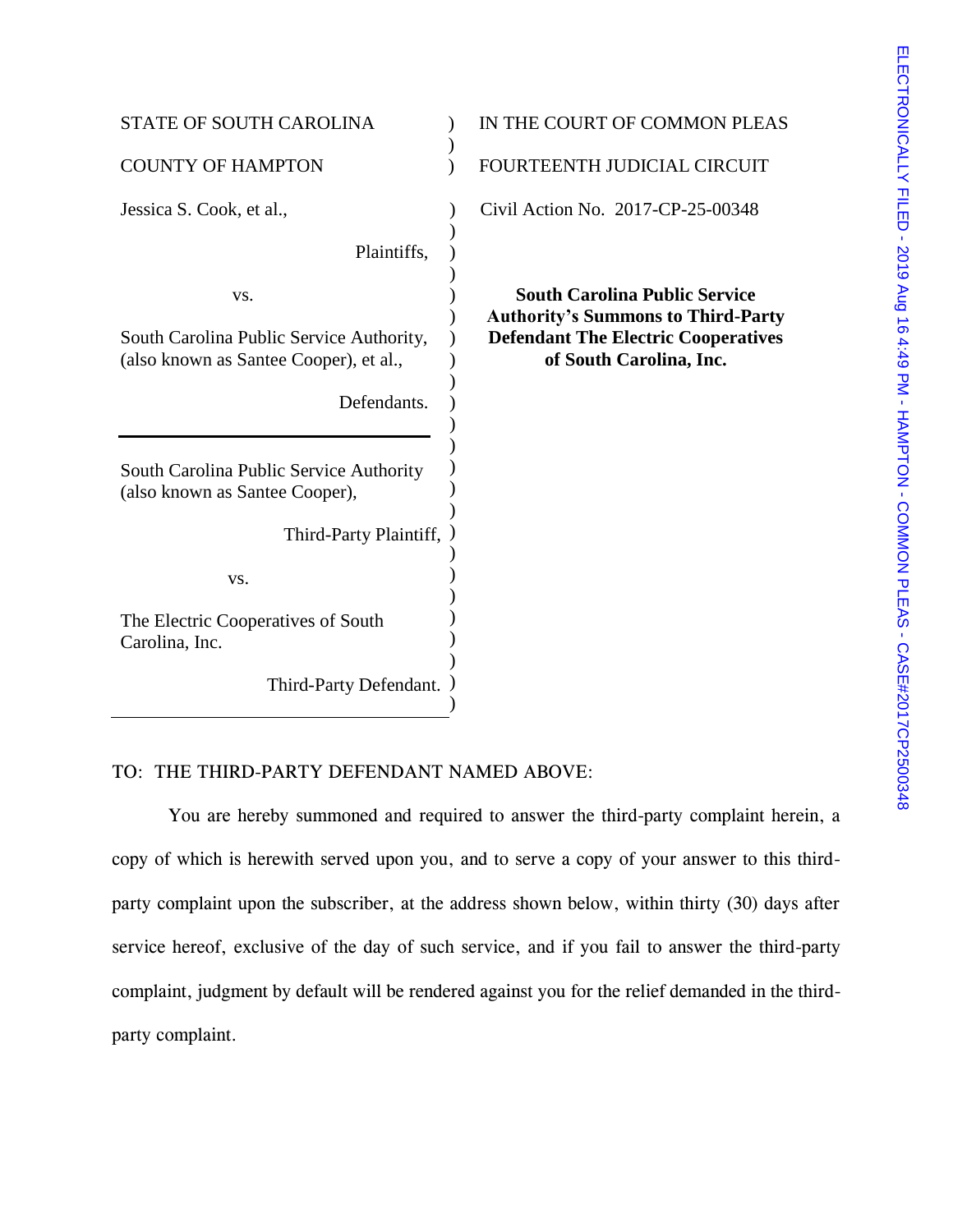STATE OF SOUTH CAROLINA

COUNTY OF HAMPTON

IN THE COURT OF COMMON PLEAS

FOURTEENTH JUDICIAL CIRCUIT

Jessica S. Cook, et al.,

Plaintiffs,

vs.

South Carolina Public Service Authority, (also known as Santee Cooper), et al.,

Defendants.

---

South Carolina Public Service Authority (also known as Santee Cooper),

Third-Party Plaintiff,

vs.

The Electric Cooperatives of South Carolina, Inc.

Third-Party Defendant.

Civil Action No. 2017-CP-25-00348

**South Carolina Public Service Authority's Summons to Third-Party Defendant The Electric Cooperatives of South Carolina, Inc.**

ELECTRONICALLY FILED - 2019 Aug 16 4:49 PM - HAMPTON - COMMON PLEAS - CASE#2017CP2500348

TO: THE THIRD-PARTY DEFENDANT NAMED ABOVE:

You are hereby summoned and required to answer the third-party complaint herein, a copy of which is herewith served upon you, and to serve a copy of your answer to this third-party complaint upon the subscriber, at the address shown below, within thirty (30) days after service hereof, exclusive of the day of such service, and if you fail to answer the third-party complaint, judgment by default will be rendered against you for the relief demanded in the third-party complaint.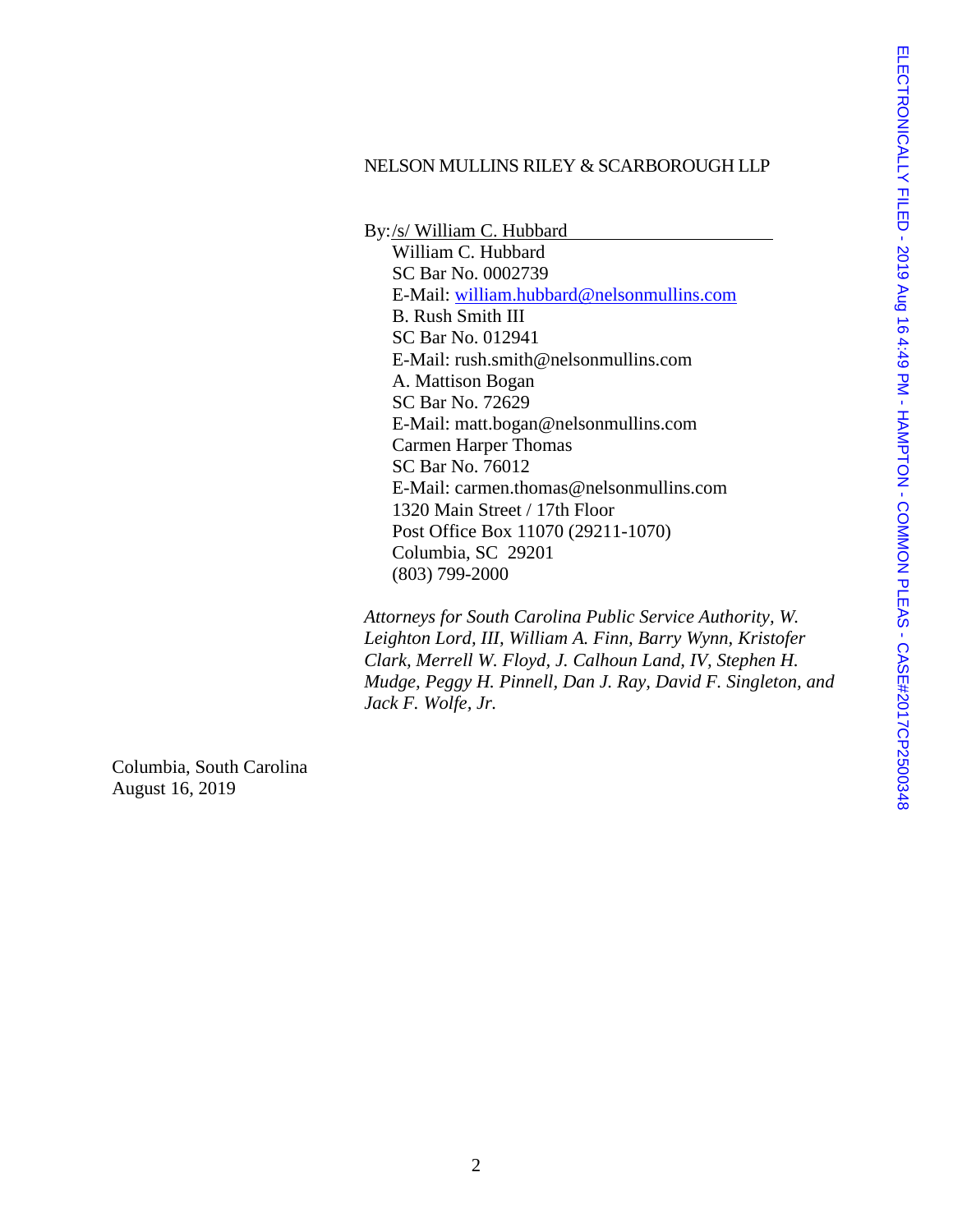NELSON MULLINS RILEY & SCARBOROUGH LLP

By: /s/ William C. Hubbard

William C. Hubbard
SC Bar No. 0002739
E-Mail: william.hubbard@nelsonmullins.com
B. Rush Smith III
SC Bar No. 012941
E-Mail: rush.smith@nelsonmullins.com
A. Mattison Bogan
SC Bar No. 72629
E-Mail: matt.bogan@nelsonmullins.com
Carmen Harper Thomas
SC Bar No. 76012
E-Mail: carmen.thomas@nelsonmullins.com
1320 Main Street / 17th Floor
Post Office Box 11070 (29211-1070)
Columbia, SC 29201
(803) 799-2000

*Attorneys for South Carolina Public Service Authority, W. Leighton Lord, III, William A. Finn, Barry Wynn, Kristofer Clark, Merrell W. Floyd, J. Calhoun Land, IV, Stephen H. Mudge, Peggy H. Pinnell, Dan J. Ray, David F. Singleton, and Jack F. Wolfe, Jr.*

Columbia, South Carolina
August 16, 2019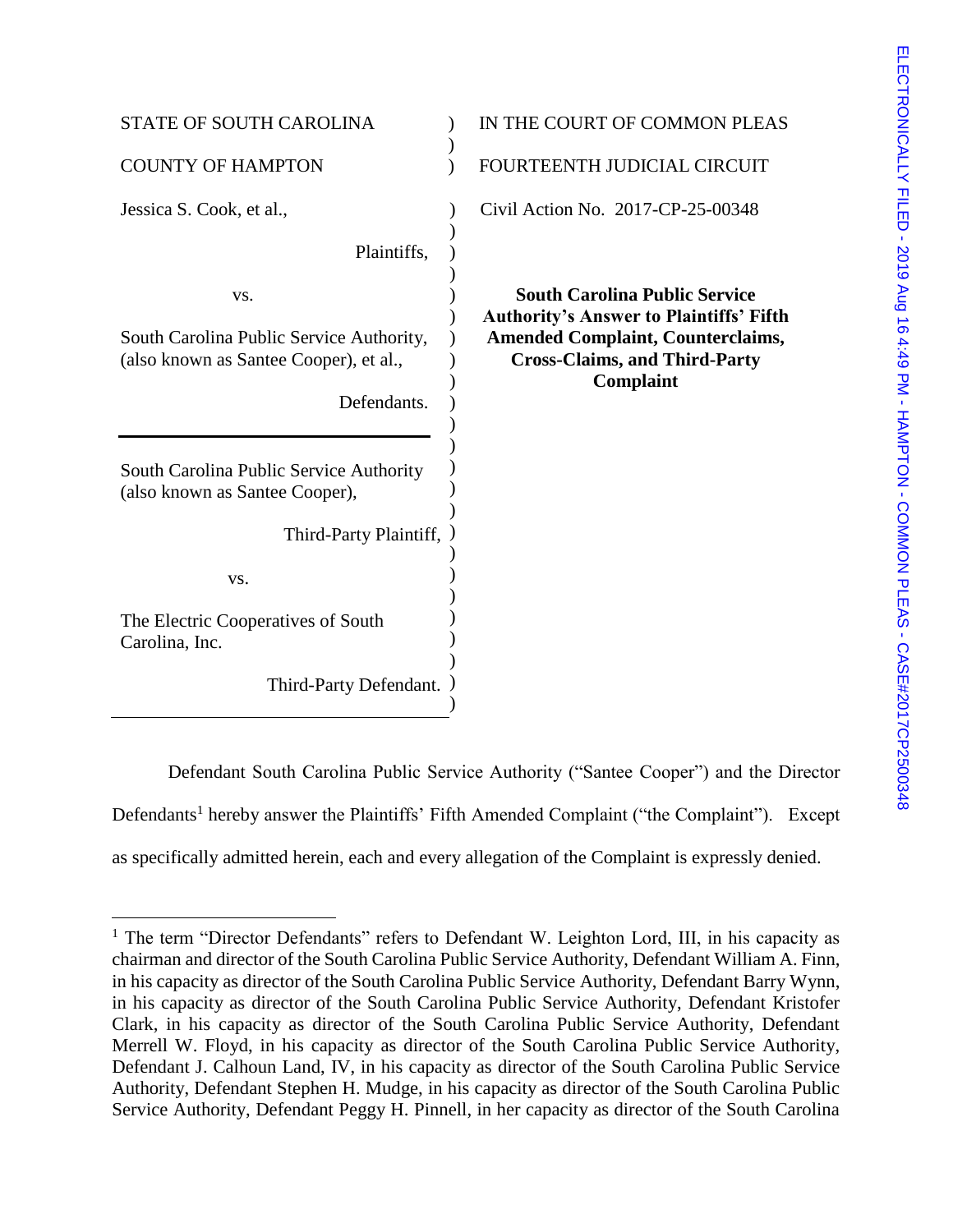STATE OF SOUTH CAROLINA

COUNTY OF HAMPTON

IN THE COURT OF COMMON PLEAS

FOURTEENTH JUDICIAL CIRCUIT

Jessica S. Cook, et al.,

Plaintiffs,

vs.

South Carolina Public Service Authority, (also known as Santee Cooper), et al.,

Defendants.

---

South Carolina Public Service Authority (also known as Santee Cooper),

Third-Party Plaintiff,

vs.

The Electric Cooperatives of South Carolina, Inc.

Third-Party Defendant.

Civil Action No. 2017-CP-25-00348

**South Carolina Public Service Authority's Answer to Plaintiffs' Fifth Amended Complaint, Counterclaims, Cross-Claims, and Third-Party Complaint**

Defendant South Carolina Public Service Authority ("Santee Cooper") and the Director Defendants[1] hereby answer the Plaintiffs' Fifth Amended Complaint ("the Complaint"). Except as specifically admitted herein, each and every allegation of the Complaint is expressly denied.

---

[1] The term "Director Defendants" refers to Defendant W. Leighton Lord, III, in his capacity as chairman and director of the South Carolina Public Service Authority, Defendant William A. Finn, in his capacity as director of the South Carolina Public Service Authority, Defendant Barry Wynn, in his capacity as director of the South Carolina Public Service Authority, Defendant Kristofer Clark, in his capacity as director of the South Carolina Public Service Authority, Defendant Merrell W. Floyd, in his capacity as director of the South Carolina Public Service Authority, Defendant J. Calhoun Land, IV, in his capacity as director of the South Carolina Public Service Authority, Defendant Stephen H. Mudge, in his capacity as director of the South Carolina Public Service Authority, Defendant Peggy H. Pinnell, in her capacity as director of the South Carolina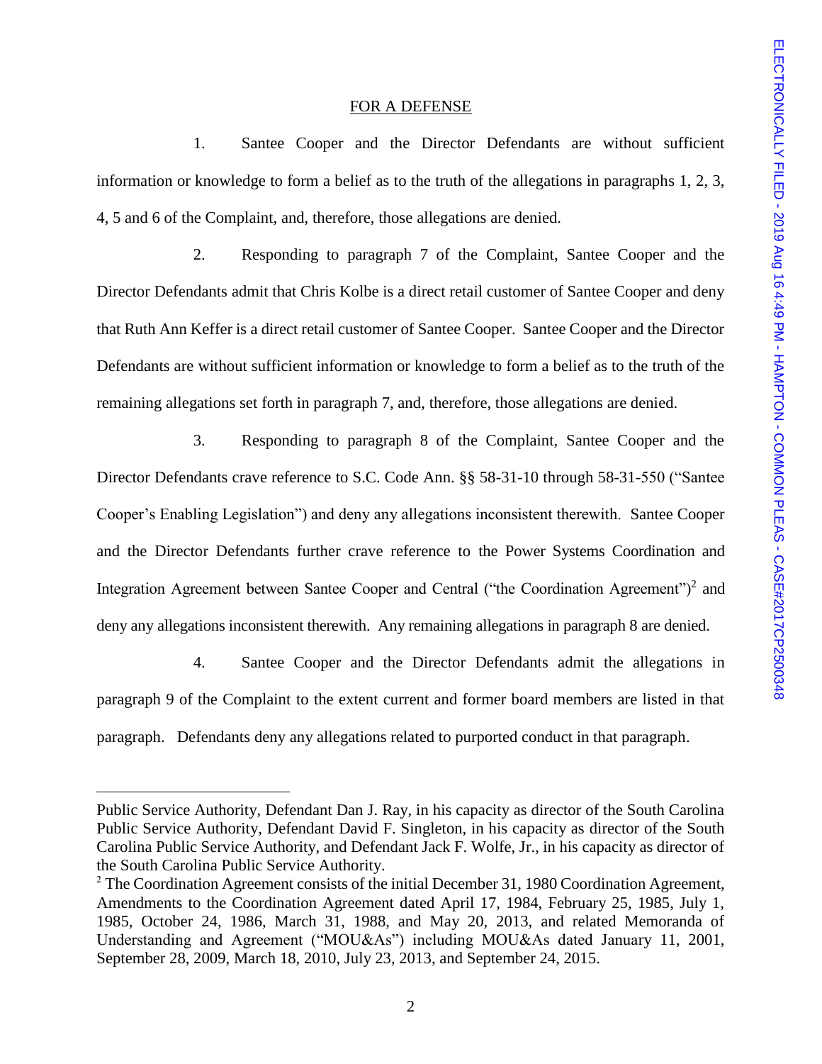## FOR A DEFENSE

1. Santee Cooper and the Director Defendants are without sufficient information or knowledge to form a belief as to the truth of the allegations in paragraphs 1, 2, 3, 4, 5 and 6 of the Complaint, and, therefore, those allegations are denied.

2. Responding to paragraph 7 of the Complaint, Santee Cooper and the Director Defendants admit that Chris Kolbe is a direct retail customer of Santee Cooper and deny that Ruth Ann Keffer is a direct retail customer of Santee Cooper. Santee Cooper and the Director Defendants are without sufficient information or knowledge to form a belief as to the truth of the remaining allegations set forth in paragraph 7, and, therefore, those allegations are denied.

3. Responding to paragraph 8 of the Complaint, Santee Cooper and the Director Defendants crave reference to S.C. Code Ann. §§ 58-31-10 through 58-31-550 ("Santee Cooper's Enabling Legislation") and deny any allegations inconsistent therewith. Santee Cooper and the Director Defendants further crave reference to the Power Systems Coordination and Integration Agreement between Santee Cooper and Central ("the Coordination Agreement")[2] and deny any allegations inconsistent therewith. Any remaining allegations in paragraph 8 are denied.

4. Santee Cooper and the Director Defendants admit the allegations in paragraph 9 of the Complaint to the extent current and former board members are listed in that paragraph. Defendants deny any allegations related to purported conduct in that paragraph.

---

Public Service Authority, Defendant Dan J. Ray, in his capacity as director of the South Carolina Public Service Authority, Defendant David F. Singleton, in his capacity as director of the South Carolina Public Service Authority, and Defendant Jack F. Wolfe, Jr., in his capacity as director of the South Carolina Public Service Authority.

[2] The Coordination Agreement consists of the initial December 31, 1980 Coordination Agreement, Amendments to the Coordination Agreement dated April 17, 1984, February 25, 1985, July 1, 1985, October 24, 1986, March 31, 1988, and May 20, 2013, and related Memoranda of Understanding and Agreement ("MOU&As") including MOU&As dated January 11, 2001, September 28, 2009, March 18, 2010, July 23, 2013, and September 24, 2015.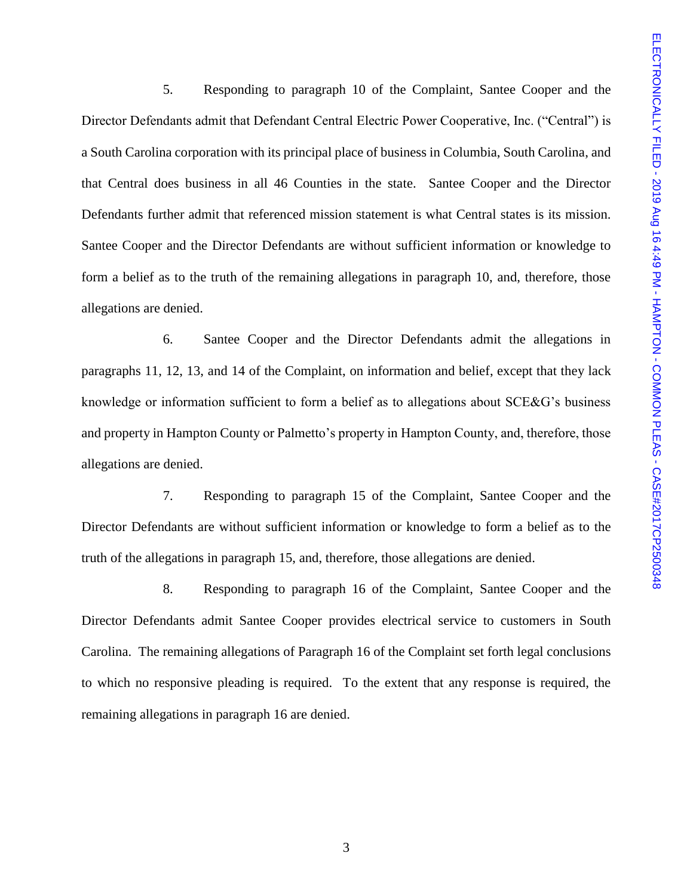5. Responding to paragraph 10 of the Complaint, Santee Cooper and the Director Defendants admit that Defendant Central Electric Power Cooperative, Inc. ("Central") is a South Carolina corporation with its principal place of business in Columbia, South Carolina, and that Central does business in all 46 Counties in the state. Santee Cooper and the Director Defendants further admit that referenced mission statement is what Central states is its mission. Santee Cooper and the Director Defendants are without sufficient information or knowledge to form a belief as to the truth of the remaining allegations in paragraph 10, and, therefore, those allegations are denied.

6. Santee Cooper and the Director Defendants admit the allegations in paragraphs 11, 12, 13, and 14 of the Complaint, on information and belief, except that they lack knowledge or information sufficient to form a belief as to allegations about SCE&G's business and property in Hampton County or Palmetto's property in Hampton County, and, therefore, those allegations are denied.

7. Responding to paragraph 15 of the Complaint, Santee Cooper and the Director Defendants are without sufficient information or knowledge to form a belief as to the truth of the allegations in paragraph 15, and, therefore, those allegations are denied.

8. Responding to paragraph 16 of the Complaint, Santee Cooper and the Director Defendants admit Santee Cooper provides electrical service to customers in South Carolina. The remaining allegations of Paragraph 16 of the Complaint set forth legal conclusions to which no responsive pleading is required. To the extent that any response is required, the remaining allegations in paragraph 16 are denied.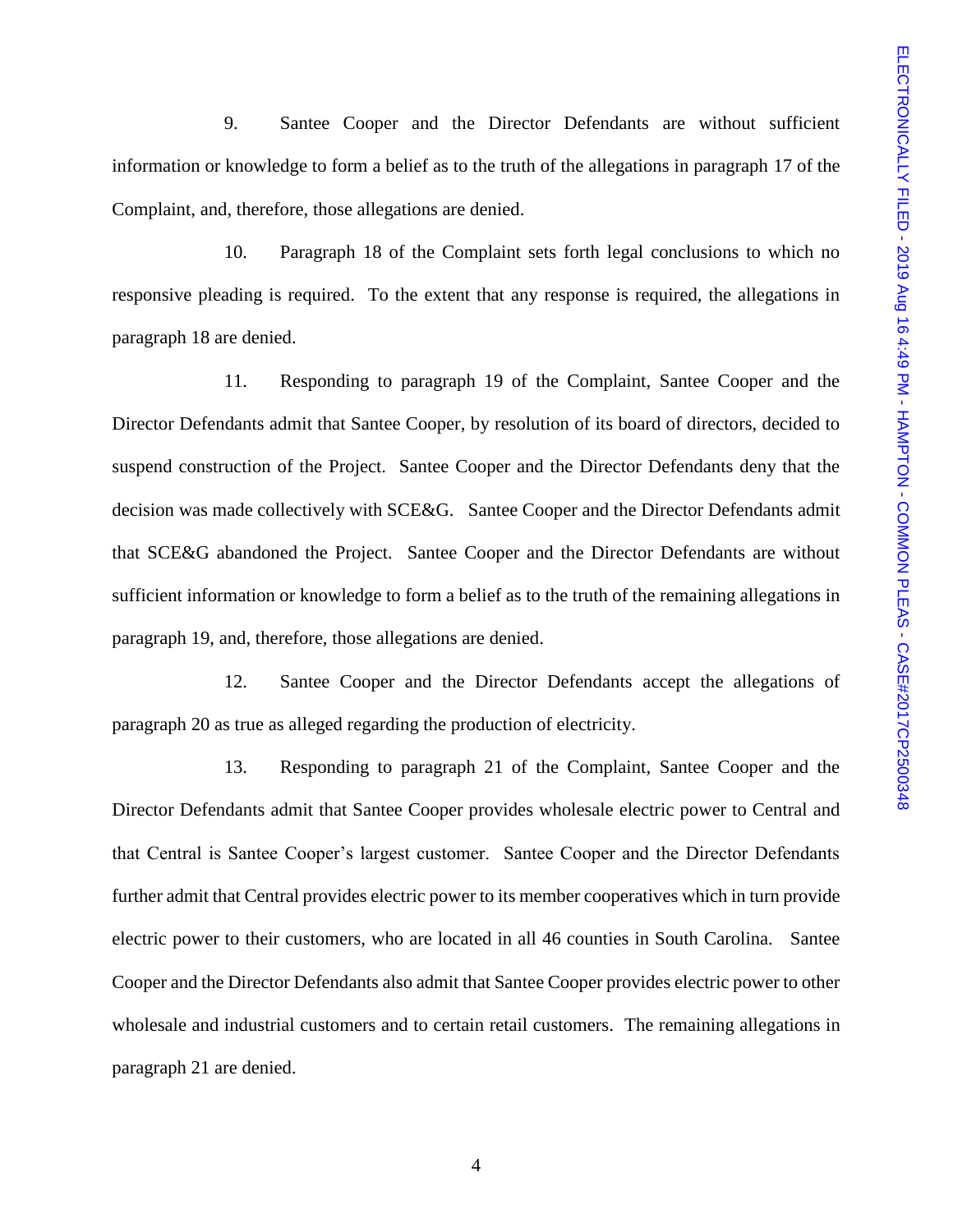9. Santee Cooper and the Director Defendants are without sufficient information or knowledge to form a belief as to the truth of the allegations in paragraph 17 of the Complaint, and, therefore, those allegations are denied.

10. Paragraph 18 of the Complaint sets forth legal conclusions to which no responsive pleading is required. To the extent that any response is required, the allegations in paragraph 18 are denied.

11. Responding to paragraph 19 of the Complaint, Santee Cooper and the Director Defendants admit that Santee Cooper, by resolution of its board of directors, decided to suspend construction of the Project. Santee Cooper and the Director Defendants deny that the decision was made collectively with SCE&G. Santee Cooper and the Director Defendants admit that SCE&G abandoned the Project. Santee Cooper and the Director Defendants are without sufficient information or knowledge to form a belief as to the truth of the remaining allegations in paragraph 19, and, therefore, those allegations are denied.

12. Santee Cooper and the Director Defendants accept the allegations of paragraph 20 as true as alleged regarding the production of electricity.

13. Responding to paragraph 21 of the Complaint, Santee Cooper and the Director Defendants admit that Santee Cooper provides wholesale electric power to Central and that Central is Santee Cooper's largest customer. Santee Cooper and the Director Defendants further admit that Central provides electric power to its member cooperatives which in turn provide electric power to their customers, who are located in all 46 counties in South Carolina. Santee Cooper and the Director Defendants also admit that Santee Cooper provides electric power to other wholesale and industrial customers and to certain retail customers. The remaining allegations in paragraph 21 are denied.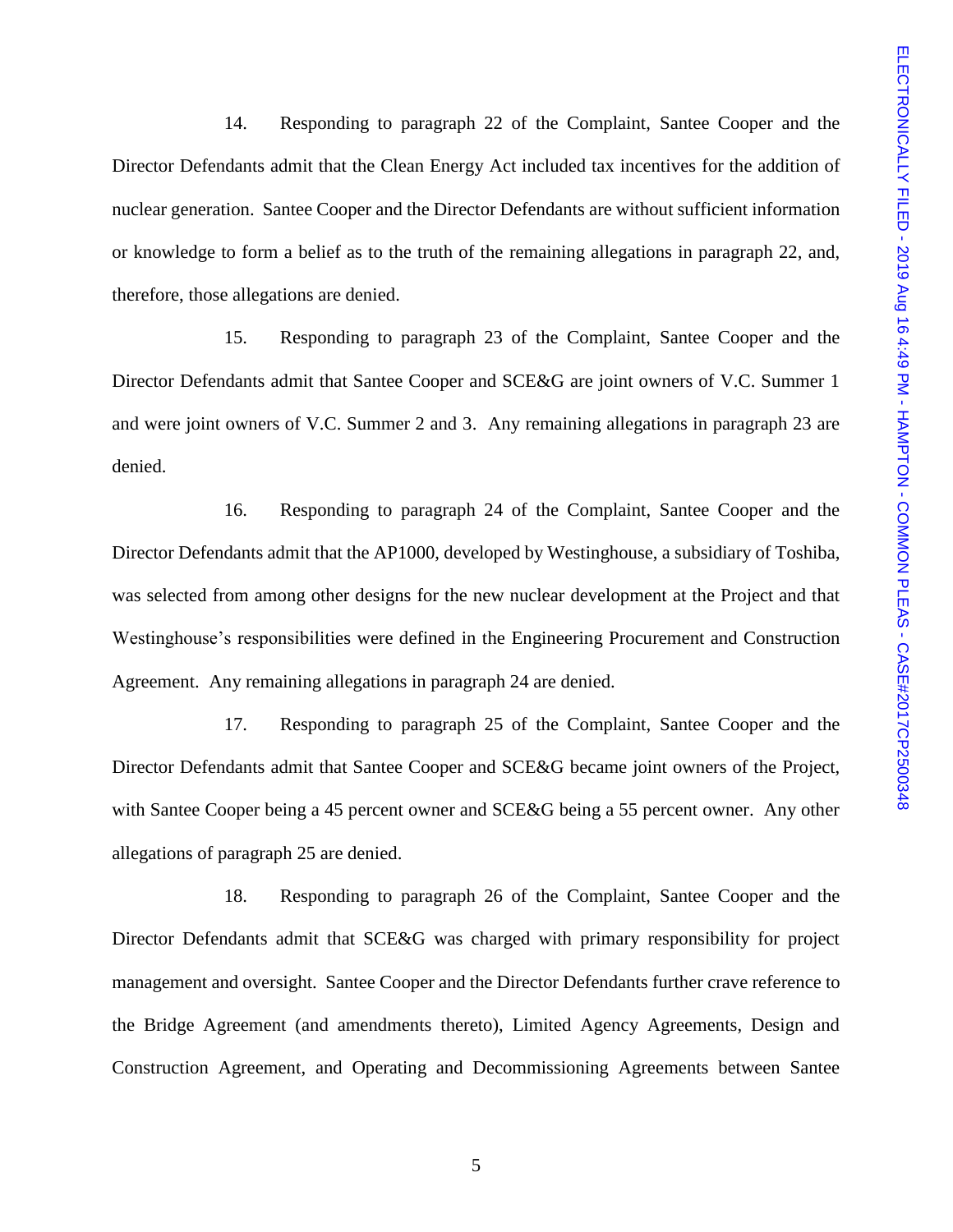14. Responding to paragraph 22 of the Complaint, Santee Cooper and the Director Defendants admit that the Clean Energy Act included tax incentives for the addition of nuclear generation. Santee Cooper and the Director Defendants are without sufficient information or knowledge to form a belief as to the truth of the remaining allegations in paragraph 22, and, therefore, those allegations are denied.

15. Responding to paragraph 23 of the Complaint, Santee Cooper and the Director Defendants admit that Santee Cooper and SCE&G are joint owners of V.C. Summer 1 and were joint owners of V.C. Summer 2 and 3. Any remaining allegations in paragraph 23 are denied.

16. Responding to paragraph 24 of the Complaint, Santee Cooper and the Director Defendants admit that the AP1000, developed by Westinghouse, a subsidiary of Toshiba, was selected from among other designs for the new nuclear development at the Project and that Westinghouse's responsibilities were defined in the Engineering Procurement and Construction Agreement. Any remaining allegations in paragraph 24 are denied.

17. Responding to paragraph 25 of the Complaint, Santee Cooper and the Director Defendants admit that Santee Cooper and SCE&G became joint owners of the Project, with Santee Cooper being a 45 percent owner and SCE&G being a 55 percent owner. Any other allegations of paragraph 25 are denied.

18. Responding to paragraph 26 of the Complaint, Santee Cooper and the Director Defendants admit that SCE&G was charged with primary responsibility for project management and oversight. Santee Cooper and the Director Defendants further crave reference to the Bridge Agreement (and amendments thereto), Limited Agency Agreements, Design and Construction Agreement, and Operating and Decommissioning Agreements between Santee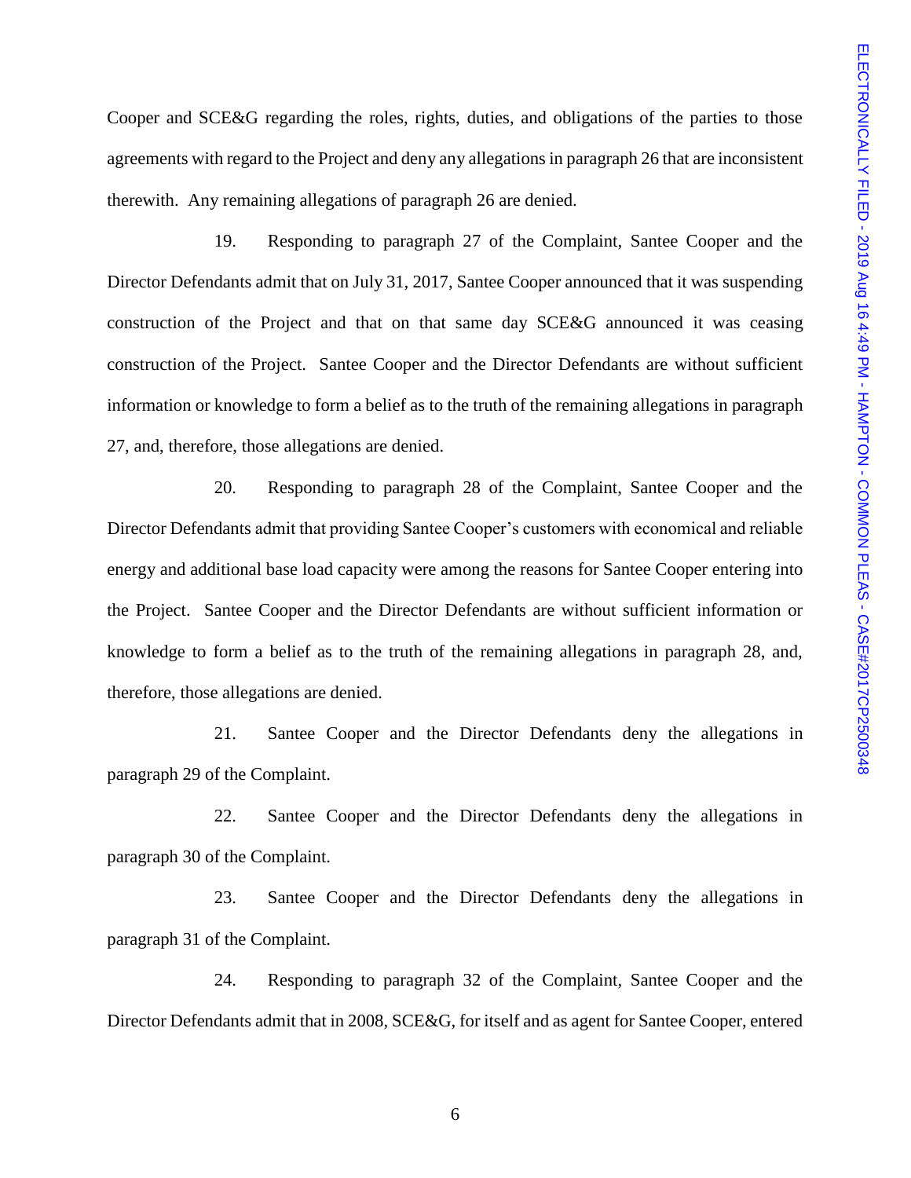Cooper and SCE&G regarding the roles, rights, duties, and obligations of the parties to those agreements with regard to the Project and deny any allegations in paragraph 26 that are inconsistent therewith. Any remaining allegations of paragraph 26 are denied.

19. Responding to paragraph 27 of the Complaint, Santee Cooper and the Director Defendants admit that on July 31, 2017, Santee Cooper announced that it was suspending construction of the Project and that on that same day SCE&G announced it was ceasing construction of the Project. Santee Cooper and the Director Defendants are without sufficient information or knowledge to form a belief as to the truth of the remaining allegations in paragraph 27, and, therefore, those allegations are denied.

20. Responding to paragraph 28 of the Complaint, Santee Cooper and the Director Defendants admit that providing Santee Cooper's customers with economical and reliable energy and additional base load capacity were among the reasons for Santee Cooper entering into the Project. Santee Cooper and the Director Defendants are without sufficient information or knowledge to form a belief as to the truth of the remaining allegations in paragraph 28, and, therefore, those allegations are denied.

21. Santee Cooper and the Director Defendants deny the allegations in paragraph 29 of the Complaint.

22. Santee Cooper and the Director Defendants deny the allegations in paragraph 30 of the Complaint.

23. Santee Cooper and the Director Defendants deny the allegations in paragraph 31 of the Complaint.

24. Responding to paragraph 32 of the Complaint, Santee Cooper and the Director Defendants admit that in 2008, SCE&G, for itself and as agent for Santee Cooper, entered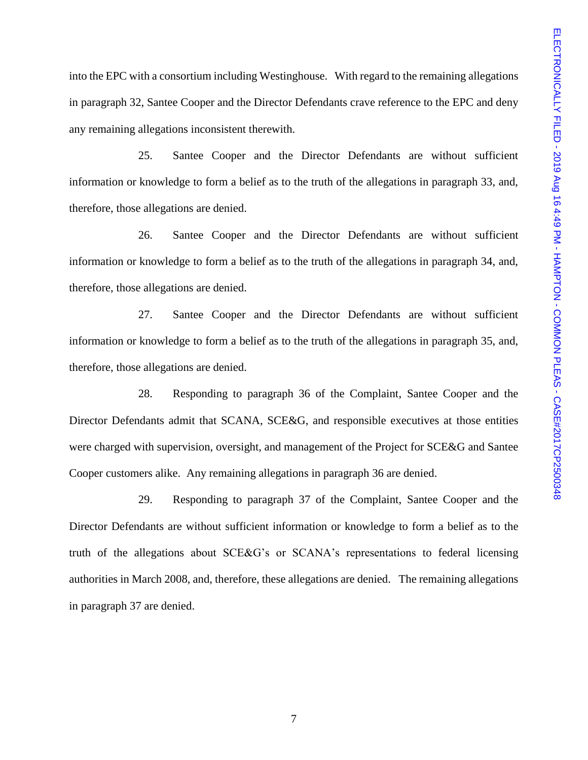into the EPC with a consortium including Westinghouse. With regard to the remaining allegations in paragraph 32, Santee Cooper and the Director Defendants crave reference to the EPC and deny any remaining allegations inconsistent therewith.

25. Santee Cooper and the Director Defendants are without sufficient information or knowledge to form a belief as to the truth of the allegations in paragraph 33, and, therefore, those allegations are denied.

26. Santee Cooper and the Director Defendants are without sufficient information or knowledge to form a belief as to the truth of the allegations in paragraph 34, and, therefore, those allegations are denied.

27. Santee Cooper and the Director Defendants are without sufficient information or knowledge to form a belief as to the truth of the allegations in paragraph 35, and, therefore, those allegations are denied.

28. Responding to paragraph 36 of the Complaint, Santee Cooper and the Director Defendants admit that SCANA, SCE&G, and responsible executives at those entities were charged with supervision, oversight, and management of the Project for SCE&G and Santee Cooper customers alike. Any remaining allegations in paragraph 36 are denied.

29. Responding to paragraph 37 of the Complaint, Santee Cooper and the Director Defendants are without sufficient information or knowledge to form a belief as to the truth of the allegations about SCE&G's or SCANA's representations to federal licensing authorities in March 2008, and, therefore, these allegations are denied. The remaining allegations in paragraph 37 are denied.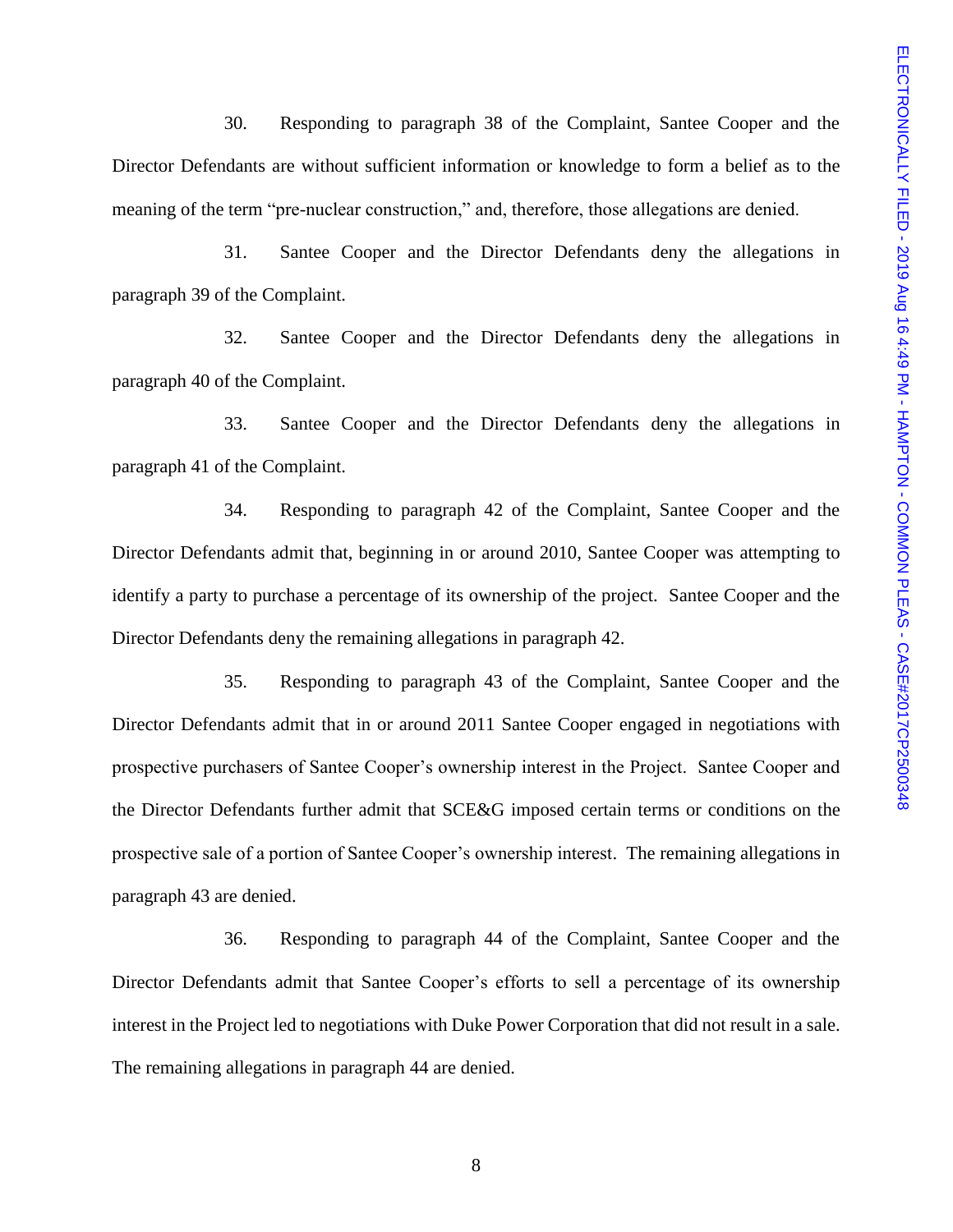30. Responding to paragraph 38 of the Complaint, Santee Cooper and the Director Defendants are without sufficient information or knowledge to form a belief as to the meaning of the term "pre-nuclear construction," and, therefore, those allegations are denied.

31. Santee Cooper and the Director Defendants deny the allegations in paragraph 39 of the Complaint.

32. Santee Cooper and the Director Defendants deny the allegations in paragraph 40 of the Complaint.

33. Santee Cooper and the Director Defendants deny the allegations in paragraph 41 of the Complaint.

34. Responding to paragraph 42 of the Complaint, Santee Cooper and the Director Defendants admit that, beginning in or around 2010, Santee Cooper was attempting to identify a party to purchase a percentage of its ownership of the project. Santee Cooper and the Director Defendants deny the remaining allegations in paragraph 42.

35. Responding to paragraph 43 of the Complaint, Santee Cooper and the Director Defendants admit that in or around 2011 Santee Cooper engaged in negotiations with prospective purchasers of Santee Cooper's ownership interest in the Project. Santee Cooper and the Director Defendants further admit that SCE&G imposed certain terms or conditions on the prospective sale of a portion of Santee Cooper's ownership interest. The remaining allegations in paragraph 43 are denied.

36. Responding to paragraph 44 of the Complaint, Santee Cooper and the Director Defendants admit that Santee Cooper's efforts to sell a percentage of its ownership interest in the Project led to negotiations with Duke Power Corporation that did not result in a sale. The remaining allegations in paragraph 44 are denied.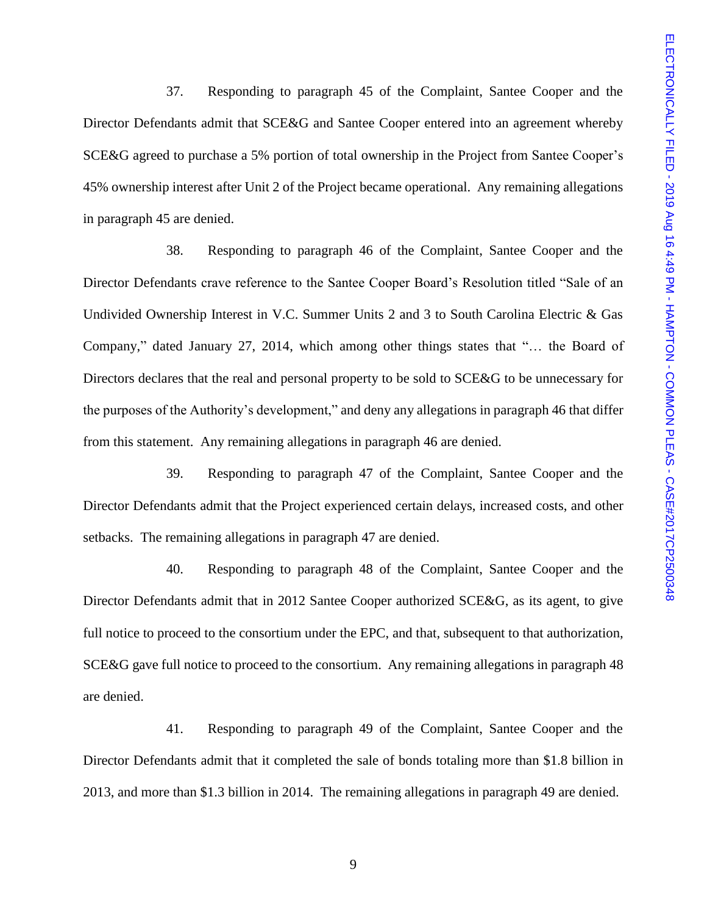37. Responding to paragraph 45 of the Complaint, Santee Cooper and the Director Defendants admit that SCE&G and Santee Cooper entered into an agreement whereby SCE&G agreed to purchase a 5% portion of total ownership in the Project from Santee Cooper's 45% ownership interest after Unit 2 of the Project became operational. Any remaining allegations in paragraph 45 are denied.

38. Responding to paragraph 46 of the Complaint, Santee Cooper and the Director Defendants crave reference to the Santee Cooper Board's Resolution titled "Sale of an Undivided Ownership Interest in V.C. Summer Units 2 and 3 to South Carolina Electric & Gas Company," dated January 27, 2014, which among other things states that "… the Board of Directors declares that the real and personal property to be sold to SCE&G to be unnecessary for the purposes of the Authority's development," and deny any allegations in paragraph 46 that differ from this statement. Any remaining allegations in paragraph 46 are denied.

39. Responding to paragraph 47 of the Complaint, Santee Cooper and the Director Defendants admit that the Project experienced certain delays, increased costs, and other setbacks. The remaining allegations in paragraph 47 are denied.

40. Responding to paragraph 48 of the Complaint, Santee Cooper and the Director Defendants admit that in 2012 Santee Cooper authorized SCE&G, as its agent, to give full notice to proceed to the consortium under the EPC, and that, subsequent to that authorization, SCE&G gave full notice to proceed to the consortium. Any remaining allegations in paragraph 48 are denied.

41. Responding to paragraph 49 of the Complaint, Santee Cooper and the Director Defendants admit that it completed the sale of bonds totaling more than $1.8 billion in 2013, and more than $1.3 billion in 2014. The remaining allegations in paragraph 49 are denied.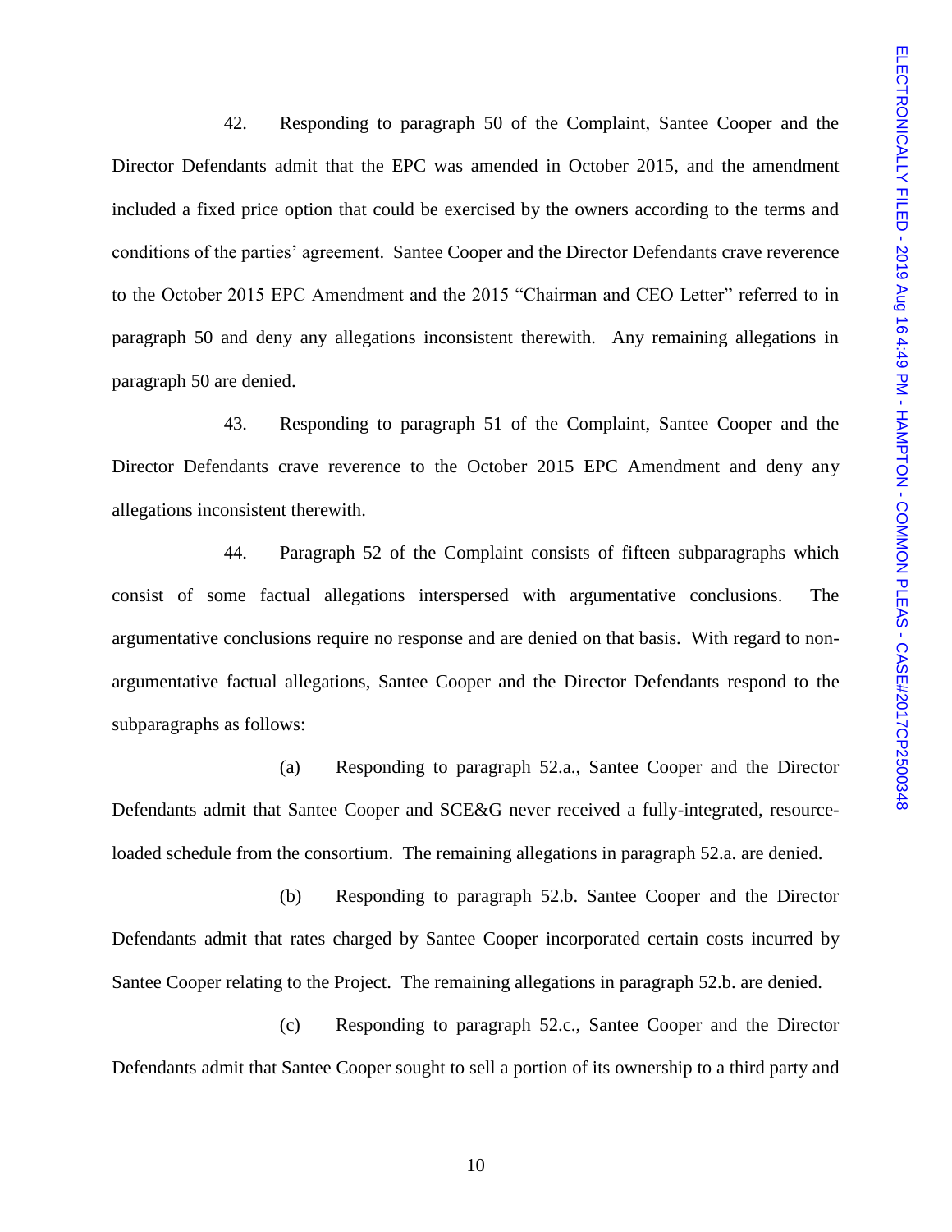42. Responding to paragraph 50 of the Complaint, Santee Cooper and the Director Defendants admit that the EPC was amended in October 2015, and the amendment included a fixed price option that could be exercised by the owners according to the terms and conditions of the parties' agreement. Santee Cooper and the Director Defendants crave reverence to the October 2015 EPC Amendment and the 2015 "Chairman and CEO Letter" referred to in paragraph 50 and deny any allegations inconsistent therewith. Any remaining allegations in paragraph 50 are denied.

43. Responding to paragraph 51 of the Complaint, Santee Cooper and the Director Defendants crave reverence to the October 2015 EPC Amendment and deny any allegations inconsistent therewith.

44. Paragraph 52 of the Complaint consists of fifteen subparagraphs which consist of some factual allegations interspersed with argumentative conclusions. The argumentative conclusions require no response and are denied on that basis. With regard to non-argumentative factual allegations, Santee Cooper and the Director Defendants respond to the subparagraphs as follows:

(a) Responding to paragraph 52.a., Santee Cooper and the Director Defendants admit that Santee Cooper and SCE&G never received a fully-integrated, resource-loaded schedule from the consortium. The remaining allegations in paragraph 52.a. are denied.

(b) Responding to paragraph 52.b. Santee Cooper and the Director Defendants admit that rates charged by Santee Cooper incorporated certain costs incurred by Santee Cooper relating to the Project. The remaining allegations in paragraph 52.b. are denied.

(c) Responding to paragraph 52.c., Santee Cooper and the Director Defendants admit that Santee Cooper sought to sell a portion of its ownership to a third party and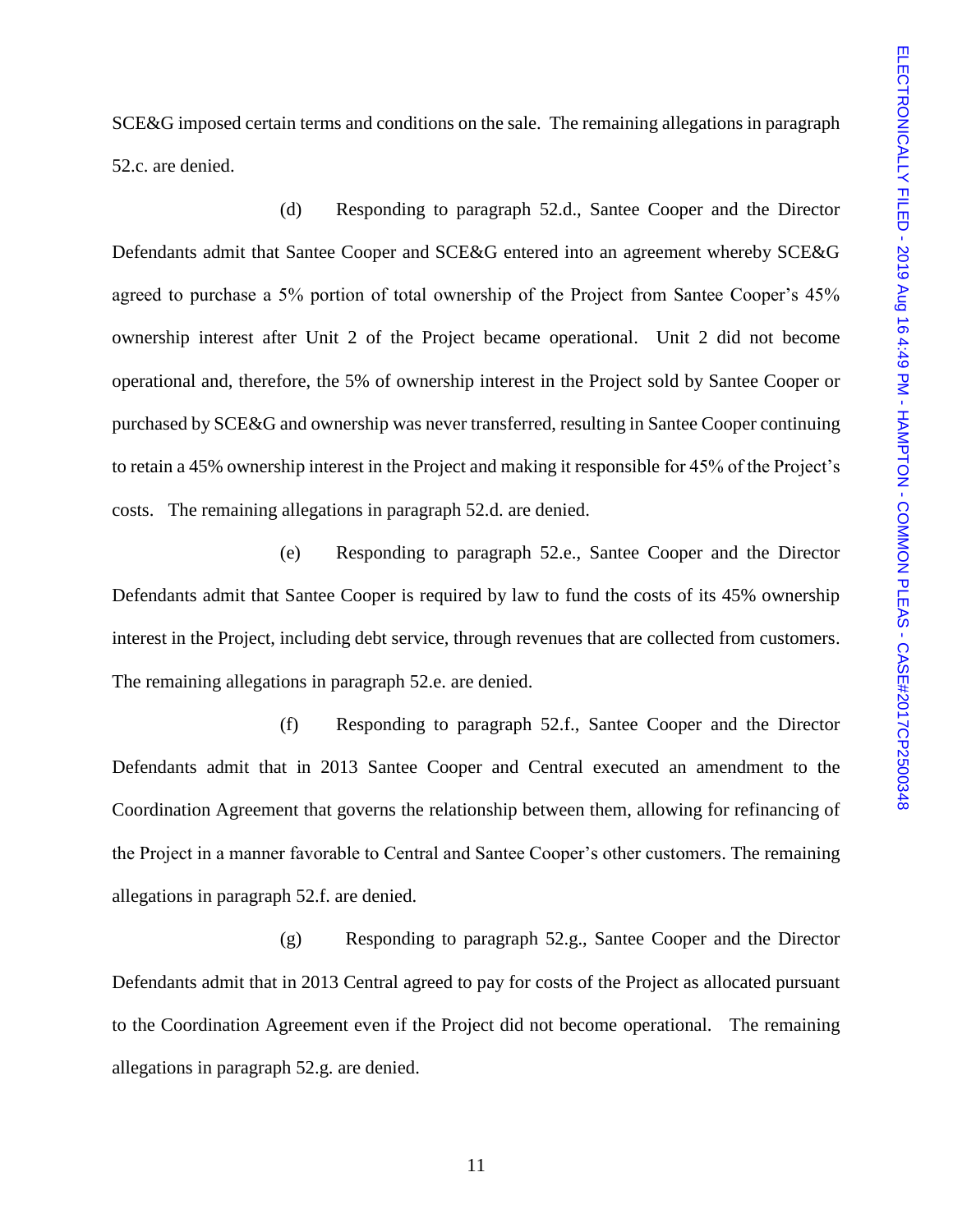SCE&G imposed certain terms and conditions on the sale. The remaining allegations in paragraph 52.c. are denied.

(d) Responding to paragraph 52.d., Santee Cooper and the Director Defendants admit that Santee Cooper and SCE&G entered into an agreement whereby SCE&G agreed to purchase a 5% portion of total ownership of the Project from Santee Cooper's 45% ownership interest after Unit 2 of the Project became operational. Unit 2 did not become operational and, therefore, the 5% of ownership interest in the Project sold by Santee Cooper or purchased by SCE&G and ownership was never transferred, resulting in Santee Cooper continuing to retain a 45% ownership interest in the Project and making it responsible for 45% of the Project's costs. The remaining allegations in paragraph 52.d. are denied.

(e) Responding to paragraph 52.e., Santee Cooper and the Director Defendants admit that Santee Cooper is required by law to fund the costs of its 45% ownership interest in the Project, including debt service, through revenues that are collected from customers. The remaining allegations in paragraph 52.e. are denied.

(f) Responding to paragraph 52.f., Santee Cooper and the Director Defendants admit that in 2013 Santee Cooper and Central executed an amendment to the Coordination Agreement that governs the relationship between them, allowing for refinancing of the Project in a manner favorable to Central and Santee Cooper's other customers. The remaining allegations in paragraph 52.f. are denied.

(g) Responding to paragraph 52.g., Santee Cooper and the Director Defendants admit that in 2013 Central agreed to pay for costs of the Project as allocated pursuant to the Coordination Agreement even if the Project did not become operational. The remaining allegations in paragraph 52.g. are denied.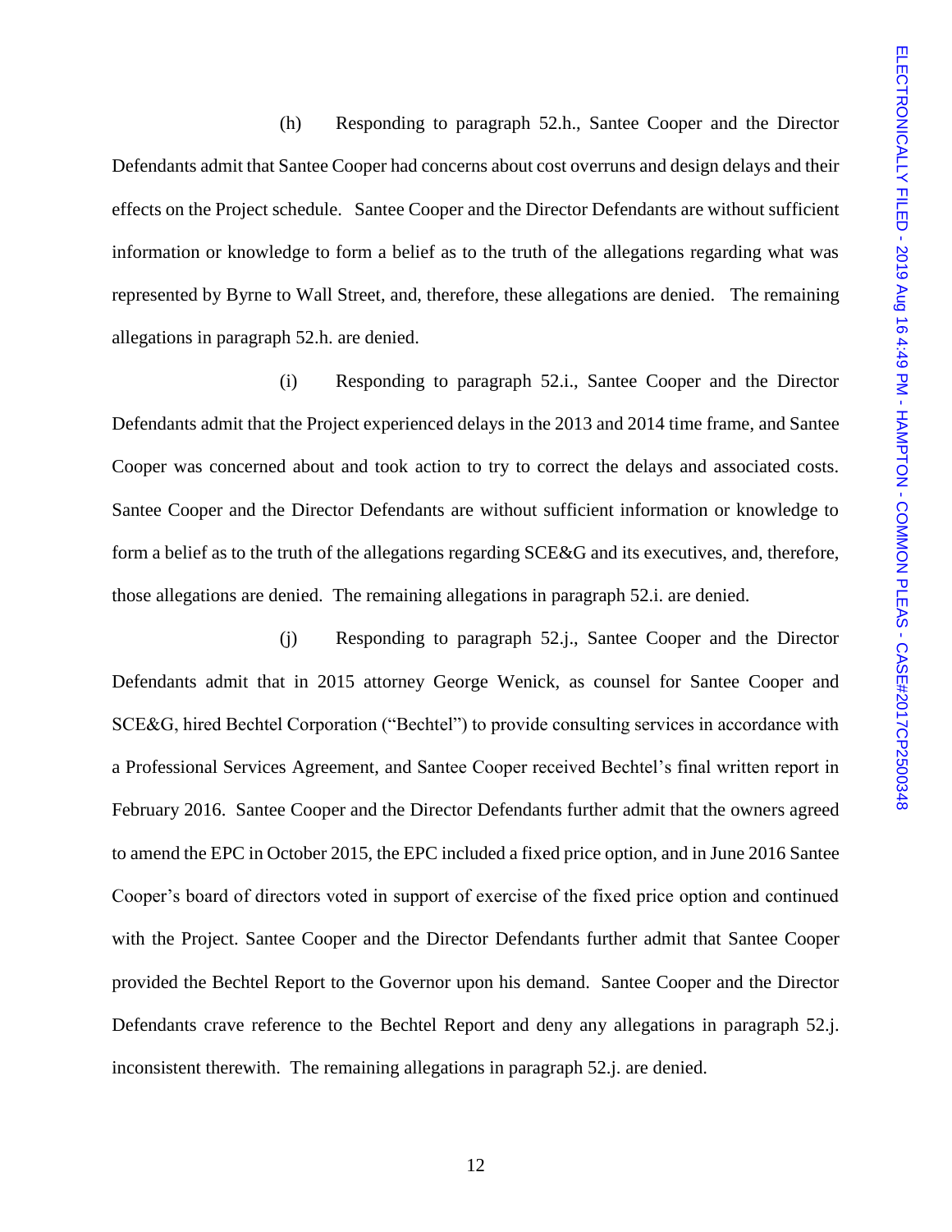(h) Responding to paragraph 52.h., Santee Cooper and the Director Defendants admit that Santee Cooper had concerns about cost overruns and design delays and their effects on the Project schedule. Santee Cooper and the Director Defendants are without sufficient information or knowledge to form a belief as to the truth of the allegations regarding what was represented by Byrne to Wall Street, and, therefore, these allegations are denied. The remaining allegations in paragraph 52.h. are denied.

(i) Responding to paragraph 52.i., Santee Cooper and the Director Defendants admit that the Project experienced delays in the 2013 and 2014 time frame, and Santee Cooper was concerned about and took action to try to correct the delays and associated costs. Santee Cooper and the Director Defendants are without sufficient information or knowledge to form a belief as to the truth of the allegations regarding SCE&G and its executives, and, therefore, those allegations are denied. The remaining allegations in paragraph 52.i. are denied.

(j) Responding to paragraph 52.j., Santee Cooper and the Director Defendants admit that in 2015 attorney George Wenick, as counsel for Santee Cooper and SCE&G, hired Bechtel Corporation ("Bechtel") to provide consulting services in accordance with a Professional Services Agreement, and Santee Cooper received Bechtel's final written report in February 2016. Santee Cooper and the Director Defendants further admit that the owners agreed to amend the EPC in October 2015, the EPC included a fixed price option, and in June 2016 Santee Cooper's board of directors voted in support of exercise of the fixed price option and continued with the Project. Santee Cooper and the Director Defendants further admit that Santee Cooper provided the Bechtel Report to the Governor upon his demand. Santee Cooper and the Director Defendants crave reference to the Bechtel Report and deny any allegations in paragraph 52.j. inconsistent therewith. The remaining allegations in paragraph 52.j. are denied.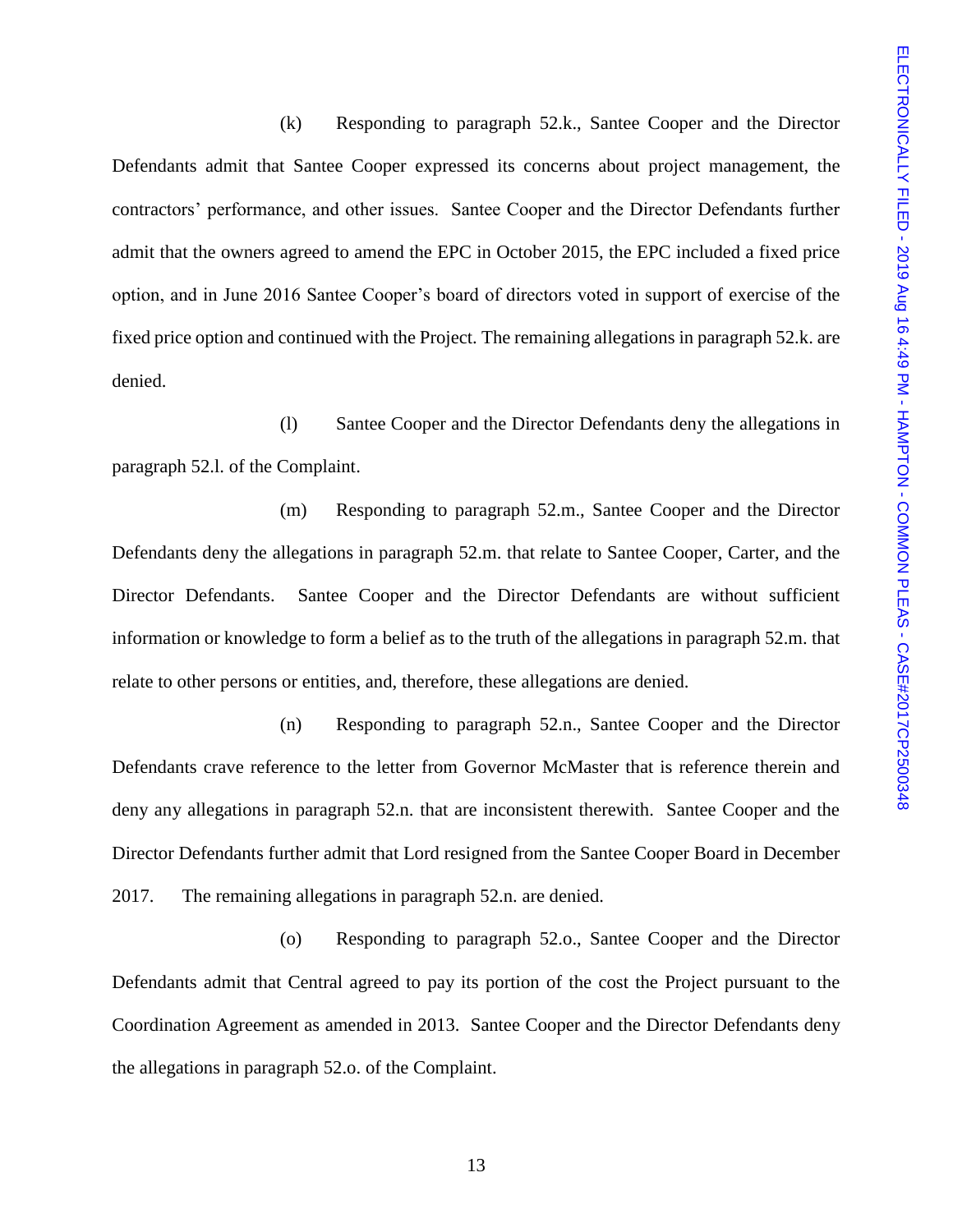(k) Responding to paragraph 52.k., Santee Cooper and the Director Defendants admit that Santee Cooper expressed its concerns about project management, the contractors' performance, and other issues. Santee Cooper and the Director Defendants further admit that the owners agreed to amend the EPC in October 2015, the EPC included a fixed price option, and in June 2016 Santee Cooper's board of directors voted in support of exercise of the fixed price option and continued with the Project. The remaining allegations in paragraph 52.k. are denied.

(l) Santee Cooper and the Director Defendants deny the allegations in paragraph 52.l. of the Complaint.

(m) Responding to paragraph 52.m., Santee Cooper and the Director Defendants deny the allegations in paragraph 52.m. that relate to Santee Cooper, Carter, and the Director Defendants. Santee Cooper and the Director Defendants are without sufficient information or knowledge to form a belief as to the truth of the allegations in paragraph 52.m. that relate to other persons or entities, and, therefore, these allegations are denied.

(n) Responding to paragraph 52.n., Santee Cooper and the Director Defendants crave reference to the letter from Governor McMaster that is reference therein and deny any allegations in paragraph 52.n. that are inconsistent therewith. Santee Cooper and the Director Defendants further admit that Lord resigned from the Santee Cooper Board in December 2017. The remaining allegations in paragraph 52.n. are denied.

(o) Responding to paragraph 52.o., Santee Cooper and the Director Defendants admit that Central agreed to pay its portion of the cost the Project pursuant to the Coordination Agreement as amended in 2013. Santee Cooper and the Director Defendants deny the allegations in paragraph 52.o. of the Complaint.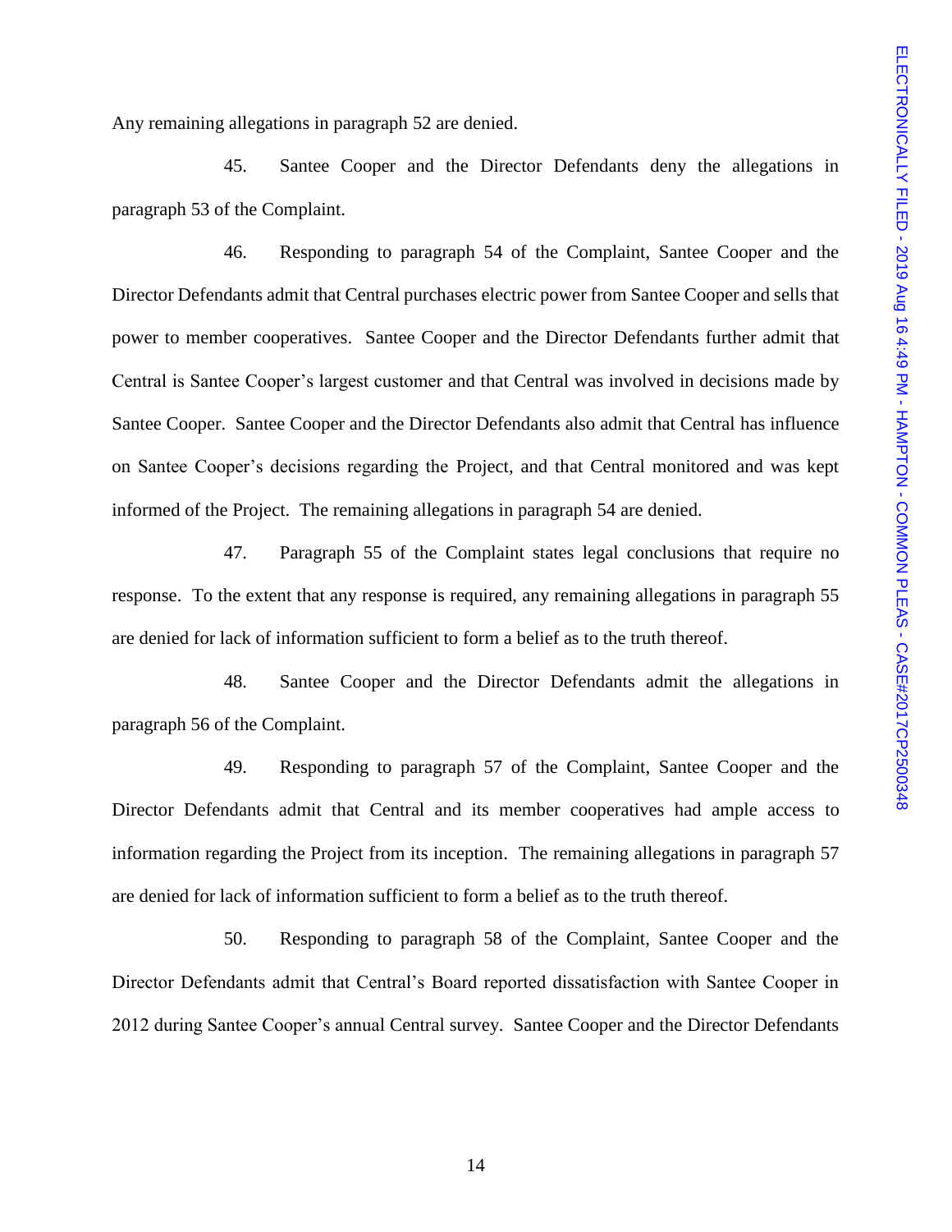Any remaining allegations in paragraph 52 are denied.

45. Santee Cooper and the Director Defendants deny the allegations in paragraph 53 of the Complaint.

46. Responding to paragraph 54 of the Complaint, Santee Cooper and the Director Defendants admit that Central purchases electric power from Santee Cooper and sells that power to member cooperatives. Santee Cooper and the Director Defendants further admit that Central is Santee Cooper's largest customer and that Central was involved in decisions made by Santee Cooper. Santee Cooper and the Director Defendants also admit that Central has influence on Santee Cooper's decisions regarding the Project, and that Central monitored and was kept informed of the Project. The remaining allegations in paragraph 54 are denied.

47. Paragraph 55 of the Complaint states legal conclusions that require no response. To the extent that any response is required, any remaining allegations in paragraph 55 are denied for lack of information sufficient to form a belief as to the truth thereof.

48. Santee Cooper and the Director Defendants admit the allegations in paragraph 56 of the Complaint.

49. Responding to paragraph 57 of the Complaint, Santee Cooper and the Director Defendants admit that Central and its member cooperatives had ample access to information regarding the Project from its inception. The remaining allegations in paragraph 57 are denied for lack of information sufficient to form a belief as to the truth thereof.

50. Responding to paragraph 58 of the Complaint, Santee Cooper and the Director Defendants admit that Central's Board reported dissatisfaction with Santee Cooper in 2012 during Santee Cooper's annual Central survey. Santee Cooper and the Director Defendants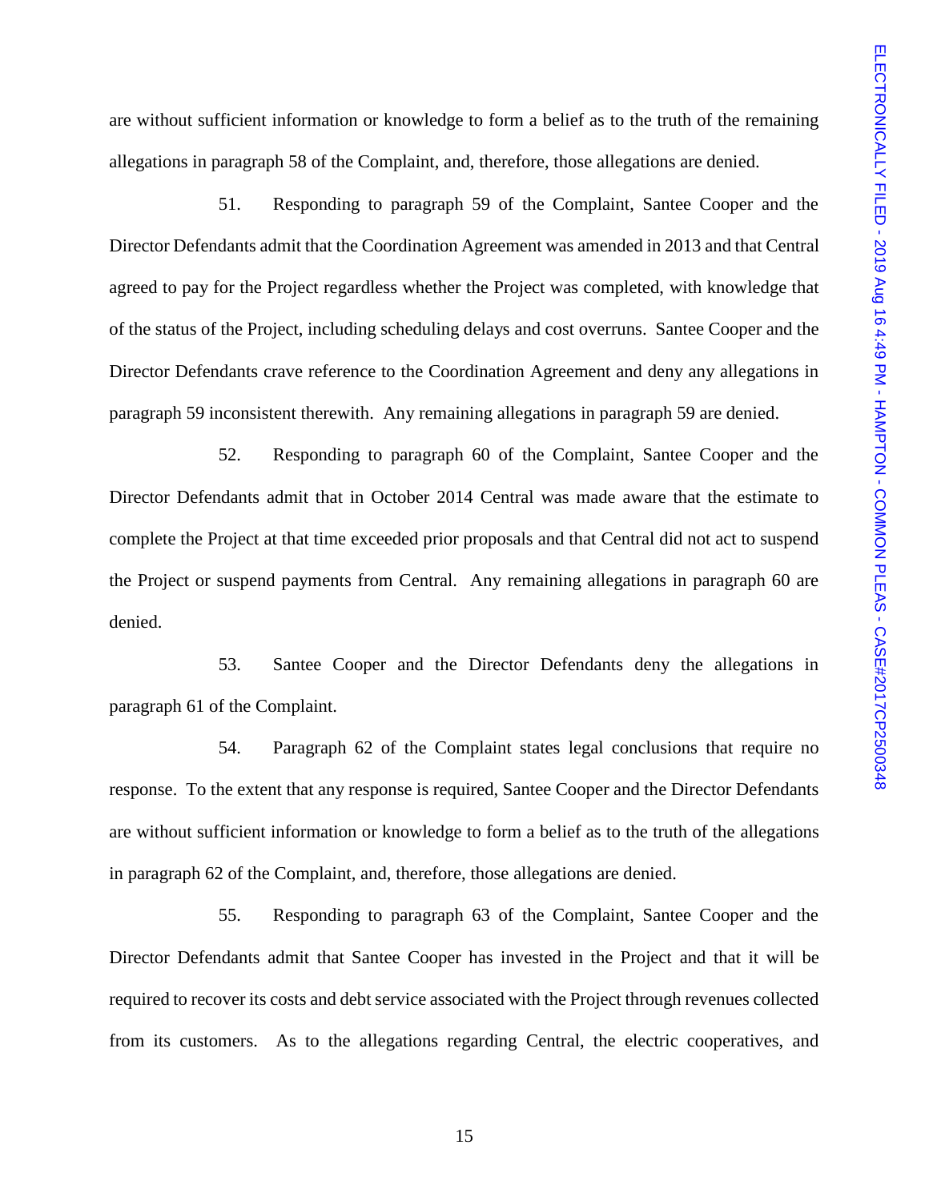are without sufficient information or knowledge to form a belief as to the truth of the remaining allegations in paragraph 58 of the Complaint, and, therefore, those allegations are denied.

51. Responding to paragraph 59 of the Complaint, Santee Cooper and the Director Defendants admit that the Coordination Agreement was amended in 2013 and that Central agreed to pay for the Project regardless whether the Project was completed, with knowledge that of the status of the Project, including scheduling delays and cost overruns. Santee Cooper and the Director Defendants crave reference to the Coordination Agreement and deny any allegations in paragraph 59 inconsistent therewith. Any remaining allegations in paragraph 59 are denied.

52. Responding to paragraph 60 of the Complaint, Santee Cooper and the Director Defendants admit that in October 2014 Central was made aware that the estimate to complete the Project at that time exceeded prior proposals and that Central did not act to suspend the Project or suspend payments from Central. Any remaining allegations in paragraph 60 are denied.

53. Santee Cooper and the Director Defendants deny the allegations in paragraph 61 of the Complaint.

54. Paragraph 62 of the Complaint states legal conclusions that require no response. To the extent that any response is required, Santee Cooper and the Director Defendants are without sufficient information or knowledge to form a belief as to the truth of the allegations in paragraph 62 of the Complaint, and, therefore, those allegations are denied.

55. Responding to paragraph 63 of the Complaint, Santee Cooper and the Director Defendants admit that Santee Cooper has invested in the Project and that it will be required to recover its costs and debt service associated with the Project through revenues collected from its customers. As to the allegations regarding Central, the electric cooperatives, and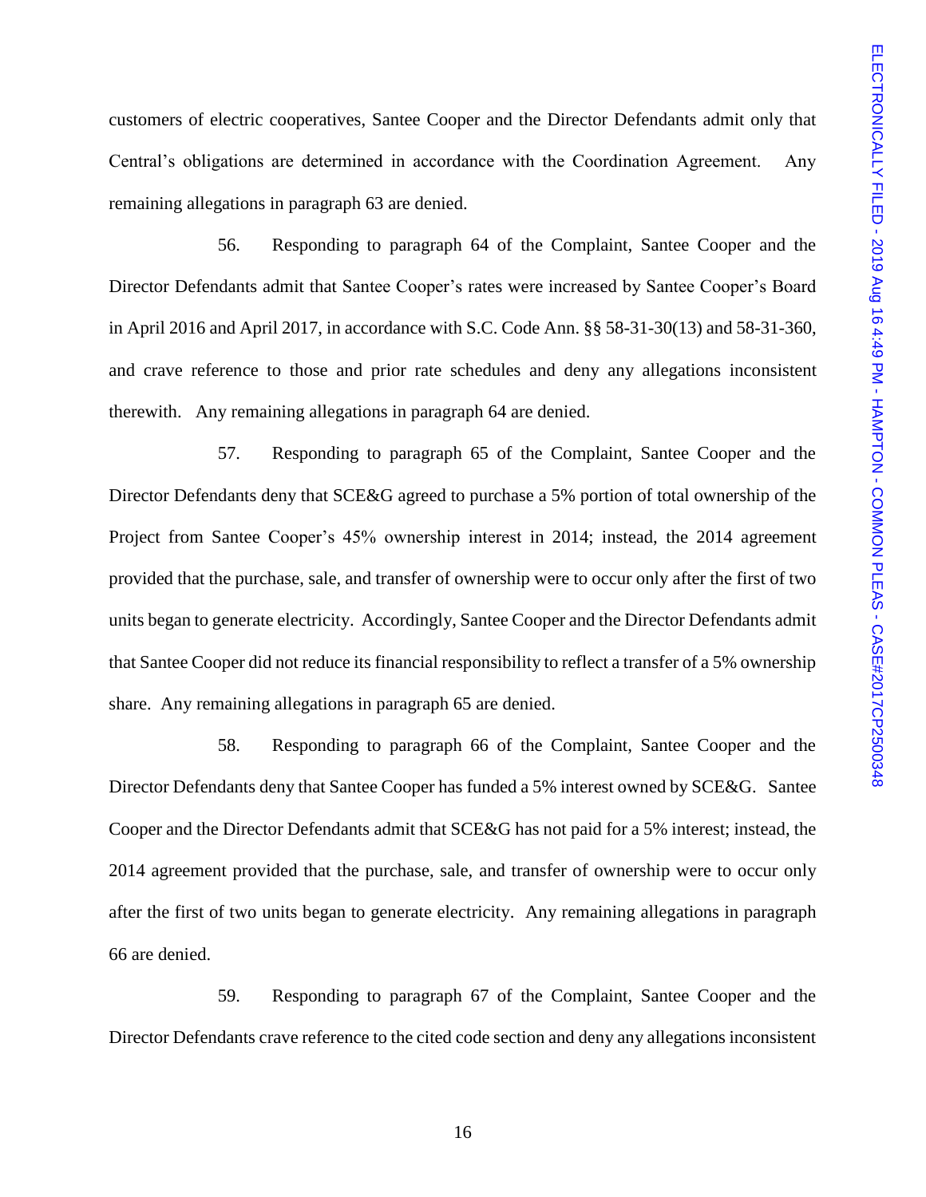customers of electric cooperatives, Santee Cooper and the Director Defendants admit only that Central's obligations are determined in accordance with the Coordination Agreement. Any remaining allegations in paragraph 63 are denied.

56. Responding to paragraph 64 of the Complaint, Santee Cooper and the Director Defendants admit that Santee Cooper's rates were increased by Santee Cooper's Board in April 2016 and April 2017, in accordance with S.C. Code Ann. §§ 58-31-30(13) and 58-31-360, and crave reference to those and prior rate schedules and deny any allegations inconsistent therewith. Any remaining allegations in paragraph 64 are denied.

57. Responding to paragraph 65 of the Complaint, Santee Cooper and the Director Defendants deny that SCE&G agreed to purchase a 5% portion of total ownership of the Project from Santee Cooper's 45% ownership interest in 2014; instead, the 2014 agreement provided that the purchase, sale, and transfer of ownership were to occur only after the first of two units began to generate electricity. Accordingly, Santee Cooper and the Director Defendants admit that Santee Cooper did not reduce its financial responsibility to reflect a transfer of a 5% ownership share. Any remaining allegations in paragraph 65 are denied.

58. Responding to paragraph 66 of the Complaint, Santee Cooper and the Director Defendants deny that Santee Cooper has funded a 5% interest owned by SCE&G. Santee Cooper and the Director Defendants admit that SCE&G has not paid for a 5% interest; instead, the 2014 agreement provided that the purchase, sale, and transfer of ownership were to occur only after the first of two units began to generate electricity. Any remaining allegations in paragraph 66 are denied.

59. Responding to paragraph 67 of the Complaint, Santee Cooper and the Director Defendants crave reference to the cited code section and deny any allegations inconsistent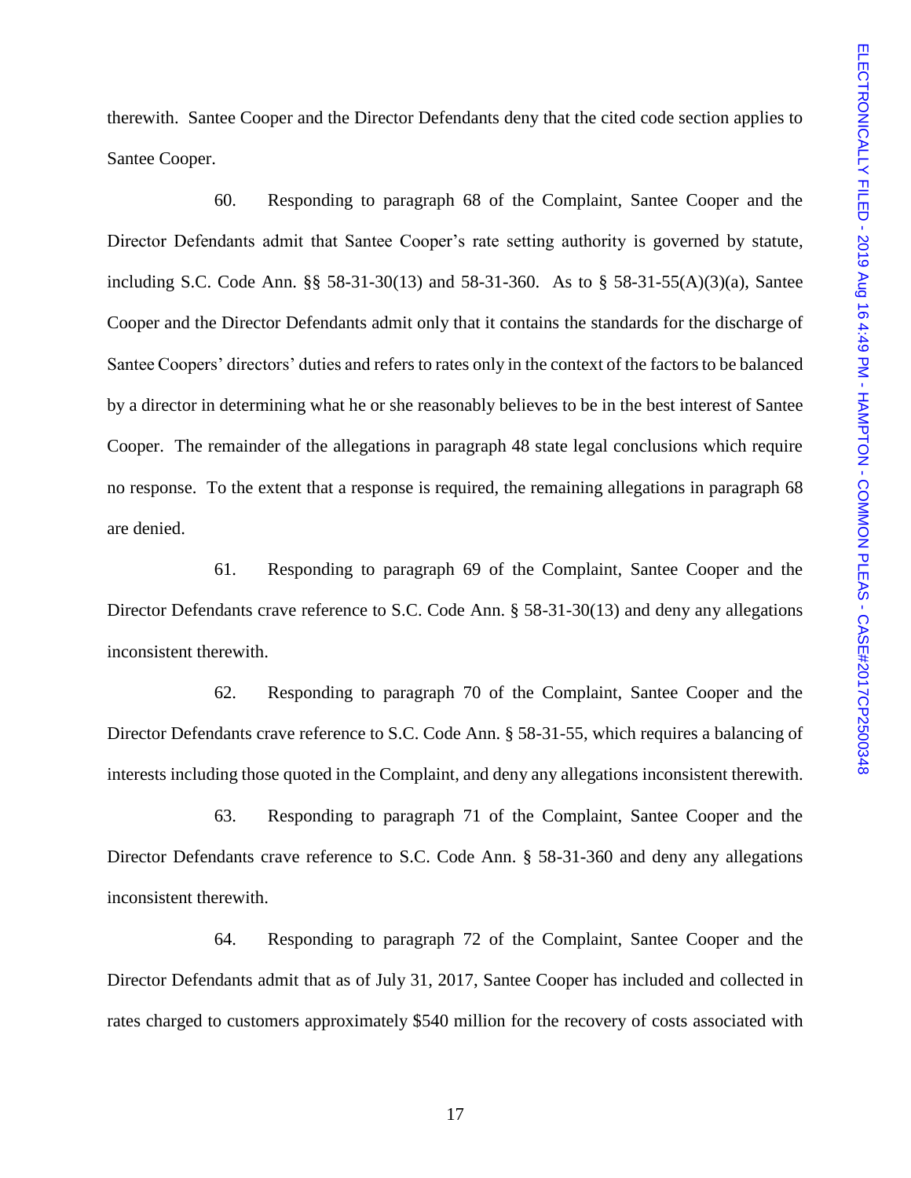therewith. Santee Cooper and the Director Defendants deny that the cited code section applies to Santee Cooper.

60. Responding to paragraph 68 of the Complaint, Santee Cooper and the Director Defendants admit that Santee Cooper's rate setting authority is governed by statute, including S.C. Code Ann. §§ 58-31-30(13) and 58-31-360. As to § 58-31-55(A)(3)(a), Santee Cooper and the Director Defendants admit only that it contains the standards for the discharge of Santee Coopers' directors' duties and refers to rates only in the context of the factors to be balanced by a director in determining what he or she reasonably believes to be in the best interest of Santee Cooper. The remainder of the allegations in paragraph 48 state legal conclusions which require no response. To the extent that a response is required, the remaining allegations in paragraph 68 are denied.

61. Responding to paragraph 69 of the Complaint, Santee Cooper and the Director Defendants crave reference to S.C. Code Ann. § 58-31-30(13) and deny any allegations inconsistent therewith.

62. Responding to paragraph 70 of the Complaint, Santee Cooper and the Director Defendants crave reference to S.C. Code Ann. § 58-31-55, which requires a balancing of interests including those quoted in the Complaint, and deny any allegations inconsistent therewith.

63. Responding to paragraph 71 of the Complaint, Santee Cooper and the Director Defendants crave reference to S.C. Code Ann. § 58-31-360 and deny any allegations inconsistent therewith.

64. Responding to paragraph 72 of the Complaint, Santee Cooper and the Director Defendants admit that as of July 31, 2017, Santee Cooper has included and collected in rates charged to customers approximately $540 million for the recovery of costs associated with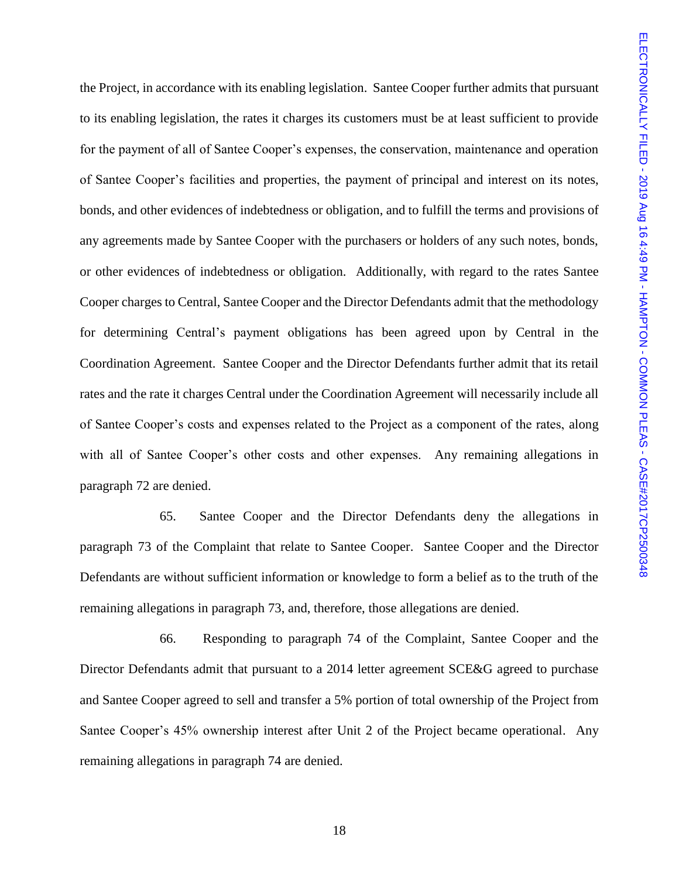the Project, in accordance with its enabling legislation. Santee Cooper further admits that pursuant to its enabling legislation, the rates it charges its customers must be at least sufficient to provide for the payment of all of Santee Cooper's expenses, the conservation, maintenance and operation of Santee Cooper's facilities and properties, the payment of principal and interest on its notes, bonds, and other evidences of indebtedness or obligation, and to fulfill the terms and provisions of any agreements made by Santee Cooper with the purchasers or holders of any such notes, bonds, or other evidences of indebtedness or obligation. Additionally, with regard to the rates Santee Cooper charges to Central, Santee Cooper and the Director Defendants admit that the methodology for determining Central's payment obligations has been agreed upon by Central in the Coordination Agreement. Santee Cooper and the Director Defendants further admit that its retail rates and the rate it charges Central under the Coordination Agreement will necessarily include all of Santee Cooper's costs and expenses related to the Project as a component of the rates, along with all of Santee Cooper's other costs and other expenses. Any remaining allegations in paragraph 72 are denied.

65. Santee Cooper and the Director Defendants deny the allegations in paragraph 73 of the Complaint that relate to Santee Cooper. Santee Cooper and the Director Defendants are without sufficient information or knowledge to form a belief as to the truth of the remaining allegations in paragraph 73, and, therefore, those allegations are denied.

66. Responding to paragraph 74 of the Complaint, Santee Cooper and the Director Defendants admit that pursuant to a 2014 letter agreement SCE&G agreed to purchase and Santee Cooper agreed to sell and transfer a 5% portion of total ownership of the Project from Santee Cooper's 45% ownership interest after Unit 2 of the Project became operational. Any remaining allegations in paragraph 74 are denied.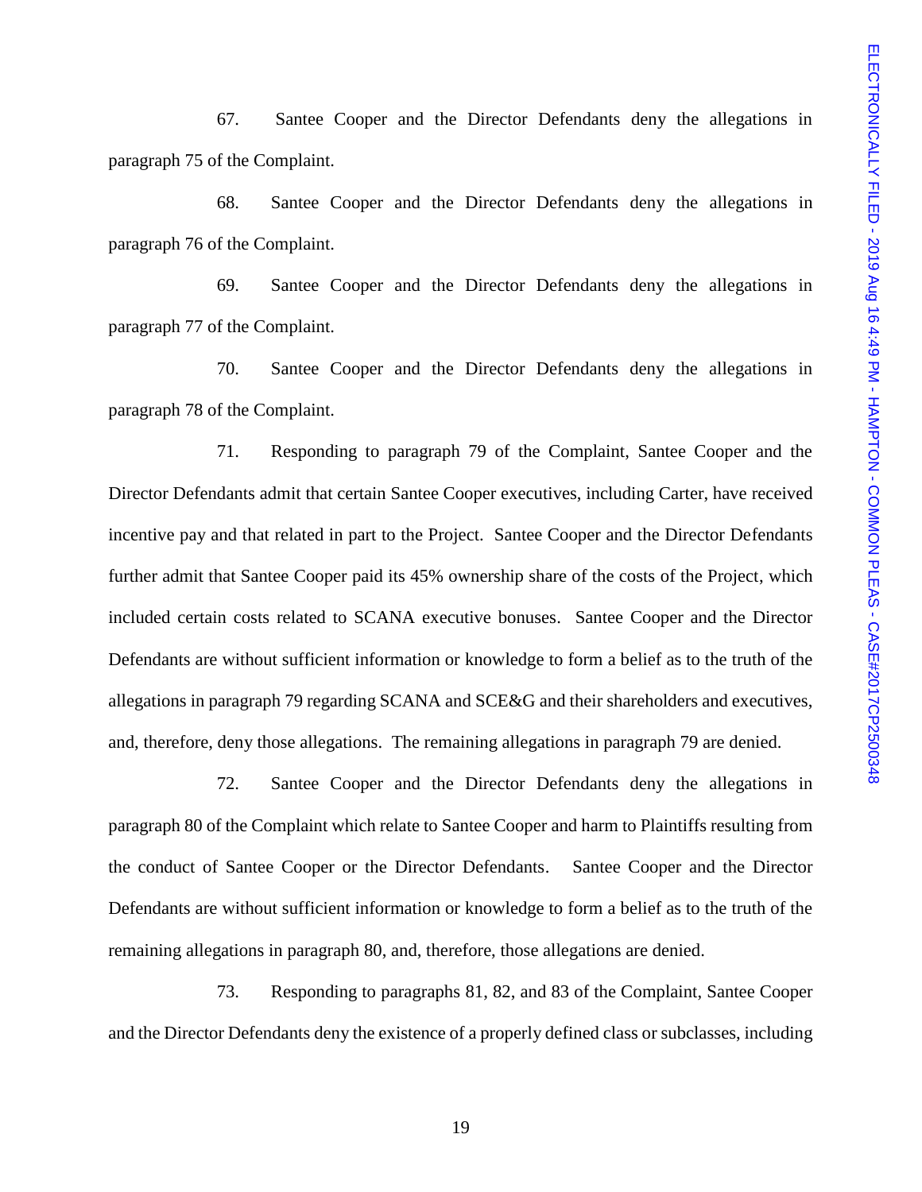67. Santee Cooper and the Director Defendants deny the allegations in paragraph 75 of the Complaint.

68. Santee Cooper and the Director Defendants deny the allegations in paragraph 76 of the Complaint.

69. Santee Cooper and the Director Defendants deny the allegations in paragraph 77 of the Complaint.

70. Santee Cooper and the Director Defendants deny the allegations in paragraph 78 of the Complaint.

71. Responding to paragraph 79 of the Complaint, Santee Cooper and the Director Defendants admit that certain Santee Cooper executives, including Carter, have received incentive pay and that related in part to the Project. Santee Cooper and the Director Defendants further admit that Santee Cooper paid its 45% ownership share of the costs of the Project, which included certain costs related to SCANA executive bonuses. Santee Cooper and the Director Defendants are without sufficient information or knowledge to form a belief as to the truth of the allegations in paragraph 79 regarding SCANA and SCE&G and their shareholders and executives, and, therefore, deny those allegations. The remaining allegations in paragraph 79 are denied.

72. Santee Cooper and the Director Defendants deny the allegations in paragraph 80 of the Complaint which relate to Santee Cooper and harm to Plaintiffs resulting from the conduct of Santee Cooper or the Director Defendants. Santee Cooper and the Director Defendants are without sufficient information or knowledge to form a belief as to the truth of the remaining allegations in paragraph 80, and, therefore, those allegations are denied.

73. Responding to paragraphs 81, 82, and 83 of the Complaint, Santee Cooper and the Director Defendants deny the existence of a properly defined class or subclasses, including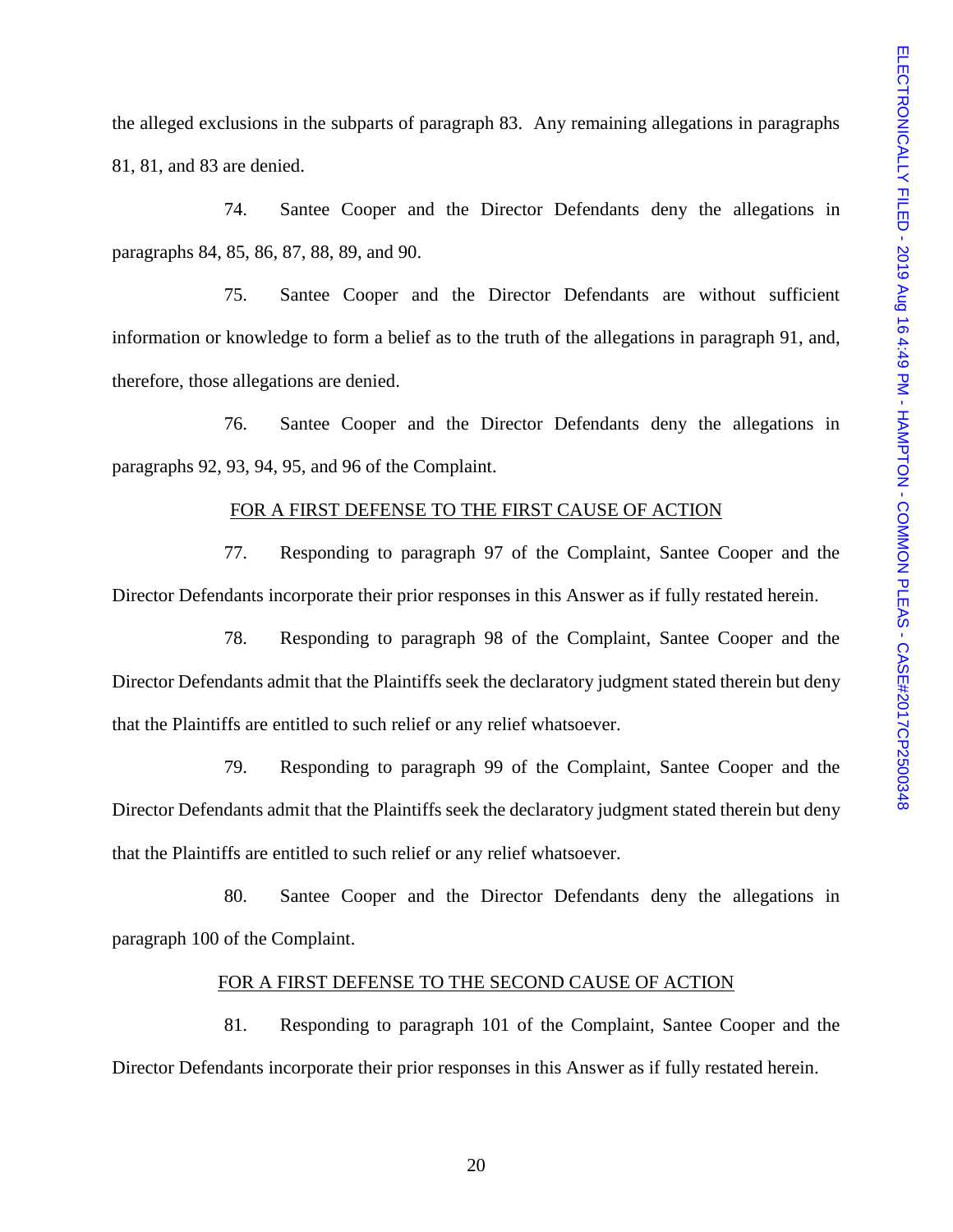the alleged exclusions in the subparts of paragraph 83. Any remaining allegations in paragraphs 81, 81, and 83 are denied.

74. Santee Cooper and the Director Defendants deny the allegations in paragraphs 84, 85, 86, 87, 88, 89, and 90.

75. Santee Cooper and the Director Defendants are without sufficient information or knowledge to form a belief as to the truth of the allegations in paragraph 91, and, therefore, those allegations are denied.

76. Santee Cooper and the Director Defendants deny the allegations in paragraphs 92, 93, 94, 95, and 96 of the Complaint.

<u>FOR A FIRST DEFENSE TO THE FIRST CAUSE OF ACTION</u>

77. Responding to paragraph 97 of the Complaint, Santee Cooper and the Director Defendants incorporate their prior responses in this Answer as if fully restated herein.

78. Responding to paragraph 98 of the Complaint, Santee Cooper and the Director Defendants admit that the Plaintiffs seek the declaratory judgment stated therein but deny that the Plaintiffs are entitled to such relief or any relief whatsoever.

79. Responding to paragraph 99 of the Complaint, Santee Cooper and the Director Defendants admit that the Plaintiffs seek the declaratory judgment stated therein but deny that the Plaintiffs are entitled to such relief or any relief whatsoever.

80. Santee Cooper and the Director Defendants deny the allegations in paragraph 100 of the Complaint.

<u>FOR A FIRST DEFENSE TO THE SECOND CAUSE OF ACTION</u>

81. Responding to paragraph 101 of the Complaint, Santee Cooper and the Director Defendants incorporate their prior responses in this Answer as if fully restated herein.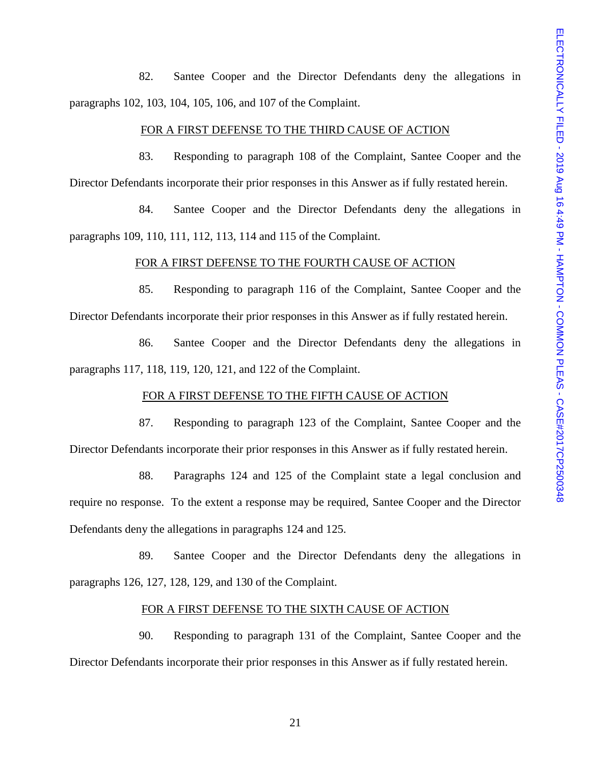82. Santee Cooper and the Director Defendants deny the allegations in paragraphs 102, 103, 104, 105, 106, and 107 of the Complaint.

FOR A FIRST DEFENSE TO THE THIRD CAUSE OF ACTION

83. Responding to paragraph 108 of the Complaint, Santee Cooper and the Director Defendants incorporate their prior responses in this Answer as if fully restated herein.

84. Santee Cooper and the Director Defendants deny the allegations in paragraphs 109, 110, 111, 112, 113, 114 and 115 of the Complaint.

FOR A FIRST DEFENSE TO THE FOURTH CAUSE OF ACTION

85. Responding to paragraph 116 of the Complaint, Santee Cooper and the Director Defendants incorporate their prior responses in this Answer as if fully restated herein.

86. Santee Cooper and the Director Defendants deny the allegations in paragraphs 117, 118, 119, 120, 121, and 122 of the Complaint.

FOR A FIRST DEFENSE TO THE FIFTH CAUSE OF ACTION

87. Responding to paragraph 123 of the Complaint, Santee Cooper and the Director Defendants incorporate their prior responses in this Answer as if fully restated herein.

88. Paragraphs 124 and 125 of the Complaint state a legal conclusion and require no response. To the extent a response may be required, Santee Cooper and the Director Defendants deny the allegations in paragraphs 124 and 125.

89. Santee Cooper and the Director Defendants deny the allegations in paragraphs 126, 127, 128, 129, and 130 of the Complaint.

FOR A FIRST DEFENSE TO THE SIXTH CAUSE OF ACTION

90. Responding to paragraph 131 of the Complaint, Santee Cooper and the Director Defendants incorporate their prior responses in this Answer as if fully restated herein.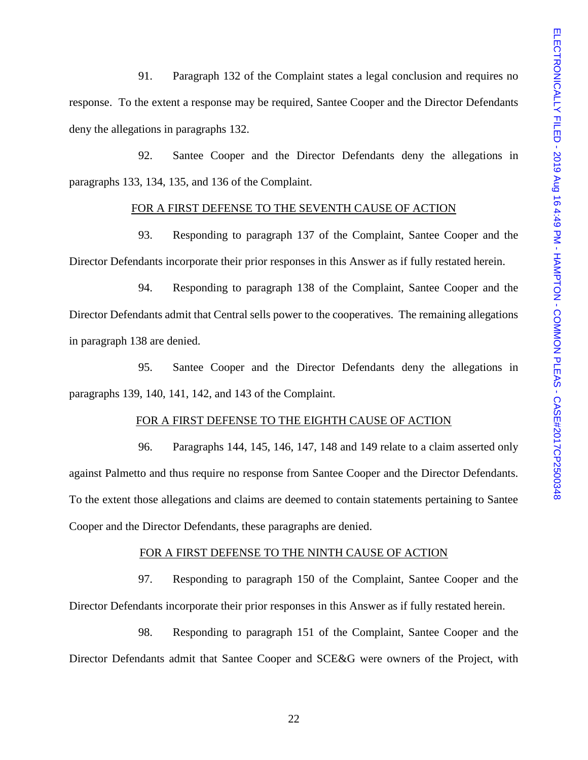91. Paragraph 132 of the Complaint states a legal conclusion and requires no response. To the extent a response may be required, Santee Cooper and the Director Defendants deny the allegations in paragraphs 132.

92. Santee Cooper and the Director Defendants deny the allegations in paragraphs 133, 134, 135, and 136 of the Complaint.

FOR A FIRST DEFENSE TO THE SEVENTH CAUSE OF ACTION

93. Responding to paragraph 137 of the Complaint, Santee Cooper and the Director Defendants incorporate their prior responses in this Answer as if fully restated herein.

94. Responding to paragraph 138 of the Complaint, Santee Cooper and the Director Defendants admit that Central sells power to the cooperatives. The remaining allegations in paragraph 138 are denied.

95. Santee Cooper and the Director Defendants deny the allegations in paragraphs 139, 140, 141, 142, and 143 of the Complaint.

FOR A FIRST DEFENSE TO THE EIGHTH CAUSE OF ACTION

96. Paragraphs 144, 145, 146, 147, 148 and 149 relate to a claim asserted only against Palmetto and thus require no response from Santee Cooper and the Director Defendants. To the extent those allegations and claims are deemed to contain statements pertaining to Santee Cooper and the Director Defendants, these paragraphs are denied.

FOR A FIRST DEFENSE TO THE NINTH CAUSE OF ACTION

97. Responding to paragraph 150 of the Complaint, Santee Cooper and the Director Defendants incorporate their prior responses in this Answer as if fully restated herein.

98. Responding to paragraph 151 of the Complaint, Santee Cooper and the Director Defendants admit that Santee Cooper and SCE&G were owners of the Project, with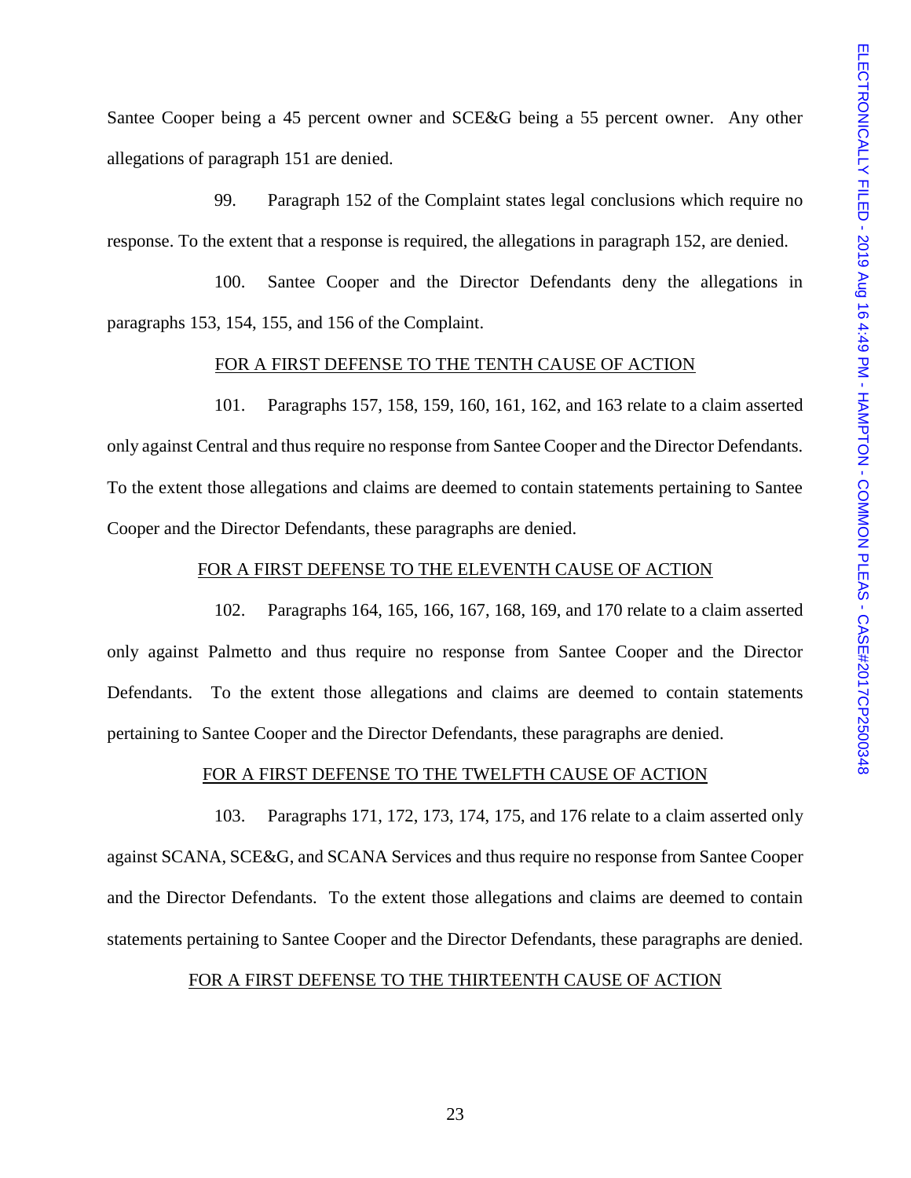Santee Cooper being a 45 percent owner and SCE&G being a 55 percent owner. Any other allegations of paragraph 151 are denied.

99. Paragraph 152 of the Complaint states legal conclusions which require no response. To the extent that a response is required, the allegations in paragraph 152, are denied.

100. Santee Cooper and the Director Defendants deny the allegations in paragraphs 153, 154, 155, and 156 of the Complaint.

<u>FOR A FIRST DEFENSE TO THE TENTH CAUSE OF ACTION</u>

101. Paragraphs 157, 158, 159, 160, 161, 162, and 163 relate to a claim asserted only against Central and thus require no response from Santee Cooper and the Director Defendants. To the extent those allegations and claims are deemed to contain statements pertaining to Santee Cooper and the Director Defendants, these paragraphs are denied.

<u>FOR A FIRST DEFENSE TO THE ELEVENTH CAUSE OF ACTION</u>

102. Paragraphs 164, 165, 166, 167, 168, 169, and 170 relate to a claim asserted only against Palmetto and thus require no response from Santee Cooper and the Director Defendants. To the extent those allegations and claims are deemed to contain statements pertaining to Santee Cooper and the Director Defendants, these paragraphs are denied.

<u>FOR A FIRST DEFENSE TO THE TWELFTH CAUSE OF ACTION</u>

103. Paragraphs 171, 172, 173, 174, 175, and 176 relate to a claim asserted only against SCANA, SCE&G, and SCANA Services and thus require no response from Santee Cooper and the Director Defendants. To the extent those allegations and claims are deemed to contain statements pertaining to Santee Cooper and the Director Defendants, these paragraphs are denied.

<u>FOR A FIRST DEFENSE TO THE THIRTEENTH CAUSE OF ACTION</u>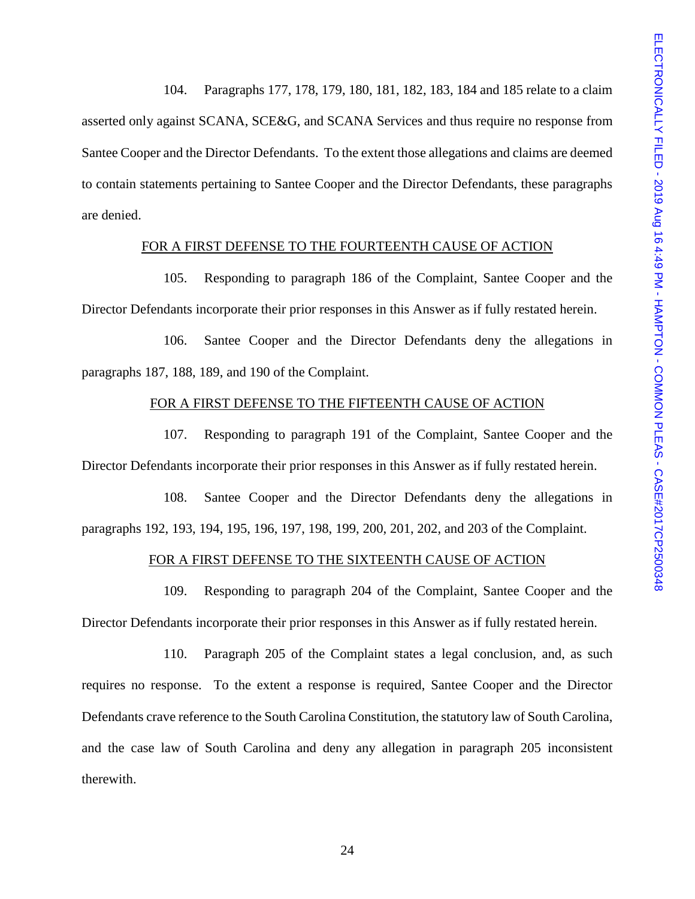104. Paragraphs 177, 178, 179, 180, 181, 182, 183, 184 and 185 relate to a claim asserted only against SCANA, SCE&G, and SCANA Services and thus require no response from Santee Cooper and the Director Defendants. To the extent those allegations and claims are deemed to contain statements pertaining to Santee Cooper and the Director Defendants, these paragraphs are denied.

FOR A FIRST DEFENSE TO THE FOURTEENTH CAUSE OF ACTION

105. Responding to paragraph 186 of the Complaint, Santee Cooper and the Director Defendants incorporate their prior responses in this Answer as if fully restated herein.

106. Santee Cooper and the Director Defendants deny the allegations in paragraphs 187, 188, 189, and 190 of the Complaint.

FOR A FIRST DEFENSE TO THE FIFTEENTH CAUSE OF ACTION

107. Responding to paragraph 191 of the Complaint, Santee Cooper and the Director Defendants incorporate their prior responses in this Answer as if fully restated herein.

108. Santee Cooper and the Director Defendants deny the allegations in paragraphs 192, 193, 194, 195, 196, 197, 198, 199, 200, 201, 202, and 203 of the Complaint.

FOR A FIRST DEFENSE TO THE SIXTEENTH CAUSE OF ACTION

109. Responding to paragraph 204 of the Complaint, Santee Cooper and the Director Defendants incorporate their prior responses in this Answer as if fully restated herein.

110. Paragraph 205 of the Complaint states a legal conclusion, and, as such requires no response. To the extent a response is required, Santee Cooper and the Director Defendants crave reference to the South Carolina Constitution, the statutory law of South Carolina, and the case law of South Carolina and deny any allegation in paragraph 205 inconsistent therewith.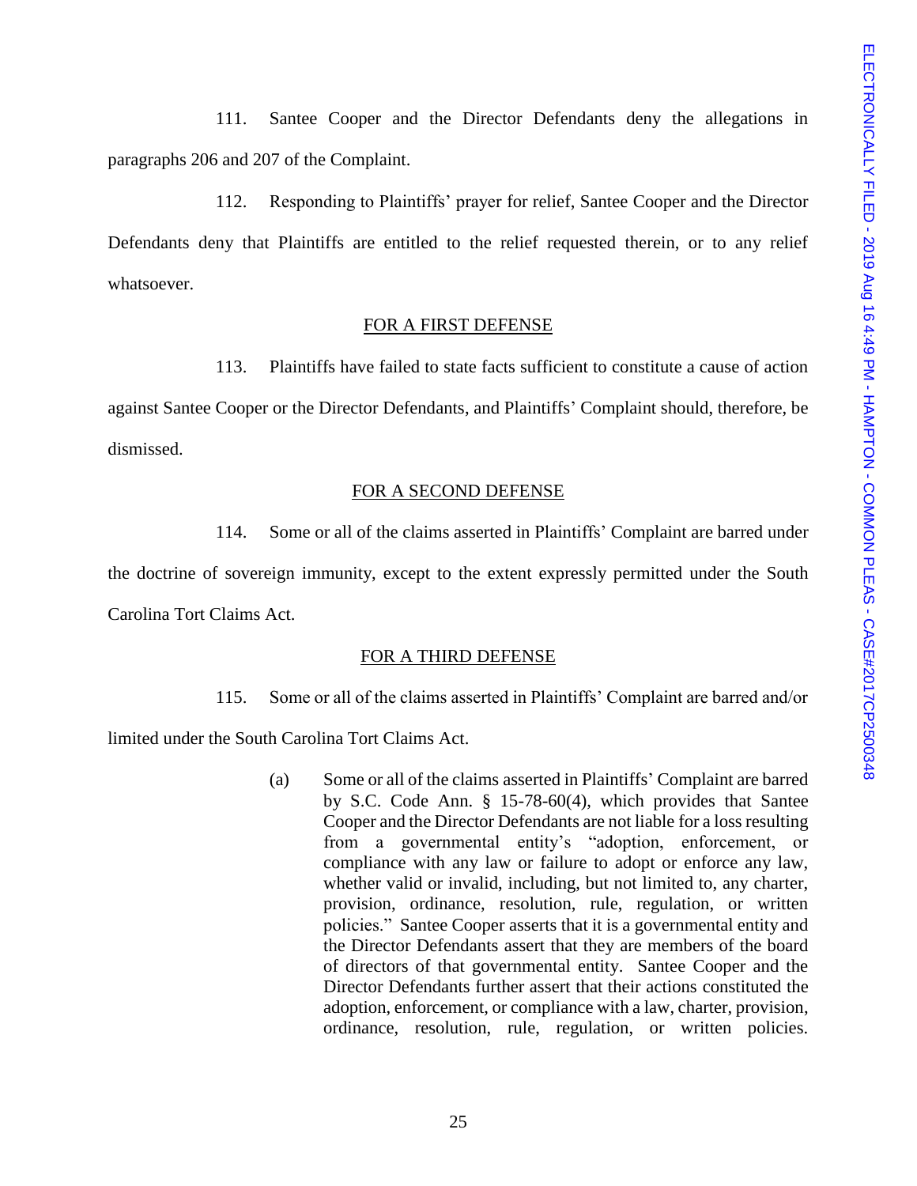111. Santee Cooper and the Director Defendants deny the allegations in paragraphs 206 and 207 of the Complaint.

112. Responding to Plaintiffs' prayer for relief, Santee Cooper and the Director Defendants deny that Plaintiffs are entitled to the relief requested therein, or to any relief whatsoever.

<u>FOR A FIRST DEFENSE</u>

113. Plaintiffs have failed to state facts sufficient to constitute a cause of action against Santee Cooper or the Director Defendants, and Plaintiffs' Complaint should, therefore, be dismissed.

<u>FOR A SECOND DEFENSE</u>

114. Some or all of the claims asserted in Plaintiffs' Complaint are barred under the doctrine of sovereign immunity, except to the extent expressly permitted under the South Carolina Tort Claims Act.

<u>FOR A THIRD DEFENSE</u>

115. Some or all of the claims asserted in Plaintiffs' Complaint are barred and/or limited under the South Carolina Tort Claims Act.

> (a) Some or all of the claims asserted in Plaintiffs' Complaint are barred by S.C. Code Ann. § 15-78-60(4), which provides that Santee Cooper and the Director Defendants are not liable for a loss resulting from a governmental entity's "adoption, enforcement, or compliance with any law or failure to adopt or enforce any law, whether valid or invalid, including, but not limited to, any charter, provision, ordinance, resolution, rule, regulation, or written policies." Santee Cooper asserts that it is a governmental entity and the Director Defendants assert that they are members of the board of directors of that governmental entity. Santee Cooper and the Director Defendants further assert that their actions constituted the adoption, enforcement, or compliance with a law, charter, provision, ordinance, resolution, rule, regulation, or written policies.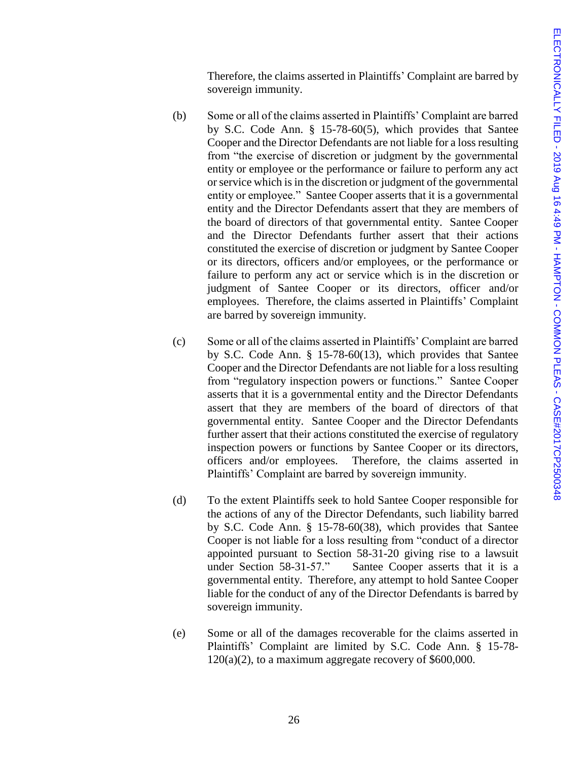Therefore, the claims asserted in Plaintiffs' Complaint are barred by sovereign immunity.

(b) Some or all of the claims asserted in Plaintiffs' Complaint are barred by S.C. Code Ann. § 15-78-60(5), which provides that Santee Cooper and the Director Defendants are not liable for a loss resulting from "the exercise of discretion or judgment by the governmental entity or employee or the performance or failure to perform any act or service which is in the discretion or judgment of the governmental entity or employee." Santee Cooper asserts that it is a governmental entity and the Director Defendants assert that they are members of the board of directors of that governmental entity. Santee Cooper and the Director Defendants further assert that their actions constituted the exercise of discretion or judgment by Santee Cooper or its directors, officers and/or employees, or the performance or failure to perform any act or service which is in the discretion or judgment of Santee Cooper or its directors, officer and/or employees. Therefore, the claims asserted in Plaintiffs' Complaint are barred by sovereign immunity.

(c) Some or all of the claims asserted in Plaintiffs' Complaint are barred by S.C. Code Ann. § 15-78-60(13), which provides that Santee Cooper and the Director Defendants are not liable for a loss resulting from "regulatory inspection powers or functions." Santee Cooper asserts that it is a governmental entity and the Director Defendants assert that they are members of the board of directors of that governmental entity. Santee Cooper and the Director Defendants further assert that their actions constituted the exercise of regulatory inspection powers or functions by Santee Cooper or its directors, officers and/or employees. Therefore, the claims asserted in Plaintiffs' Complaint are barred by sovereign immunity.

(d) To the extent Plaintiffs seek to hold Santee Cooper responsible for the actions of any of the Director Defendants, such liability barred by S.C. Code Ann. § 15-78-60(38), which provides that Santee Cooper is not liable for a loss resulting from "conduct of a director appointed pursuant to Section 58-31-20 giving rise to a lawsuit under Section 58-31-57." Santee Cooper asserts that it is a governmental entity. Therefore, any attempt to hold Santee Cooper liable for the conduct of any of the Director Defendants is barred by sovereign immunity.

(e) Some or all of the damages recoverable for the claims asserted in Plaintiffs' Complaint are limited by S.C. Code Ann. § 15-78-120(a)(2), to a maximum aggregate recovery of $600,000.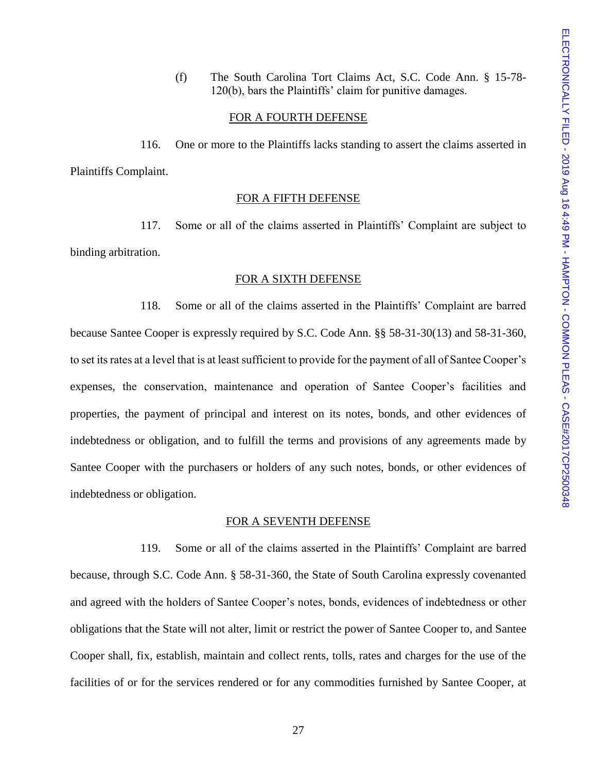(f) The South Carolina Tort Claims Act, S.C. Code Ann. § 15-78-120(b), bars the Plaintiffs' claim for punitive damages.

FOR A FOURTH DEFENSE

116. One or more to the Plaintiffs lacks standing to assert the claims asserted in Plaintiffs Complaint.

FOR A FIFTH DEFENSE

117. Some or all of the claims asserted in Plaintiffs' Complaint are subject to binding arbitration.

FOR A SIXTH DEFENSE

118. Some or all of the claims asserted in the Plaintiffs' Complaint are barred because Santee Cooper is expressly required by S.C. Code Ann. §§ 58-31-30(13) and 58-31-360, to set its rates at a level that is at least sufficient to provide for the payment of all of Santee Cooper's expenses, the conservation, maintenance and operation of Santee Cooper's facilities and properties, the payment of principal and interest on its notes, bonds, and other evidences of indebtedness or obligation, and to fulfill the terms and provisions of any agreements made by Santee Cooper with the purchasers or holders of any such notes, bonds, or other evidences of indebtedness or obligation.

FOR A SEVENTH DEFENSE

119. Some or all of the claims asserted in the Plaintiffs' Complaint are barred because, through S.C. Code Ann. § 58-31-360, the State of South Carolina expressly covenanted and agreed with the holders of Santee Cooper's notes, bonds, evidences of indebtedness or other obligations that the State will not alter, limit or restrict the power of Santee Cooper to, and Santee Cooper shall, fix, establish, maintain and collect rents, tolls, rates and charges for the use of the facilities of or for the services rendered or for any commodities furnished by Santee Cooper, at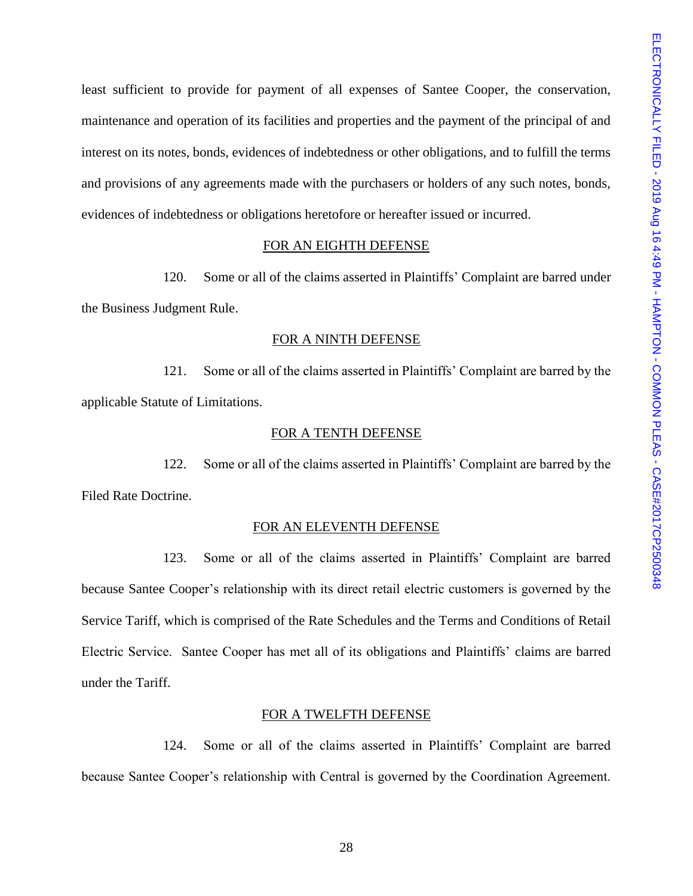least sufficient to provide for payment of all expenses of Santee Cooper, the conservation, maintenance and operation of its facilities and properties and the payment of the principal of and interest on its notes, bonds, evidences of indebtedness or other obligations, and to fulfill the terms and provisions of any agreements made with the purchasers or holders of any such notes, bonds, evidences of indebtedness or obligations heretofore or hereafter issued or incurred.

## FOR AN EIGHTH DEFENSE

120. Some or all of the claims asserted in Plaintiffs' Complaint are barred under the Business Judgment Rule.

## FOR A NINTH DEFENSE

121. Some or all of the claims asserted in Plaintiffs' Complaint are barred by the applicable Statute of Limitations.

## FOR A TENTH DEFENSE

122. Some or all of the claims asserted in Plaintiffs' Complaint are barred by the Filed Rate Doctrine.

## FOR AN ELEVENTH DEFENSE

123. Some or all of the claims asserted in Plaintiffs' Complaint are barred because Santee Cooper's relationship with its direct retail electric customers is governed by the Service Tariff, which is comprised of the Rate Schedules and the Terms and Conditions of Retail Electric Service. Santee Cooper has met all of its obligations and Plaintiffs' claims are barred under the Tariff.

## FOR A TWELFTH DEFENSE

124. Some or all of the claims asserted in Plaintiffs' Complaint are barred because Santee Cooper's relationship with Central is governed by the Coordination Agreement.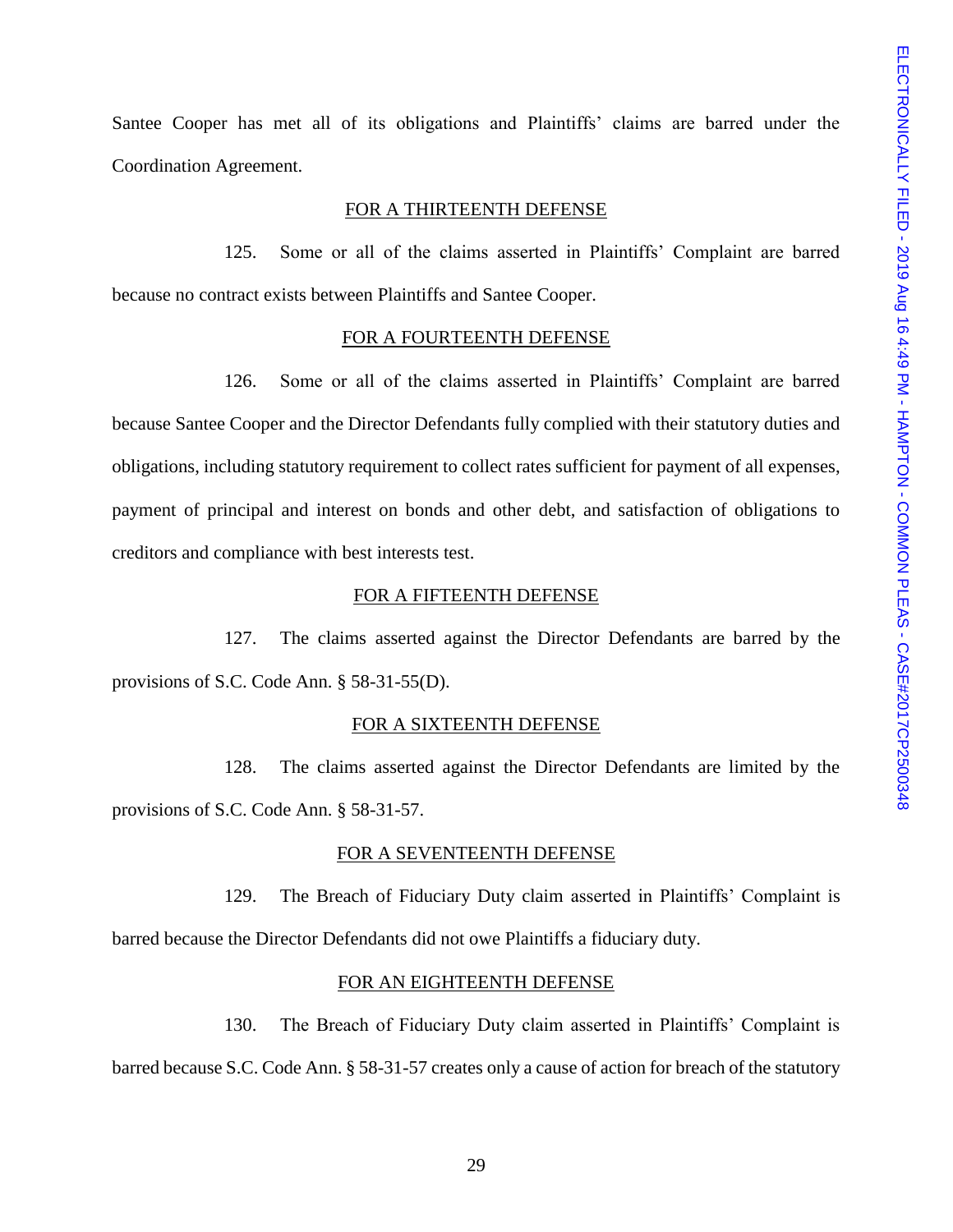Santee Cooper has met all of its obligations and Plaintiffs' claims are barred under the Coordination Agreement.

FOR A THIRTEENTH DEFENSE

125. Some or all of the claims asserted in Plaintiffs' Complaint are barred because no contract exists between Plaintiffs and Santee Cooper.

FOR A FOURTEENTH DEFENSE

126. Some or all of the claims asserted in Plaintiffs' Complaint are barred because Santee Cooper and the Director Defendants fully complied with their statutory duties and obligations, including statutory requirement to collect rates sufficient for payment of all expenses, payment of principal and interest on bonds and other debt, and satisfaction of obligations to creditors and compliance with best interests test.

FOR A FIFTEENTH DEFENSE

127. The claims asserted against the Director Defendants are barred by the provisions of S.C. Code Ann. § 58-31-55(D).

FOR A SIXTEENTH DEFENSE

128. The claims asserted against the Director Defendants are limited by the provisions of S.C. Code Ann. § 58-31-57.

FOR A SEVENTEENTH DEFENSE

129. The Breach of Fiduciary Duty claim asserted in Plaintiffs' Complaint is barred because the Director Defendants did not owe Plaintiffs a fiduciary duty.

FOR AN EIGHTEENTH DEFENSE

130. The Breach of Fiduciary Duty claim asserted in Plaintiffs' Complaint is barred because S.C. Code Ann. § 58-31-57 creates only a cause of action for breach of the statutory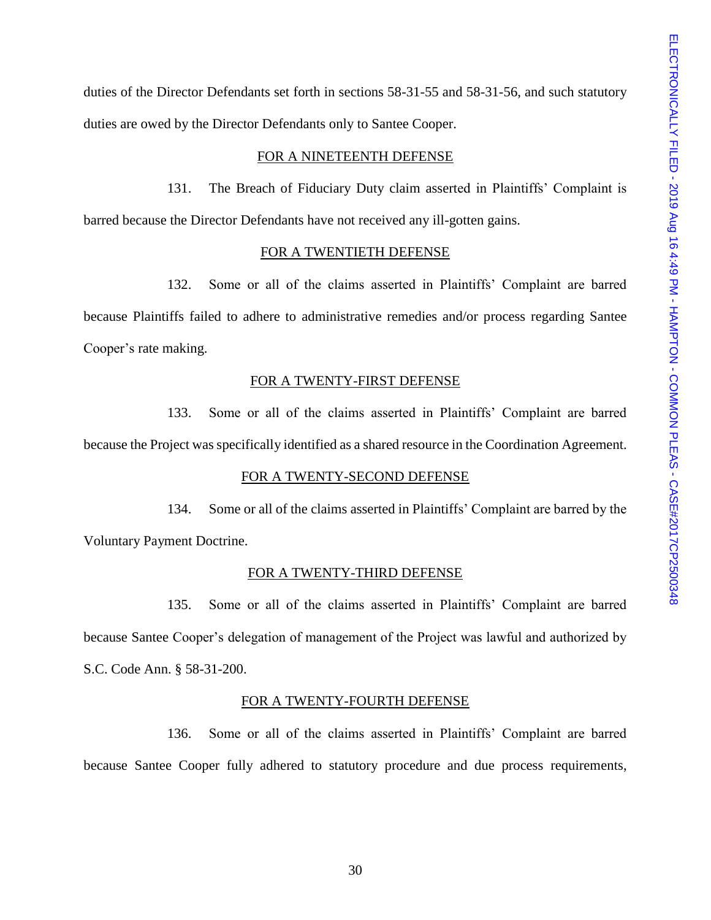duties of the Director Defendants set forth in sections 58-31-55 and 58-31-56, and such statutory duties are owed by the Director Defendants only to Santee Cooper.

FOR A NINETEENTH DEFENSE

131. The Breach of Fiduciary Duty claim asserted in Plaintiffs' Complaint is barred because the Director Defendants have not received any ill-gotten gains.

FOR A TWENTIETH DEFENSE

132. Some or all of the claims asserted in Plaintiffs' Complaint are barred because Plaintiffs failed to adhere to administrative remedies and/or process regarding Santee Cooper's rate making.

FOR A TWENTY-FIRST DEFENSE

133. Some or all of the claims asserted in Plaintiffs' Complaint are barred because the Project was specifically identified as a shared resource in the Coordination Agreement.

FOR A TWENTY-SECOND DEFENSE

134. Some or all of the claims asserted in Plaintiffs' Complaint are barred by the Voluntary Payment Doctrine.

FOR A TWENTY-THIRD DEFENSE

135. Some or all of the claims asserted in Plaintiffs' Complaint are barred because Santee Cooper's delegation of management of the Project was lawful and authorized by S.C. Code Ann. § 58-31-200.

FOR A TWENTY-FOURTH DEFENSE

136. Some or all of the claims asserted in Plaintiffs' Complaint are barred because Santee Cooper fully adhered to statutory procedure and due process requirements,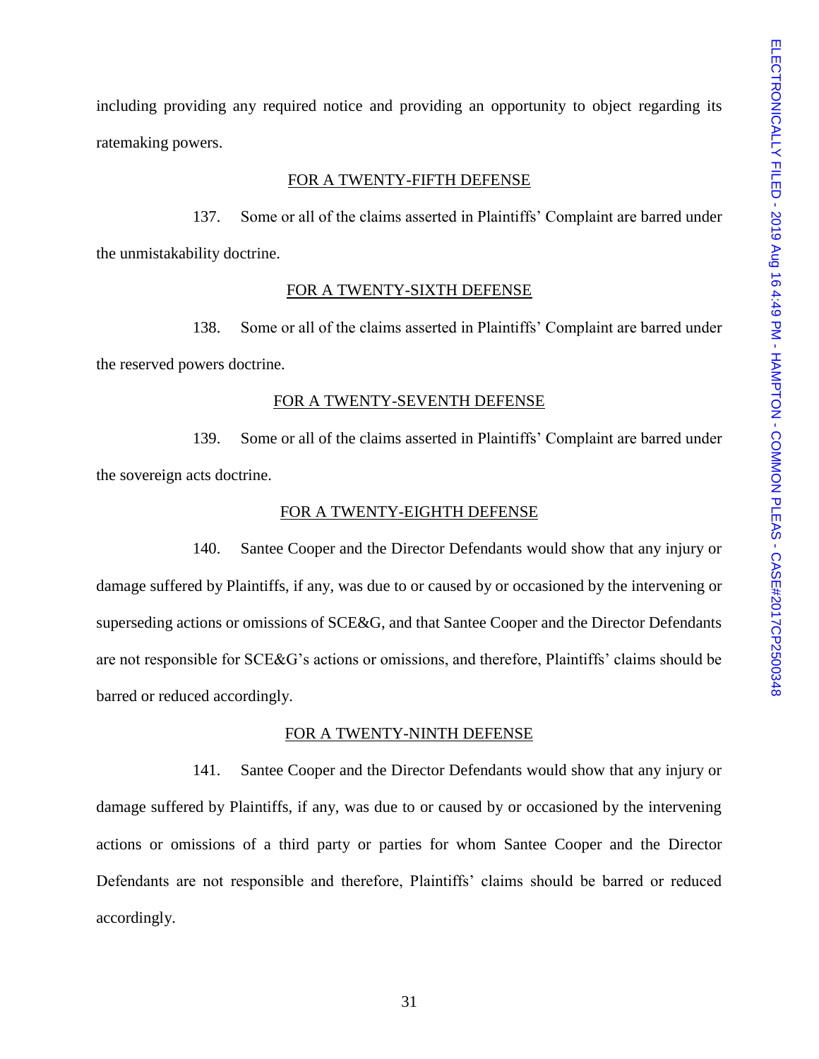including providing any required notice and providing an opportunity to object regarding its ratemaking powers.

FOR A TWENTY-FIFTH DEFENSE

137. Some or all of the claims asserted in Plaintiffs' Complaint are barred under the unmistakability doctrine.

FOR A TWENTY-SIXTH DEFENSE

138. Some or all of the claims asserted in Plaintiffs' Complaint are barred under the reserved powers doctrine.

FOR A TWENTY-SEVENTH DEFENSE

139. Some or all of the claims asserted in Plaintiffs' Complaint are barred under the sovereign acts doctrine.

FOR A TWENTY-EIGHTH DEFENSE

140. Santee Cooper and the Director Defendants would show that any injury or damage suffered by Plaintiffs, if any, was due to or caused by or occasioned by the intervening or superseding actions or omissions of SCE&G, and that Santee Cooper and the Director Defendants are not responsible for SCE&G's actions or omissions, and therefore, Plaintiffs' claims should be barred or reduced accordingly.

FOR A TWENTY-NINTH DEFENSE

141. Santee Cooper and the Director Defendants would show that any injury or damage suffered by Plaintiffs, if any, was due to or caused by or occasioned by the intervening actions or omissions of a third party or parties for whom Santee Cooper and the Director Defendants are not responsible and therefore, Plaintiffs' claims should be barred or reduced accordingly.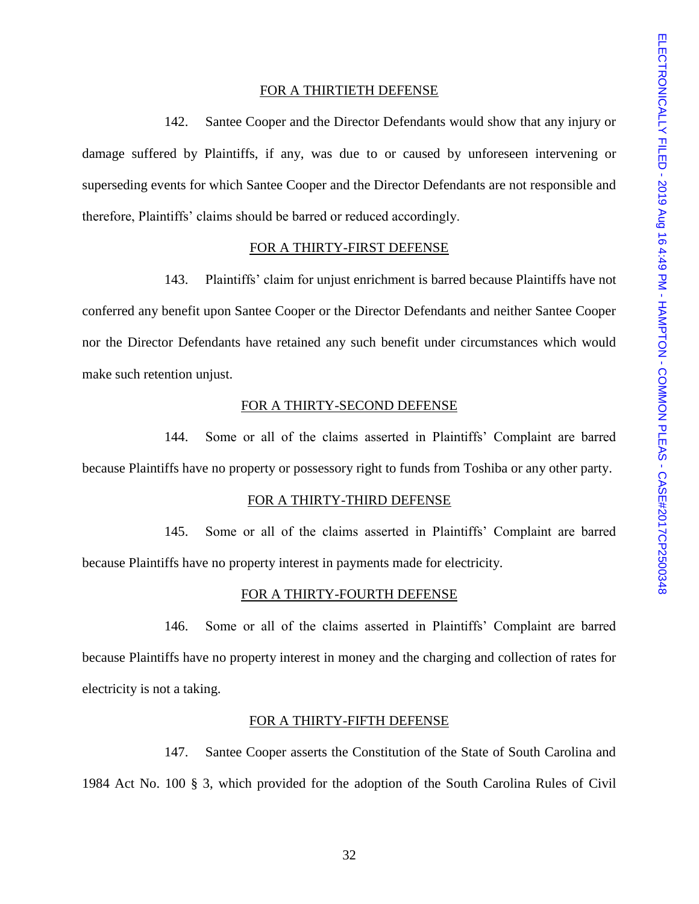FOR A THIRTIETH DEFENSE

142. Santee Cooper and the Director Defendants would show that any injury or damage suffered by Plaintiffs, if any, was due to or caused by unforeseen intervening or superseding events for which Santee Cooper and the Director Defendants are not responsible and therefore, Plaintiffs' claims should be barred or reduced accordingly.

FOR A THIRTY-FIRST DEFENSE

143. Plaintiffs' claim for unjust enrichment is barred because Plaintiffs have not conferred any benefit upon Santee Cooper or the Director Defendants and neither Santee Cooper nor the Director Defendants have retained any such benefit under circumstances which would make such retention unjust.

FOR A THIRTY-SECOND DEFENSE

144. Some or all of the claims asserted in Plaintiffs' Complaint are barred because Plaintiffs have no property or possessory right to funds from Toshiba or any other party.

FOR A THIRTY-THIRD DEFENSE

145. Some or all of the claims asserted in Plaintiffs' Complaint are barred because Plaintiffs have no property interest in payments made for electricity.

FOR A THIRTY-FOURTH DEFENSE

146. Some or all of the claims asserted in Plaintiffs' Complaint are barred because Plaintiffs have no property interest in money and the charging and collection of rates for electricity is not a taking.

FOR A THIRTY-FIFTH DEFENSE

147. Santee Cooper asserts the Constitution of the State of South Carolina and 1984 Act No. 100 § 3, which provided for the adoption of the South Carolina Rules of Civil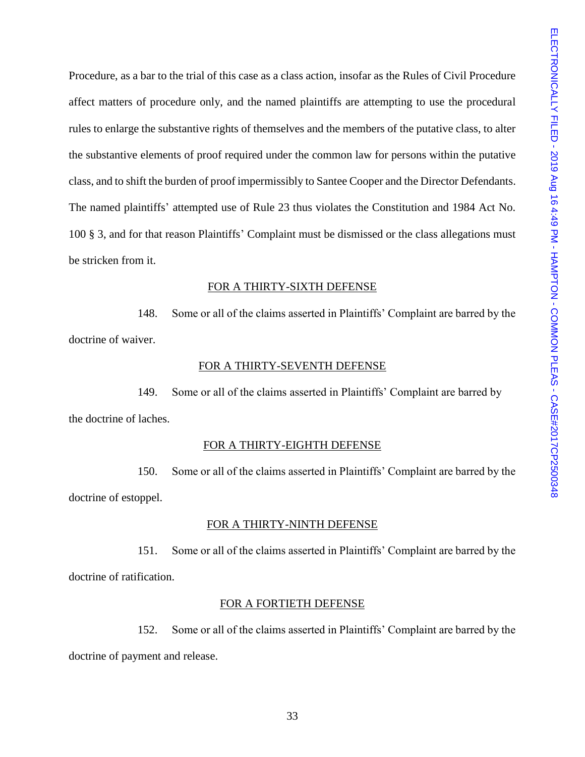Procedure, as a bar to the trial of this case as a class action, insofar as the Rules of Civil Procedure affect matters of procedure only, and the named plaintiffs are attempting to use the procedural rules to enlarge the substantive rights of themselves and the members of the putative class, to alter the substantive elements of proof required under the common law for persons within the putative class, and to shift the burden of proof impermissibly to Santee Cooper and the Director Defendants. The named plaintiffs' attempted use of Rule 23 thus violates the Constitution and 1984 Act No. 100 § 3, and for that reason Plaintiffs' Complaint must be dismissed or the class allegations must be stricken from it.

FOR A THIRTY-SIXTH DEFENSE

148. Some or all of the claims asserted in Plaintiffs' Complaint are barred by the doctrine of waiver.

FOR A THIRTY-SEVENTH DEFENSE

149. Some or all of the claims asserted in Plaintiffs' Complaint are barred by the doctrine of laches.

FOR A THIRTY-EIGHTH DEFENSE

150. Some or all of the claims asserted in Plaintiffs' Complaint are barred by the doctrine of estoppel.

FOR A THIRTY-NINTH DEFENSE

151. Some or all of the claims asserted in Plaintiffs' Complaint are barred by the doctrine of ratification.

FOR A FORTIETH DEFENSE

152. Some or all of the claims asserted in Plaintiffs' Complaint are barred by the doctrine of payment and release.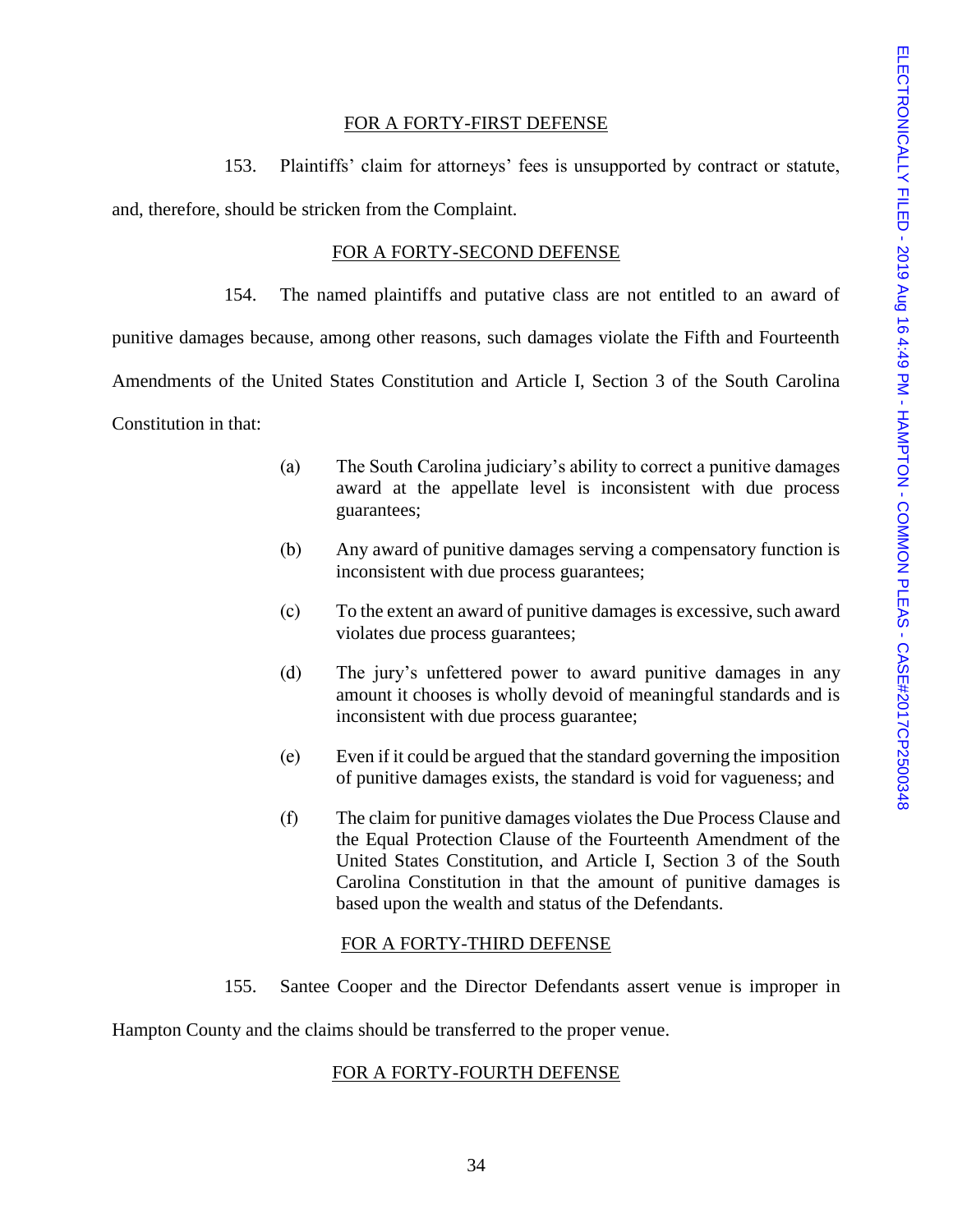FOR A FORTY-FIRST DEFENSE

153. Plaintiffs' claim for attorneys' fees is unsupported by contract or statute, and, therefore, should be stricken from the Complaint.

FOR A FORTY-SECOND DEFENSE

154. The named plaintiffs and putative class are not entitled to an award of punitive damages because, among other reasons, such damages violate the Fifth and Fourteenth Amendments of the United States Constitution and Article I, Section 3 of the South Carolina Constitution in that:

(a) The South Carolina judiciary's ability to correct a punitive damages award at the appellate level is inconsistent with due process guarantees;

(b) Any award of punitive damages serving a compensatory function is inconsistent with due process guarantees;

(c) To the extent an award of punitive damages is excessive, such award violates due process guarantees;

(d) The jury's unfettered power to award punitive damages in any amount it chooses is wholly devoid of meaningful standards and is inconsistent with due process guarantee;

(e) Even if it could be argued that the standard governing the imposition of punitive damages exists, the standard is void for vagueness; and

(f) The claim for punitive damages violates the Due Process Clause and the Equal Protection Clause of the Fourteenth Amendment of the United States Constitution, and Article I, Section 3 of the South Carolina Constitution in that the amount of punitive damages is based upon the wealth and status of the Defendants.

FOR A FORTY-THIRD DEFENSE

155. Santee Cooper and the Director Defendants assert venue is improper in Hampton County and the claims should be transferred to the proper venue.

FOR A FORTY-FOURTH DEFENSE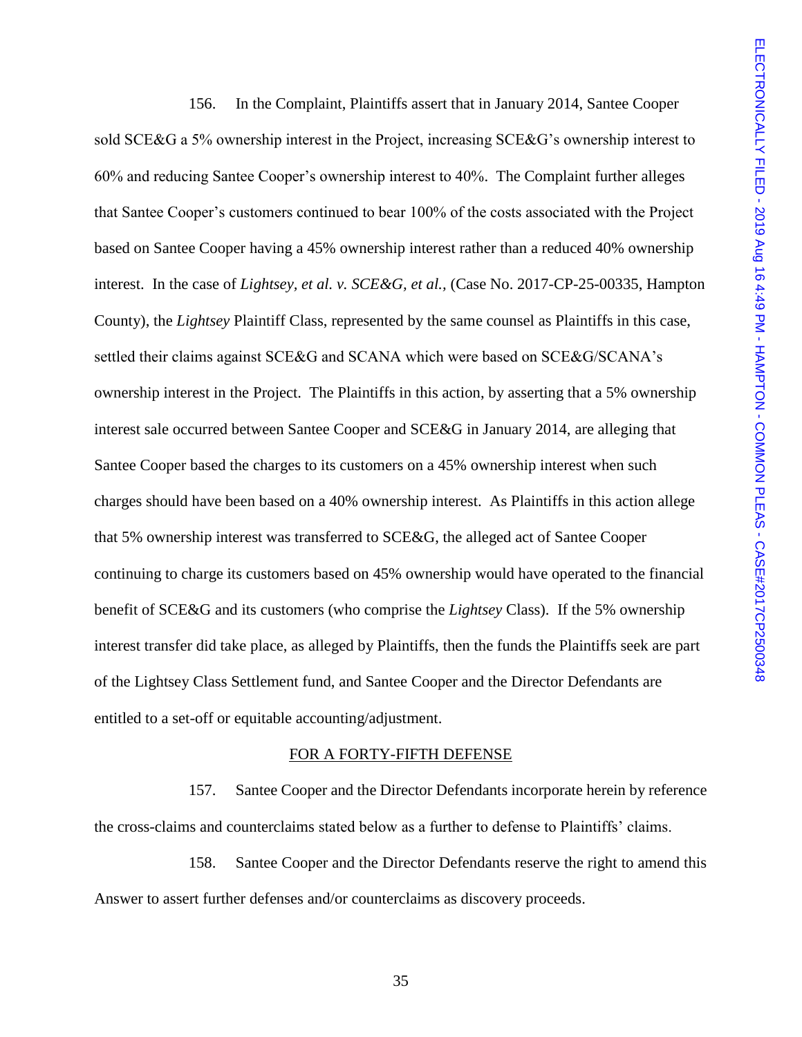156. In the Complaint, Plaintiffs assert that in January 2014, Santee Cooper sold SCE&G a 5% ownership interest in the Project, increasing SCE&G's ownership interest to 60% and reducing Santee Cooper's ownership interest to 40%. The Complaint further alleges that Santee Cooper's customers continued to bear 100% of the costs associated with the Project based on Santee Cooper having a 45% ownership interest rather than a reduced 40% ownership interest. In the case of *Lightsey, et al. v. SCE&G, et al.*, (Case No. 2017-CP-25-00335, Hampton County), the *Lightsey* Plaintiff Class, represented by the same counsel as Plaintiffs in this case, settled their claims against SCE&G and SCANA which were based on SCE&G/SCANA's ownership interest in the Project. The Plaintiffs in this action, by asserting that a 5% ownership interest sale occurred between Santee Cooper and SCE&G in January 2014, are alleging that Santee Cooper based the charges to its customers on a 45% ownership interest when such charges should have been based on a 40% ownership interest. As Plaintiffs in this action allege that 5% ownership interest was transferred to SCE&G, the alleged act of Santee Cooper continuing to charge its customers based on 45% ownership would have operated to the financial benefit of SCE&G and its customers (who comprise the *Lightsey* Class). If the 5% ownership interest transfer did take place, as alleged by Plaintiffs, then the funds the Plaintiffs seek are part of the Lightsey Class Settlement fund, and Santee Cooper and the Director Defendants are entitled to a set-off or equitable accounting/adjustment.

<u>FOR A FORTY-FIFTH DEFENSE</u>

157. Santee Cooper and the Director Defendants incorporate herein by reference the cross-claims and counterclaims stated below as a further to defense to Plaintiffs' claims.

158. Santee Cooper and the Director Defendants reserve the right to amend this Answer to assert further defenses and/or counterclaims as discovery proceeds.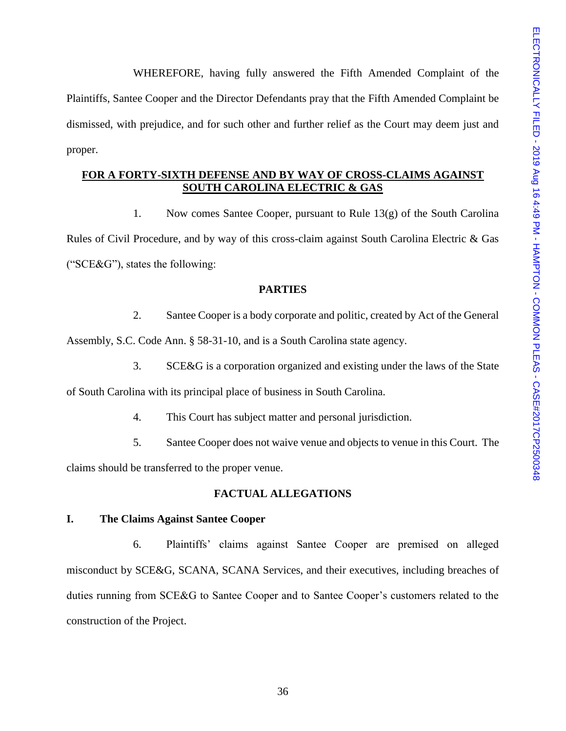WHEREFORE, having fully answered the Fifth Amended Complaint of the Plaintiffs, Santee Cooper and the Director Defendants pray that the Fifth Amended Complaint be dismissed, with prejudice, and for such other and further relief as the Court may deem just and proper.

## FOR A FORTY-SIXTH DEFENSE AND BY WAY OF CROSS-CLAIMS AGAINST SOUTH CAROLINA ELECTRIC & GAS

1. Now comes Santee Cooper, pursuant to Rule 13(g) of the South Carolina Rules of Civil Procedure, and by way of this cross-claim against South Carolina Electric & Gas ("SCE&G"), states the following:

### PARTIES

2. Santee Cooper is a body corporate and politic, created by Act of the General Assembly, S.C. Code Ann. § 58-31-10, and is a South Carolina state agency.

3. SCE&G is a corporation organized and existing under the laws of the State of South Carolina with its principal place of business in South Carolina.

4. This Court has subject matter and personal jurisdiction.

5. Santee Cooper does not waive venue and objects to venue in this Court. The claims should be transferred to the proper venue.

### FACTUAL ALLEGATIONS

### I. The Claims Against Santee Cooper

6. Plaintiffs' claims against Santee Cooper are premised on alleged misconduct by SCE&G, SCANA, SCANA Services, and their executives, including breaches of duties running from SCE&G to Santee Cooper and to Santee Cooper's customers related to the construction of the Project.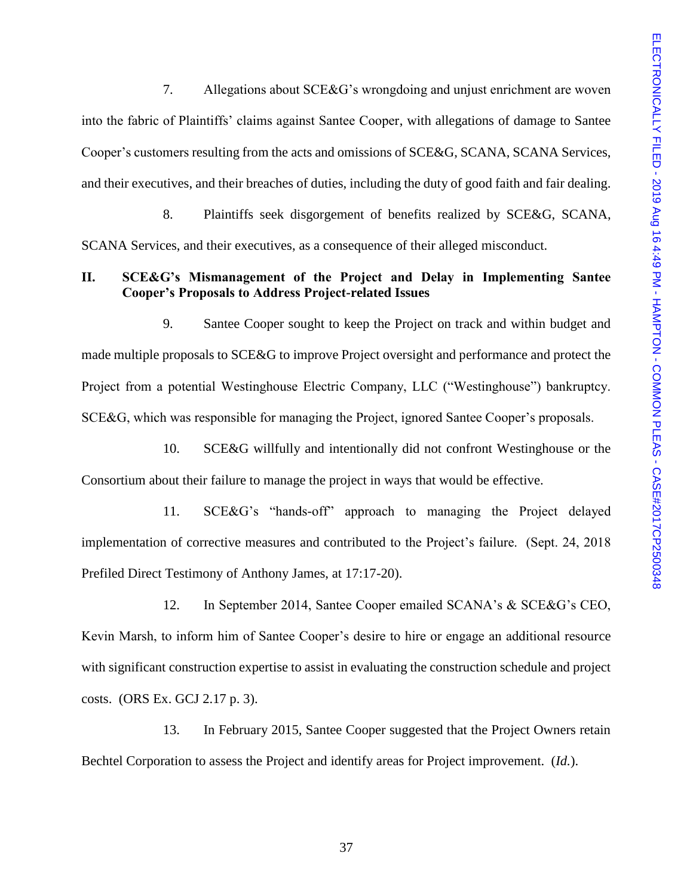7. Allegations about SCE&G's wrongdoing and unjust enrichment are woven into the fabric of Plaintiffs' claims against Santee Cooper, with allegations of damage to Santee Cooper's customers resulting from the acts and omissions of SCE&G, SCANA, SCANA Services, and their executives, and their breaches of duties, including the duty of good faith and fair dealing.

8. Plaintiffs seek disgorgement of benefits realized by SCE&G, SCANA, SCANA Services, and their executives, as a consequence of their alleged misconduct.

## II. SCE&G's Mismanagement of the Project and Delay in Implementing Santee Cooper's Proposals to Address Project-related Issues

9. Santee Cooper sought to keep the Project on track and within budget and made multiple proposals to SCE&G to improve Project oversight and performance and protect the Project from a potential Westinghouse Electric Company, LLC ("Westinghouse") bankruptcy. SCE&G, which was responsible for managing the Project, ignored Santee Cooper's proposals.

10. SCE&G willfully and intentionally did not confront Westinghouse or the Consortium about their failure to manage the project in ways that would be effective.

11. SCE&G's "hands-off" approach to managing the Project delayed implementation of corrective measures and contributed to the Project's failure. (Sept. 24, 2018 Prefiled Direct Testimony of Anthony James, at 17:17-20).

12. In September 2014, Santee Cooper emailed SCANA's & SCE&G's CEO, Kevin Marsh, to inform him of Santee Cooper's desire to hire or engage an additional resource with significant construction expertise to assist in evaluating the construction schedule and project costs. (ORS Ex. GCJ 2.17 p. 3).

13. In February 2015, Santee Cooper suggested that the Project Owners retain Bechtel Corporation to assess the Project and identify areas for Project improvement. (*Id.*).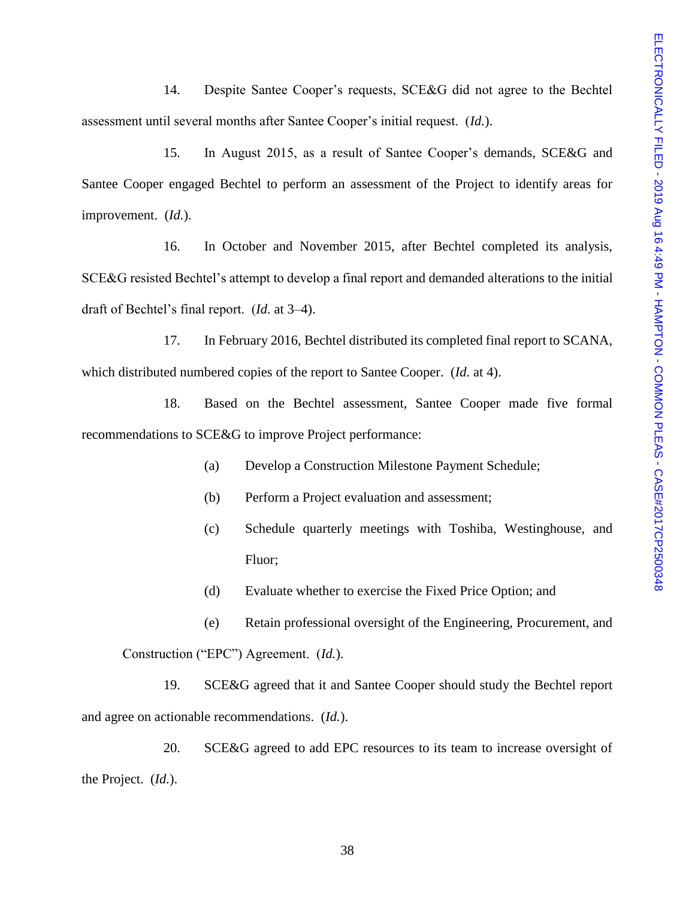14. Despite Santee Cooper's requests, SCE&G did not agree to the Bechtel assessment until several months after Santee Cooper's initial request. (*Id.*).

15. In August 2015, as a result of Santee Cooper's demands, SCE&G and Santee Cooper engaged Bechtel to perform an assessment of the Project to identify areas for improvement. (*Id.*).

16. In October and November 2015, after Bechtel completed its analysis, SCE&G resisted Bechtel's attempt to develop a final report and demanded alterations to the initial draft of Bechtel's final report. (*Id.* at 3–4).

17. In February 2016, Bechtel distributed its completed final report to SCANA, which distributed numbered copies of the report to Santee Cooper. (*Id.* at 4).

18. Based on the Bechtel assessment, Santee Cooper made five formal recommendations to SCE&G to improve Project performance:

(a) Develop a Construction Milestone Payment Schedule;

(b) Perform a Project evaluation and assessment;

(c) Schedule quarterly meetings with Toshiba, Westinghouse, and Fluor;

(d) Evaluate whether to exercise the Fixed Price Option; and

(e) Retain professional oversight of the Engineering, Procurement, and Construction ("EPC") Agreement. (*Id.*).

19. SCE&G agreed that it and Santee Cooper should study the Bechtel report and agree on actionable recommendations. (*Id.*).

20. SCE&G agreed to add EPC resources to its team to increase oversight of the Project. (*Id.*).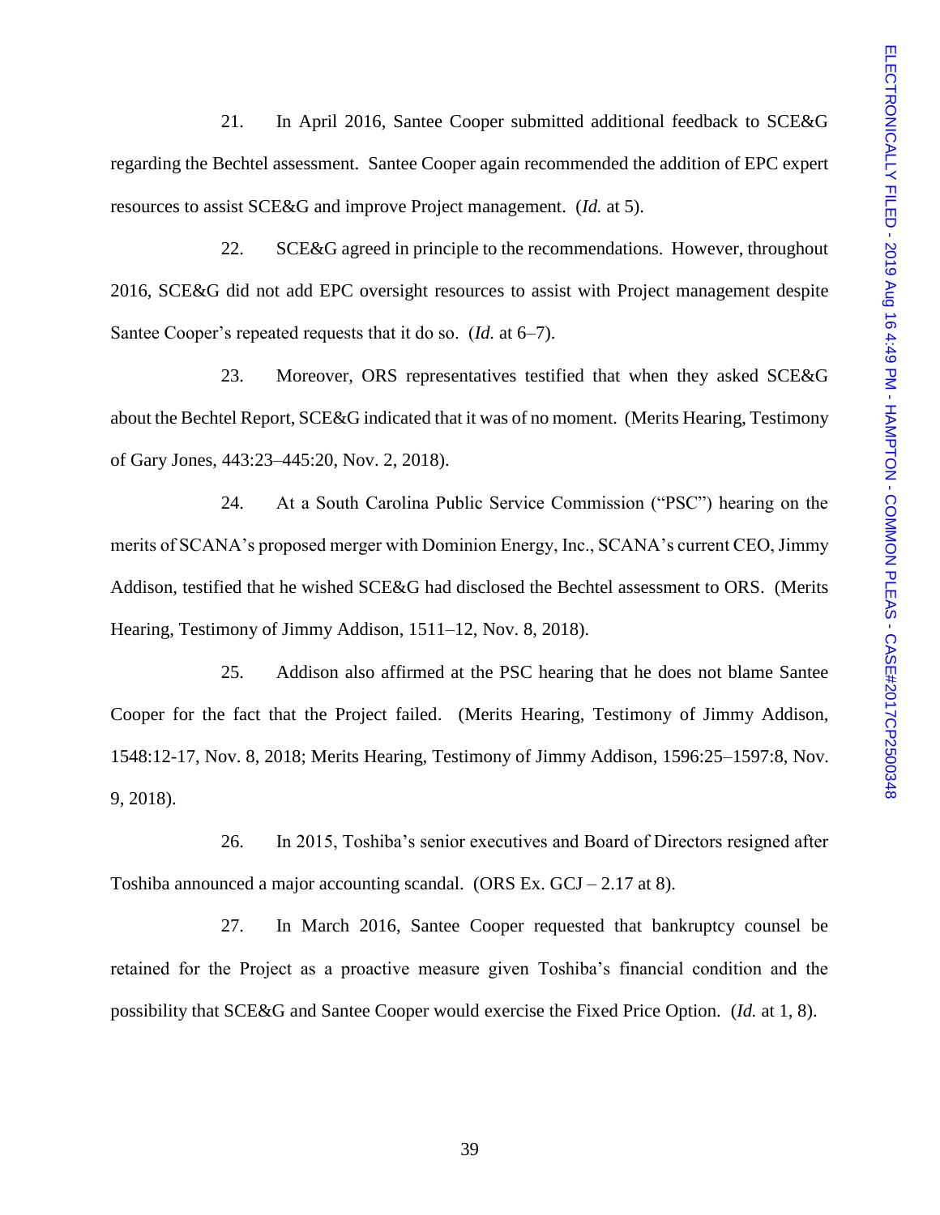21. In April 2016, Santee Cooper submitted additional feedback to SCE&G regarding the Bechtel assessment. Santee Cooper again recommended the addition of EPC expert resources to assist SCE&G and improve Project management. (*Id.* at 5).

22. SCE&G agreed in principle to the recommendations. However, throughout 2016, SCE&G did not add EPC oversight resources to assist with Project management despite Santee Cooper's repeated requests that it do so. (*Id.* at 6–7).

23. Moreover, ORS representatives testified that when they asked SCE&G about the Bechtel Report, SCE&G indicated that it was of no moment. (Merits Hearing, Testimony of Gary Jones, 443:23–445:20, Nov. 2, 2018).

24. At a South Carolina Public Service Commission ("PSC") hearing on the merits of SCANA's proposed merger with Dominion Energy, Inc., SCANA's current CEO, Jimmy Addison, testified that he wished SCE&G had disclosed the Bechtel assessment to ORS. (Merits Hearing, Testimony of Jimmy Addison, 1511–12, Nov. 8, 2018).

25. Addison also affirmed at the PSC hearing that he does not blame Santee Cooper for the fact that the Project failed. (Merits Hearing, Testimony of Jimmy Addison, 1548:12-17, Nov. 8, 2018; Merits Hearing, Testimony of Jimmy Addison, 1596:25–1597:8, Nov. 9, 2018).

26. In 2015, Toshiba's senior executives and Board of Directors resigned after Toshiba announced a major accounting scandal. (ORS Ex. GCJ – 2.17 at 8).

27. In March 2016, Santee Cooper requested that bankruptcy counsel be retained for the Project as a proactive measure given Toshiba's financial condition and the possibility that SCE&G and Santee Cooper would exercise the Fixed Price Option. (*Id.* at 1, 8).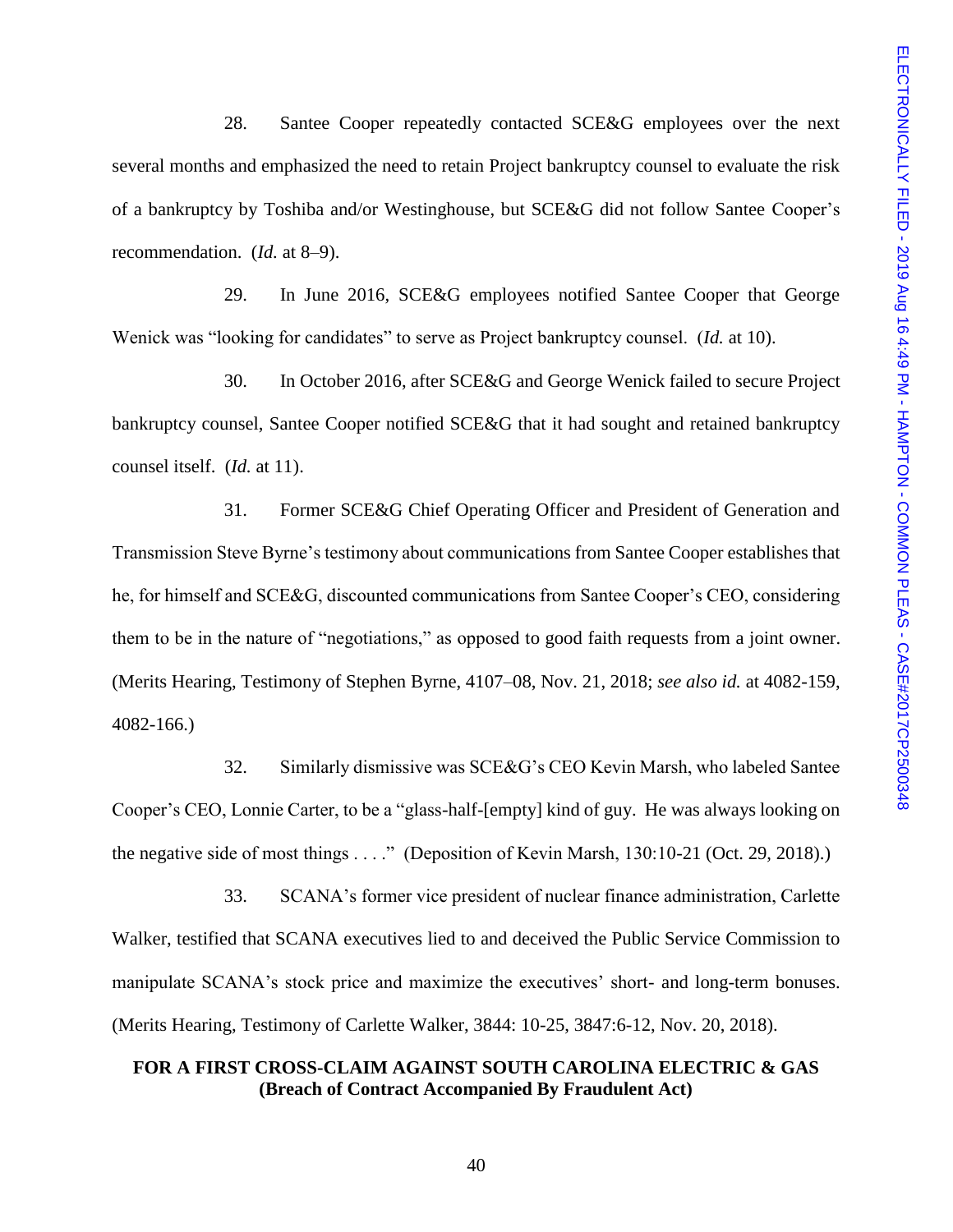28. Santee Cooper repeatedly contacted SCE&G employees over the next several months and emphasized the need to retain Project bankruptcy counsel to evaluate the risk of a bankruptcy by Toshiba and/or Westinghouse, but SCE&G did not follow Santee Cooper's recommendation. (*Id.* at 8–9).

29. In June 2016, SCE&G employees notified Santee Cooper that George Wenick was "looking for candidates" to serve as Project bankruptcy counsel. (*Id.* at 10).

30. In October 2016, after SCE&G and George Wenick failed to secure Project bankruptcy counsel, Santee Cooper notified SCE&G that it had sought and retained bankruptcy counsel itself. (*Id.* at 11).

31. Former SCE&G Chief Operating Officer and President of Generation and Transmission Steve Byrne's testimony about communications from Santee Cooper establishes that he, for himself and SCE&G, discounted communications from Santee Cooper's CEO, considering them to be in the nature of "negotiations," as opposed to good faith requests from a joint owner. (Merits Hearing, Testimony of Stephen Byrne, 4107–08, Nov. 21, 2018; *see also id.* at 4082-159, 4082-166.)

32. Similarly dismissive was SCE&G's CEO Kevin Marsh, who labeled Santee Cooper's CEO, Lonnie Carter, to be a "glass-half-[empty] kind of guy. He was always looking on the negative side of most things . . . ." (Deposition of Kevin Marsh, 130:10-21 (Oct. 29, 2018).)

33. SCANA's former vice president of nuclear finance administration, Carlette Walker, testified that SCANA executives lied to and deceived the Public Service Commission to manipulate SCANA's stock price and maximize the executives' short- and long-term bonuses. (Merits Hearing, Testimony of Carlette Walker, 3844: 10-25, 3847:6-12, Nov. 20, 2018).

**FOR A FIRST CROSS-CLAIM AGAINST SOUTH CAROLINA ELECTRIC & GAS**
**(Breach of Contract Accompanied By Fraudulent Act)**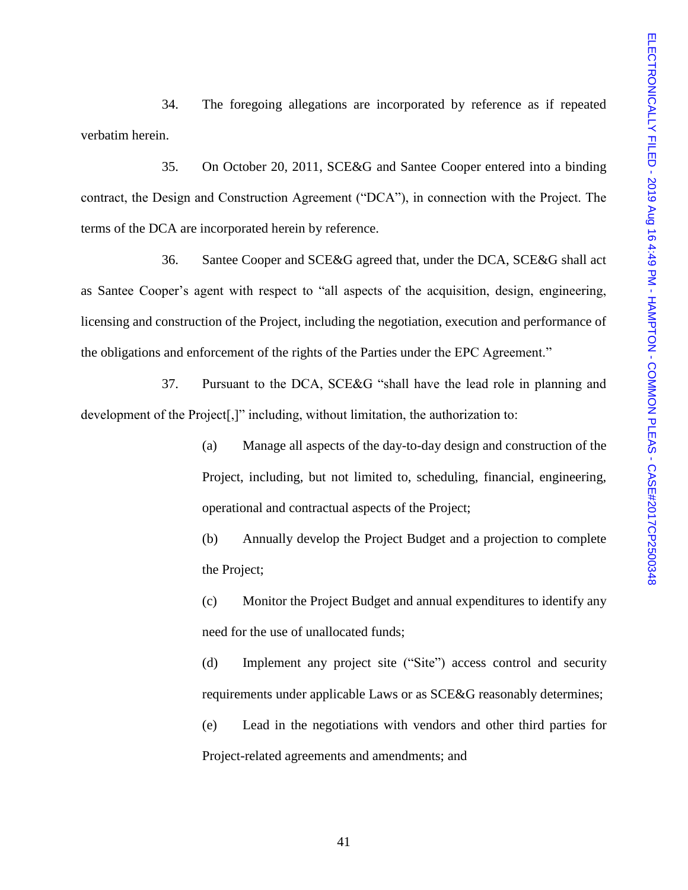34. The foregoing allegations are incorporated by reference as if repeated verbatim herein.

35. On October 20, 2011, SCE&G and Santee Cooper entered into a binding contract, the Design and Construction Agreement ("DCA"), in connection with the Project. The terms of the DCA are incorporated herein by reference.

36. Santee Cooper and SCE&G agreed that, under the DCA, SCE&G shall act as Santee Cooper's agent with respect to "all aspects of the acquisition, design, engineering, licensing and construction of the Project, including the negotiation, execution and performance of the obligations and enforcement of the rights of the Parties under the EPC Agreement."

37. Pursuant to the DCA, SCE&G "shall have the lead role in planning and development of the Project[,]" including, without limitation, the authorization to:

> (a) Manage all aspects of the day-to-day design and construction of the Project, including, but not limited to, scheduling, financial, engineering, operational and contractual aspects of the Project;
>
> (b) Annually develop the Project Budget and a projection to complete the Project;
>
> (c) Monitor the Project Budget and annual expenditures to identify any need for the use of unallocated funds;
>
> (d) Implement any project site ("Site") access control and security requirements under applicable Laws or as SCE&G reasonably determines;
>
> (e) Lead in the negotiations with vendors and other third parties for Project-related agreements and amendments; and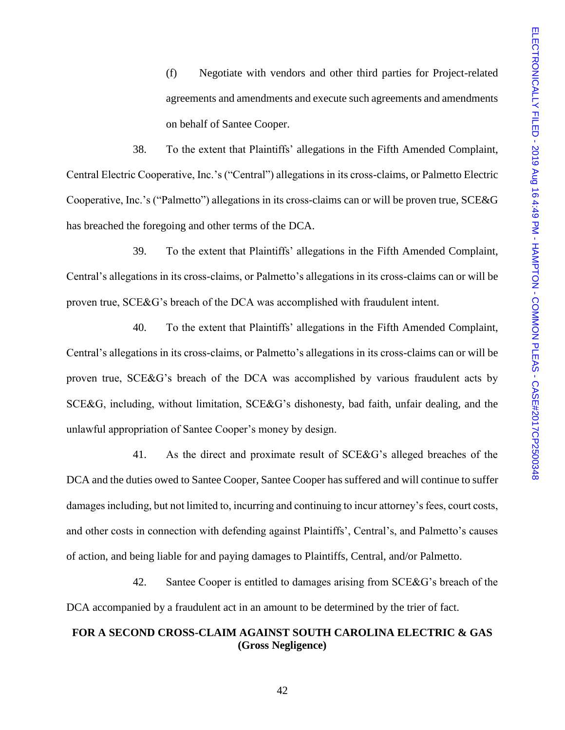(f) Negotiate with vendors and other third parties for Project-related agreements and amendments and execute such agreements and amendments on behalf of Santee Cooper.

38. To the extent that Plaintiffs' allegations in the Fifth Amended Complaint, Central Electric Cooperative, Inc.'s ("Central") allegations in its cross-claims, or Palmetto Electric Cooperative, Inc.'s ("Palmetto") allegations in its cross-claims can or will be proven true, SCE&G has breached the foregoing and other terms of the DCA.

39. To the extent that Plaintiffs' allegations in the Fifth Amended Complaint, Central's allegations in its cross-claims, or Palmetto's allegations in its cross-claims can or will be proven true, SCE&G's breach of the DCA was accomplished with fraudulent intent.

40. To the extent that Plaintiffs' allegations in the Fifth Amended Complaint, Central's allegations in its cross-claims, or Palmetto's allegations in its cross-claims can or will be proven true, SCE&G's breach of the DCA was accomplished by various fraudulent acts by SCE&G, including, without limitation, SCE&G's dishonesty, bad faith, unfair dealing, and the unlawful appropriation of Santee Cooper's money by design.

41. As the direct and proximate result of SCE&G's alleged breaches of the DCA and the duties owed to Santee Cooper, Santee Cooper has suffered and will continue to suffer damages including, but not limited to, incurring and continuing to incur attorney's fees, court costs, and other costs in connection with defending against Plaintiffs', Central's, and Palmetto's causes of action, and being liable for and paying damages to Plaintiffs, Central, and/or Palmetto.

42. Santee Cooper is entitled to damages arising from SCE&G's breach of the DCA accompanied by a fraudulent act in an amount to be determined by the trier of fact.

**FOR A SECOND CROSS-CLAIM AGAINST SOUTH CAROLINA ELECTRIC & GAS (Gross Negligence)**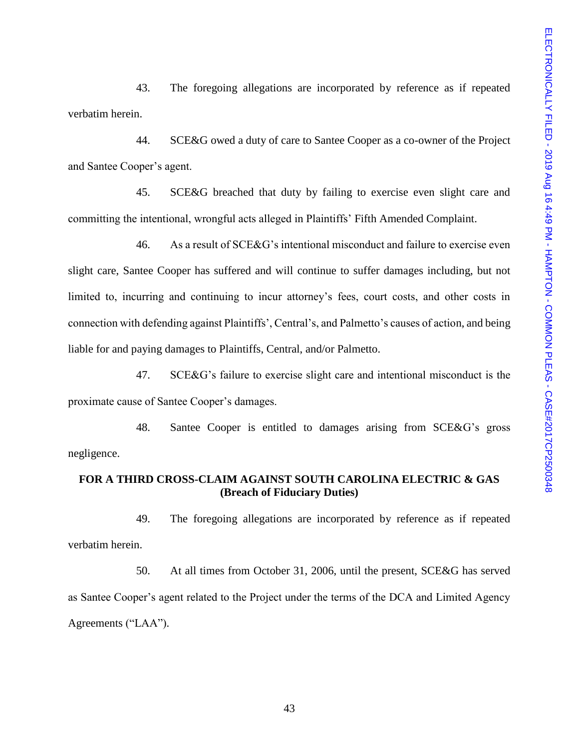43. The foregoing allegations are incorporated by reference as if repeated verbatim herein.

44. SCE&G owed a duty of care to Santee Cooper as a co-owner of the Project and Santee Cooper's agent.

45. SCE&G breached that duty by failing to exercise even slight care and committing the intentional, wrongful acts alleged in Plaintiffs' Fifth Amended Complaint.

46. As a result of SCE&G's intentional misconduct and failure to exercise even slight care, Santee Cooper has suffered and will continue to suffer damages including, but not limited to, incurring and continuing to incur attorney's fees, court costs, and other costs in connection with defending against Plaintiffs', Central's, and Palmetto's causes of action, and being liable for and paying damages to Plaintiffs, Central, and/or Palmetto.

47. SCE&G's failure to exercise slight care and intentional misconduct is the proximate cause of Santee Cooper's damages.

48. Santee Cooper is entitled to damages arising from SCE&G's gross negligence.

**FOR A THIRD CROSS-CLAIM AGAINST SOUTH CAROLINA ELECTRIC & GAS**
**(Breach of Fiduciary Duties)**

49. The foregoing allegations are incorporated by reference as if repeated verbatim herein.

50. At all times from October 31, 2006, until the present, SCE&G has served as Santee Cooper's agent related to the Project under the terms of the DCA and Limited Agency Agreements ("LAA").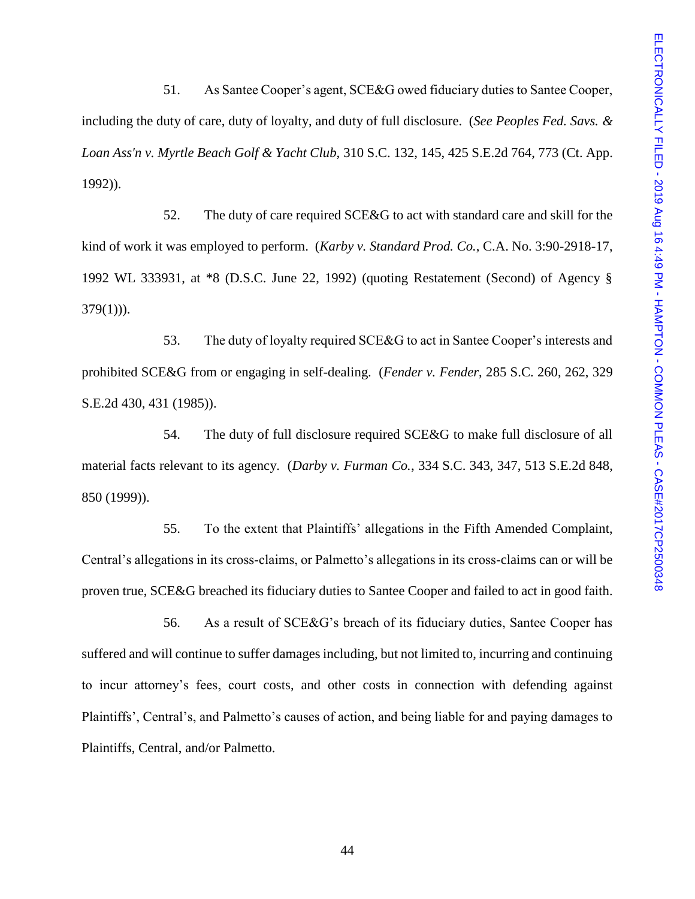51. As Santee Cooper's agent, SCE&G owed fiduciary duties to Santee Cooper, including the duty of care, duty of loyalty, and duty of full disclosure. (*See Peoples Fed. Savs. & Loan Ass'n v. Myrtle Beach Golf & Yacht Club*, 310 S.C. 132, 145, 425 S.E.2d 764, 773 (Ct. App. 1992)).

52. The duty of care required SCE&G to act with standard care and skill for the kind of work it was employed to perform. (*Karby v. Standard Prod. Co.*, C.A. No. 3:90-2918-17, 1992 WL 333931, at *8 (D.S.C. June 22, 1992) (quoting Restatement (Second) of Agency § 379(1))).

53. The duty of loyalty required SCE&G to act in Santee Cooper's interests and prohibited SCE&G from or engaging in self-dealing. (*Fender v. Fender*, 285 S.C. 260, 262, 329 S.E.2d 430, 431 (1985)).

54. The duty of full disclosure required SCE&G to make full disclosure of all material facts relevant to its agency. (*Darby v. Furman Co.*, 334 S.C. 343, 347, 513 S.E.2d 848, 850 (1999)).

55. To the extent that Plaintiffs' allegations in the Fifth Amended Complaint, Central's allegations in its cross-claims, or Palmetto's allegations in its cross-claims can or will be proven true, SCE&G breached its fiduciary duties to Santee Cooper and failed to act in good faith.

56. As a result of SCE&G's breach of its fiduciary duties, Santee Cooper has suffered and will continue to suffer damages including, but not limited to, incurring and continuing to incur attorney's fees, court costs, and other costs in connection with defending against Plaintiffs', Central's, and Palmetto's causes of action, and being liable for and paying damages to Plaintiffs, Central, and/or Palmetto.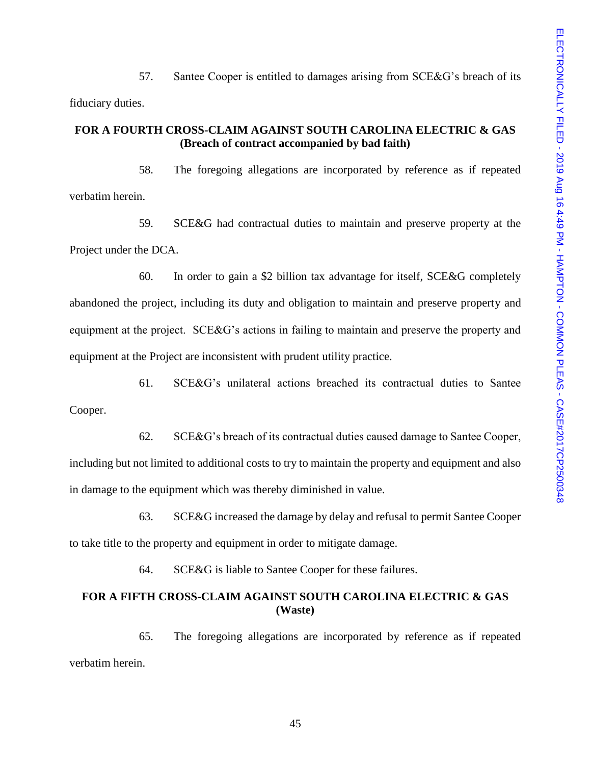57. Santee Cooper is entitled to damages arising from SCE&G's breach of its fiduciary duties.

**FOR A FOURTH CROSS-CLAIM AGAINST SOUTH CAROLINA ELECTRIC & GAS (Breach of contract accompanied by bad faith)**

58. The foregoing allegations are incorporated by reference as if repeated verbatim herein.

59. SCE&G had contractual duties to maintain and preserve property at the Project under the DCA.

60. In order to gain a $2 billion tax advantage for itself, SCE&G completely abandoned the project, including its duty and obligation to maintain and preserve property and equipment at the project. SCE&G's actions in failing to maintain and preserve the property and equipment at the Project are inconsistent with prudent utility practice.

61. SCE&G's unilateral actions breached its contractual duties to Santee Cooper.

62. SCE&G's breach of its contractual duties caused damage to Santee Cooper, including but not limited to additional costs to try to maintain the property and equipment and also in damage to the equipment which was thereby diminished in value.

63. SCE&G increased the damage by delay and refusal to permit Santee Cooper to take title to the property and equipment in order to mitigate damage.

64. SCE&G is liable to Santee Cooper for these failures.

**FOR A FIFTH CROSS-CLAIM AGAINST SOUTH CAROLINA ELECTRIC & GAS (Waste)**

65. The foregoing allegations are incorporated by reference as if repeated verbatim herein.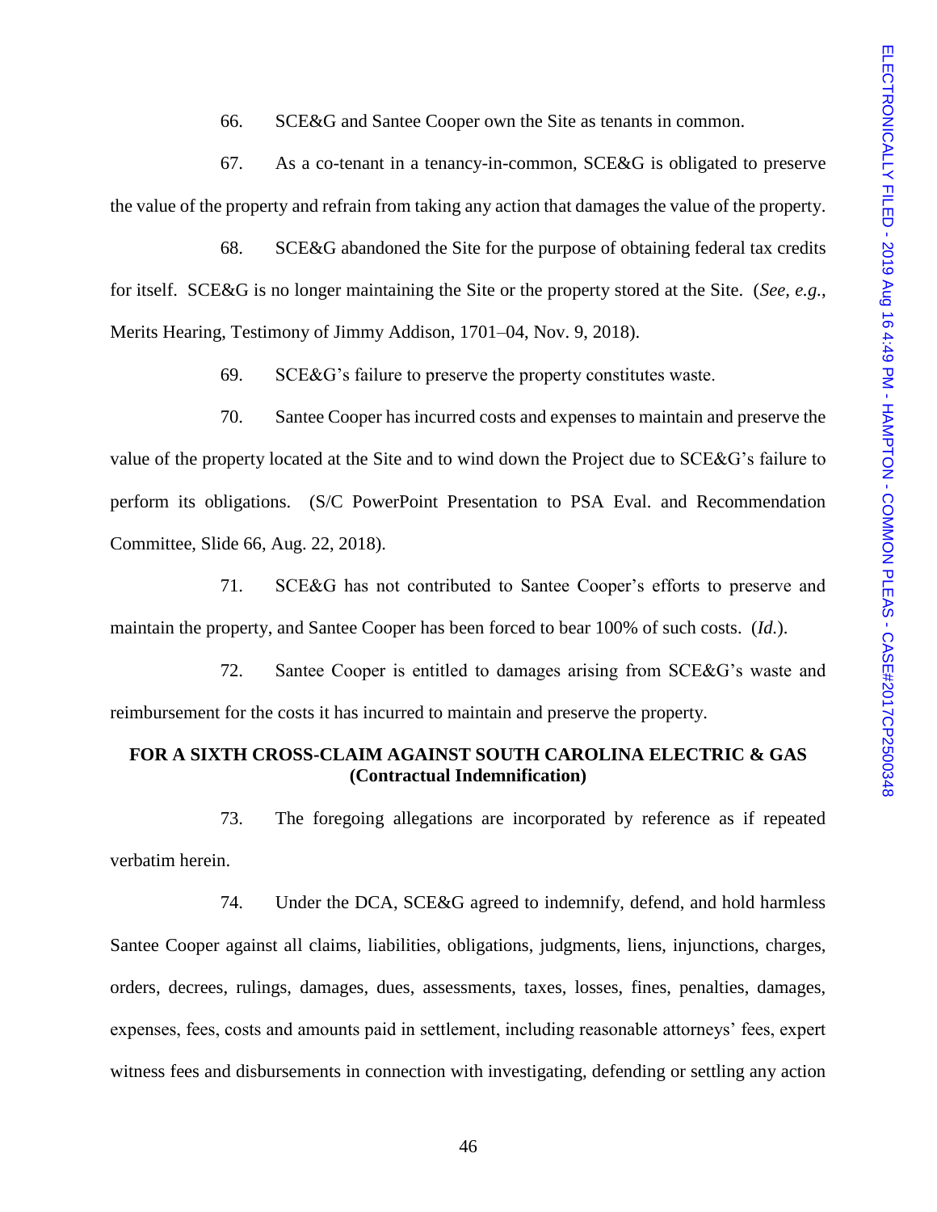66. SCE&G and Santee Cooper own the Site as tenants in common.

67. As a co-tenant in a tenancy-in-common, SCE&G is obligated to preserve the value of the property and refrain from taking any action that damages the value of the property.

68. SCE&G abandoned the Site for the purpose of obtaining federal tax credits for itself. SCE&G is no longer maintaining the Site or the property stored at the Site. (*See, e.g.*, Merits Hearing, Testimony of Jimmy Addison, 1701–04, Nov. 9, 2018).

69. SCE&G's failure to preserve the property constitutes waste.

70. Santee Cooper has incurred costs and expenses to maintain and preserve the value of the property located at the Site and to wind down the Project due to SCE&G's failure to perform its obligations. (S/C PowerPoint Presentation to PSA Eval. and Recommendation Committee, Slide 66, Aug. 22, 2018).

71. SCE&G has not contributed to Santee Cooper's efforts to preserve and maintain the property, and Santee Cooper has been forced to bear 100% of such costs. (*Id.*).

72. Santee Cooper is entitled to damages arising from SCE&G's waste and reimbursement for the costs it has incurred to maintain and preserve the property.

**FOR A SIXTH CROSS-CLAIM AGAINST SOUTH CAROLINA ELECTRIC & GAS (Contractual Indemnification)**

73. The foregoing allegations are incorporated by reference as if repeated verbatim herein.

74. Under the DCA, SCE&G agreed to indemnify, defend, and hold harmless Santee Cooper against all claims, liabilities, obligations, judgments, liens, injunctions, charges, orders, decrees, rulings, damages, dues, assessments, taxes, losses, fines, penalties, damages, expenses, fees, costs and amounts paid in settlement, including reasonable attorneys' fees, expert witness fees and disbursements in connection with investigating, defending or settling any action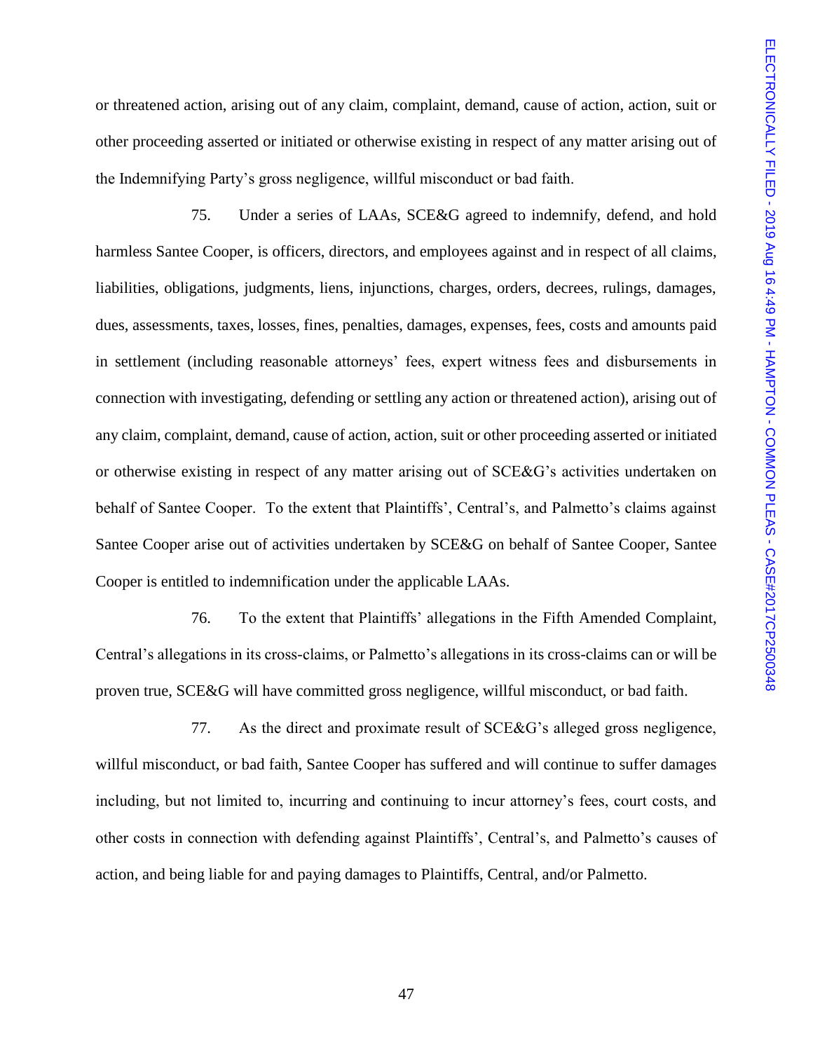or threatened action, arising out of any claim, complaint, demand, cause of action, action, suit or other proceeding asserted or initiated or otherwise existing in respect of any matter arising out of the Indemnifying Party's gross negligence, willful misconduct or bad faith.

75. Under a series of LAAs, SCE&G agreed to indemnify, defend, and hold harmless Santee Cooper, is officers, directors, and employees against and in respect of all claims, liabilities, obligations, judgments, liens, injunctions, charges, orders, decrees, rulings, damages, dues, assessments, taxes, losses, fines, penalties, damages, expenses, fees, costs and amounts paid in settlement (including reasonable attorneys' fees, expert witness fees and disbursements in connection with investigating, defending or settling any action or threatened action), arising out of any claim, complaint, demand, cause of action, action, suit or other proceeding asserted or initiated or otherwise existing in respect of any matter arising out of SCE&G's activities undertaken on behalf of Santee Cooper. To the extent that Plaintiffs', Central's, and Palmetto's claims against Santee Cooper arise out of activities undertaken by SCE&G on behalf of Santee Cooper, Santee Cooper is entitled to indemnification under the applicable LAAs.

76. To the extent that Plaintiffs' allegations in the Fifth Amended Complaint, Central's allegations in its cross-claims, or Palmetto's allegations in its cross-claims can or will be proven true, SCE&G will have committed gross negligence, willful misconduct, or bad faith.

77. As the direct and proximate result of SCE&G's alleged gross negligence, willful misconduct, or bad faith, Santee Cooper has suffered and will continue to suffer damages including, but not limited to, incurring and continuing to incur attorney's fees, court costs, and other costs in connection with defending against Plaintiffs', Central's, and Palmetto's causes of action, and being liable for and paying damages to Plaintiffs, Central, and/or Palmetto.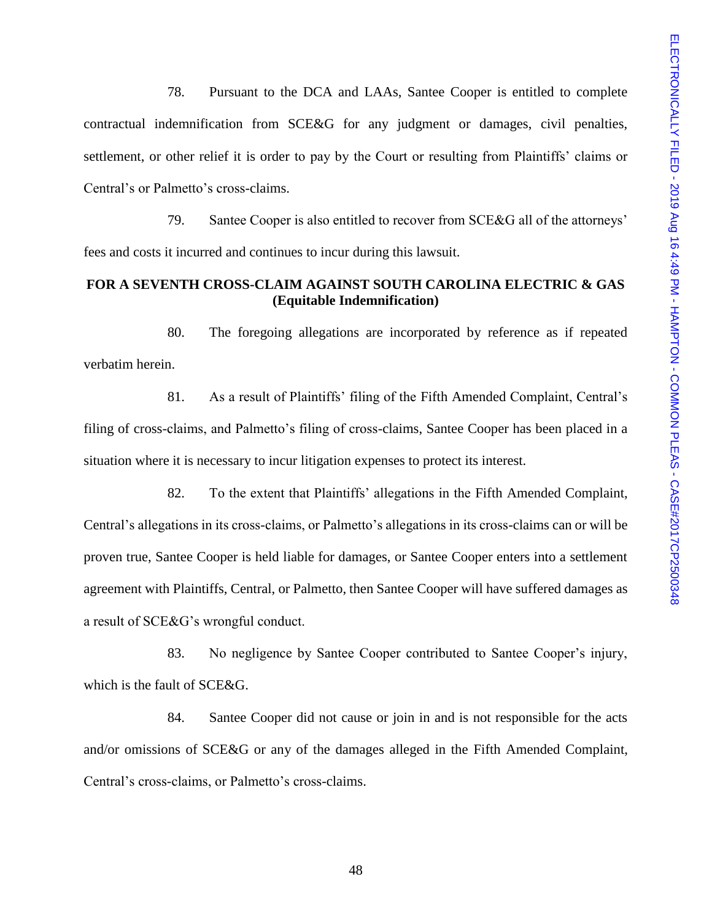78. Pursuant to the DCA and LAAs, Santee Cooper is entitled to complete contractual indemnification from SCE&G for any judgment or damages, civil penalties, settlement, or other relief it is order to pay by the Court or resulting from Plaintiffs' claims or Central's or Palmetto's cross-claims.

79. Santee Cooper is also entitled to recover from SCE&G all of the attorneys' fees and costs it incurred and continues to incur during this lawsuit.

**FOR A SEVENTH CROSS-CLAIM AGAINST SOUTH CAROLINA ELECTRIC & GAS (Equitable Indemnification)**

80. The foregoing allegations are incorporated by reference as if repeated verbatim herein.

81. As a result of Plaintiffs' filing of the Fifth Amended Complaint, Central's filing of cross-claims, and Palmetto's filing of cross-claims, Santee Cooper has been placed in a situation where it is necessary to incur litigation expenses to protect its interest.

82. To the extent that Plaintiffs' allegations in the Fifth Amended Complaint, Central's allegations in its cross-claims, or Palmetto's allegations in its cross-claims can or will be proven true, Santee Cooper is held liable for damages, or Santee Cooper enters into a settlement agreement with Plaintiffs, Central, or Palmetto, then Santee Cooper will have suffered damages as a result of SCE&G's wrongful conduct.

83. No negligence by Santee Cooper contributed to Santee Cooper's injury, which is the fault of SCE&G.

84. Santee Cooper did not cause or join in and is not responsible for the acts and/or omissions of SCE&G or any of the damages alleged in the Fifth Amended Complaint, Central's cross-claims, or Palmetto's cross-claims.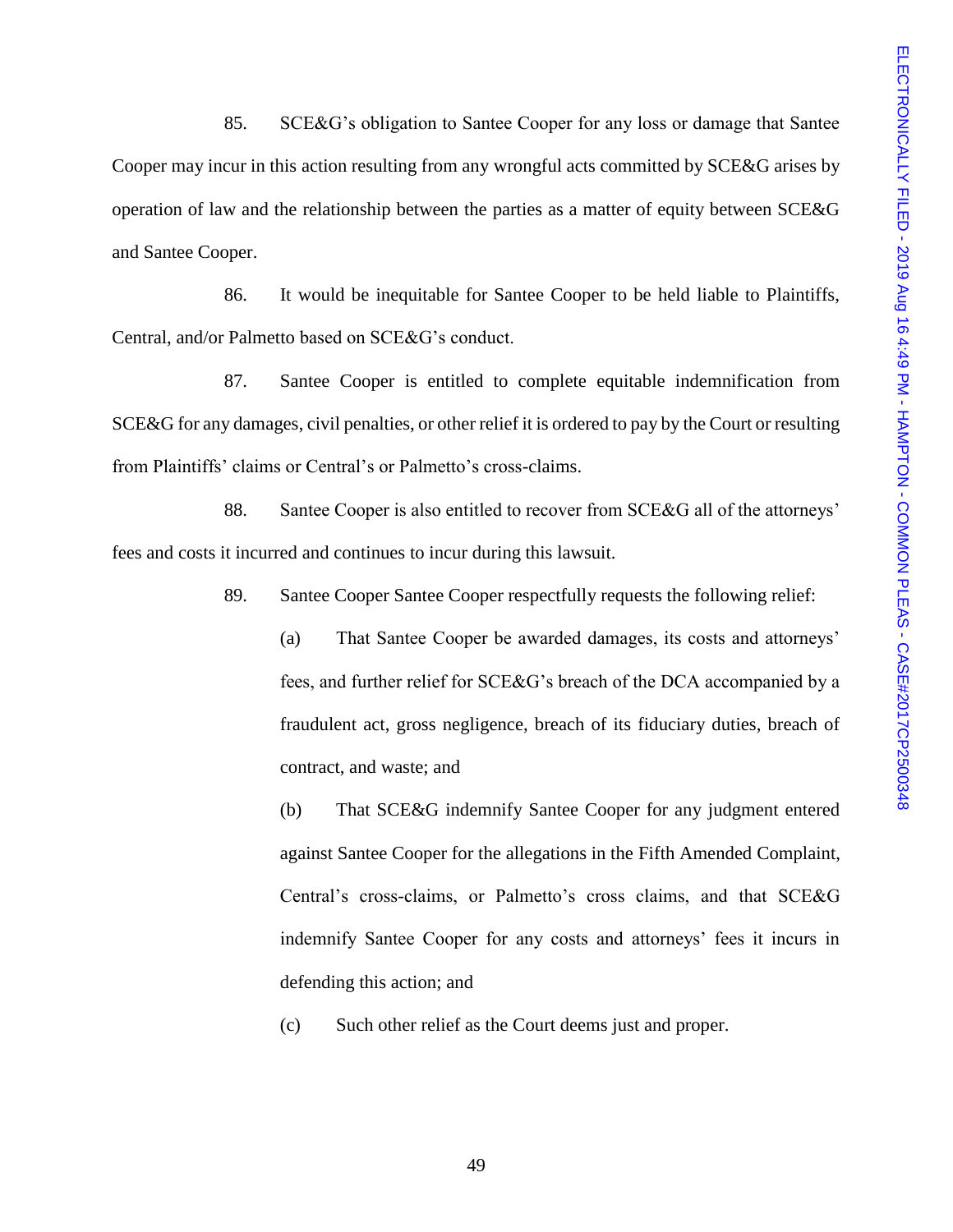85. SCE&G's obligation to Santee Cooper for any loss or damage that Santee Cooper may incur in this action resulting from any wrongful acts committed by SCE&G arises by operation of law and the relationship between the parties as a matter of equity between SCE&G and Santee Cooper.

86. It would be inequitable for Santee Cooper to be held liable to Plaintiffs, Central, and/or Palmetto based on SCE&G's conduct.

87. Santee Cooper is entitled to complete equitable indemnification from SCE&G for any damages, civil penalties, or other relief it is ordered to pay by the Court or resulting from Plaintiffs' claims or Central's or Palmetto's cross-claims.

88. Santee Cooper is also entitled to recover from SCE&G all of the attorneys' fees and costs it incurred and continues to incur during this lawsuit.

89. Santee Cooper Santee Cooper respectfully requests the following relief:

(a) That Santee Cooper be awarded damages, its costs and attorneys' fees, and further relief for SCE&G's breach of the DCA accompanied by a fraudulent act, gross negligence, breach of its fiduciary duties, breach of contract, and waste; and

(b) That SCE&G indemnify Santee Cooper for any judgment entered against Santee Cooper for the allegations in the Fifth Amended Complaint, Central's cross-claims, or Palmetto's cross claims, and that SCE&G indemnify Santee Cooper for any costs and attorneys' fees it incurs in defending this action; and

(c) Such other relief as the Court deems just and proper.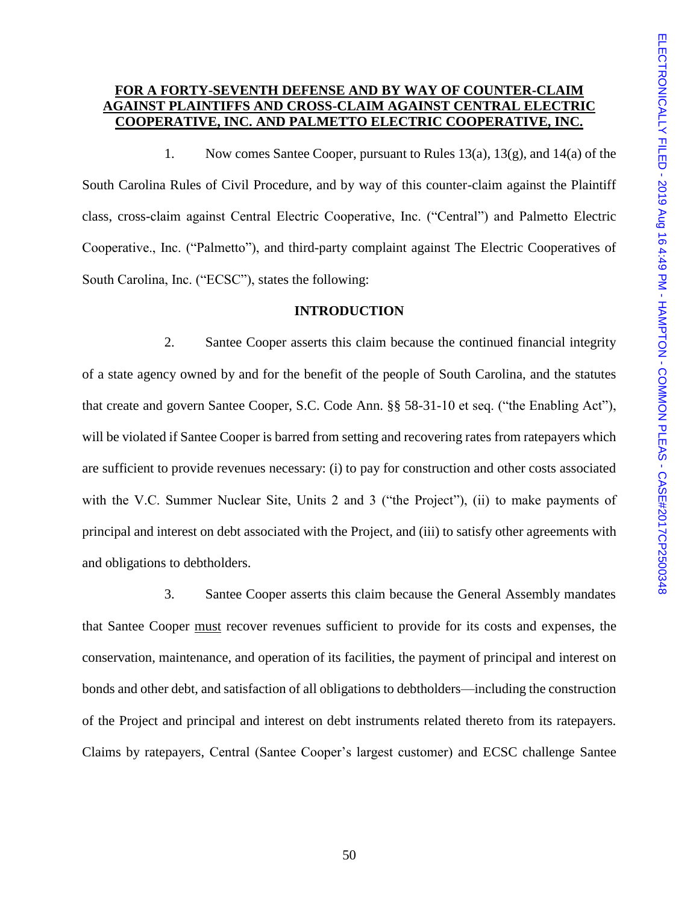**FOR A FORTY-SEVENTH DEFENSE AND BY WAY OF COUNTER-CLAIM AGAINST PLAINTIFFS AND CROSS-CLAIM AGAINST CENTRAL ELECTRIC COOPERATIVE, INC. AND PALMETTO ELECTRIC COOPERATIVE, INC.**

1. Now comes Santee Cooper, pursuant to Rules 13(a), 13(g), and 14(a) of the South Carolina Rules of Civil Procedure, and by way of this counter-claim against the Plaintiff class, cross-claim against Central Electric Cooperative, Inc. ("Central") and Palmetto Electric Cooperative., Inc. ("Palmetto"), and third-party complaint against The Electric Cooperatives of South Carolina, Inc. ("ECSC"), states the following:

**INTRODUCTION**

2. Santee Cooper asserts this claim because the continued financial integrity of a state agency owned by and for the benefit of the people of South Carolina, and the statutes that create and govern Santee Cooper, S.C. Code Ann. §§ 58-31-10 et seq. ("the Enabling Act"), will be violated if Santee Cooper is barred from setting and recovering rates from ratepayers which are sufficient to provide revenues necessary: (i) to pay for construction and other costs associated with the V.C. Summer Nuclear Site, Units 2 and 3 ("the Project"), (ii) to make payments of principal and interest on debt associated with the Project, and (iii) to satisfy other agreements with and obligations to debtholders.

3. Santee Cooper asserts this claim because the General Assembly mandates that Santee Cooper must recover revenues sufficient to provide for its costs and expenses, the conservation, maintenance, and operation of its facilities, the payment of principal and interest on bonds and other debt, and satisfaction of all obligations to debtholders—including the construction of the Project and principal and interest on debt instruments related thereto from its ratepayers. Claims by ratepayers, Central (Santee Cooper's largest customer) and ECSC challenge Santee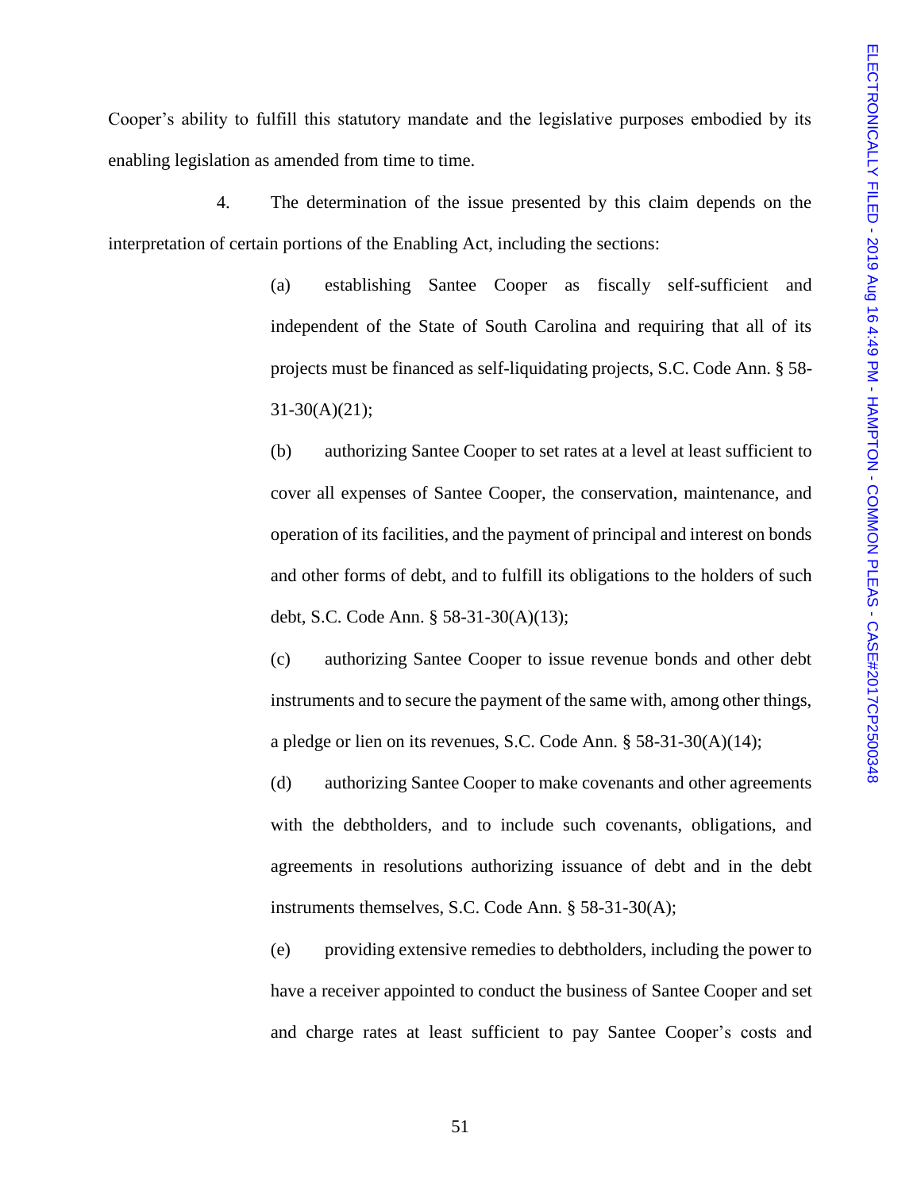Cooper's ability to fulfill this statutory mandate and the legislative purposes embodied by its enabling legislation as amended from time to time.

4. The determination of the issue presented by this claim depends on the interpretation of certain portions of the Enabling Act, including the sections:

> (a) establishing Santee Cooper as fiscally self-sufficient and independent of the State of South Carolina and requiring that all of its projects must be financed as self-liquidating projects, S.C. Code Ann. § 58-31-30(A)(21);
>
> (b) authorizing Santee Cooper to set rates at a level at least sufficient to cover all expenses of Santee Cooper, the conservation, maintenance, and operation of its facilities, and the payment of principal and interest on bonds and other forms of debt, and to fulfill its obligations to the holders of such debt, S.C. Code Ann. § 58-31-30(A)(13);
>
> (c) authorizing Santee Cooper to issue revenue bonds and other debt instruments and to secure the payment of the same with, among other things, a pledge or lien on its revenues, S.C. Code Ann. § 58-31-30(A)(14);
>
> (d) authorizing Santee Cooper to make covenants and other agreements with the debtholders, and to include such covenants, obligations, and agreements in resolutions authorizing issuance of debt and in the debt instruments themselves, S.C. Code Ann. § 58-31-30(A);
>
> (e) providing extensive remedies to debtholders, including the power to have a receiver appointed to conduct the business of Santee Cooper and set and charge rates at least sufficient to pay Santee Cooper's costs and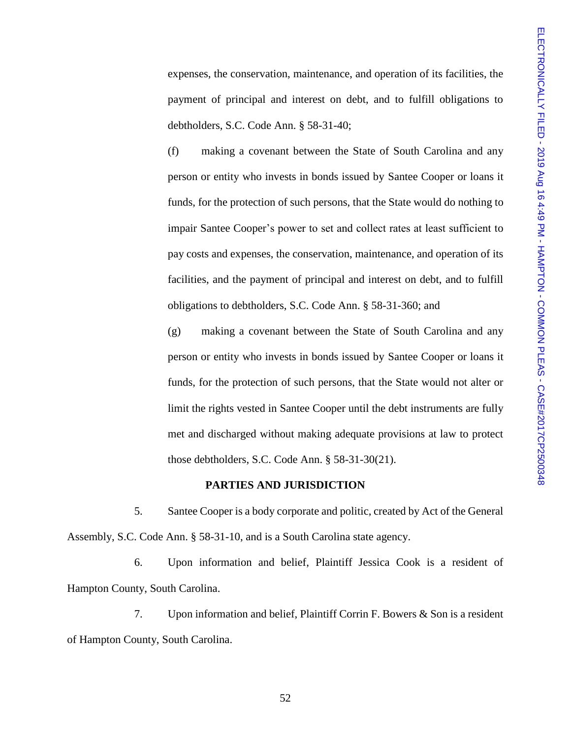expenses, the conservation, maintenance, and operation of its facilities, the payment of principal and interest on debt, and to fulfill obligations to debtholders, S.C. Code Ann. § 58-31-40;

(f) making a covenant between the State of South Carolina and any person or entity who invests in bonds issued by Santee Cooper or loans it funds, for the protection of such persons, that the State would do nothing to impair Santee Cooper's power to set and collect rates at least sufficient to pay costs and expenses, the conservation, maintenance, and operation of its facilities, and the payment of principal and interest on debt, and to fulfill obligations to debtholders, S.C. Code Ann. § 58-31-360; and

(g) making a covenant between the State of South Carolina and any person or entity who invests in bonds issued by Santee Cooper or loans it funds, for the protection of such persons, that the State would not alter or limit the rights vested in Santee Cooper until the debt instruments are fully met and discharged without making adequate provisions at law to protect those debtholders, S.C. Code Ann. § 58-31-30(21).

**PARTIES AND JURISDICTION**

5. Santee Cooper is a body corporate and politic, created by Act of the General Assembly, S.C. Code Ann. § 58-31-10, and is a South Carolina state agency.

6. Upon information and belief, Plaintiff Jessica Cook is a resident of Hampton County, South Carolina.

7. Upon information and belief, Plaintiff Corrin F. Bowers & Son is a resident of Hampton County, South Carolina.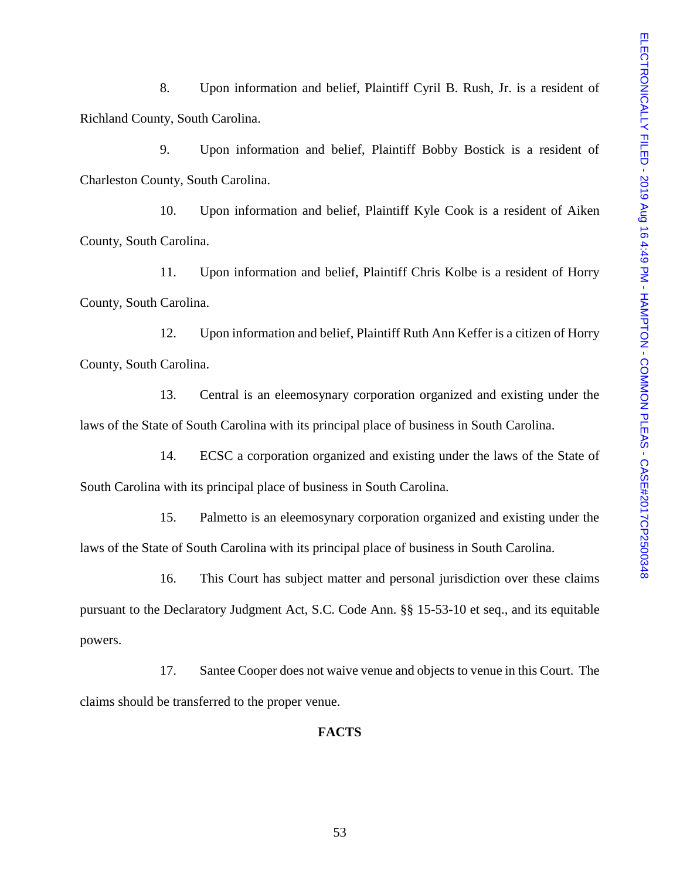8. Upon information and belief, Plaintiff Cyril B. Rush, Jr. is a resident of Richland County, South Carolina.

9. Upon information and belief, Plaintiff Bobby Bostick is a resident of Charleston County, South Carolina.

10. Upon information and belief, Plaintiff Kyle Cook is a resident of Aiken County, South Carolina.

11. Upon information and belief, Plaintiff Chris Kolbe is a resident of Horry County, South Carolina.

12. Upon information and belief, Plaintiff Ruth Ann Keffer is a citizen of Horry County, South Carolina.

13. Central is an eleemosynary corporation organized and existing under the laws of the State of South Carolina with its principal place of business in South Carolina.

14. ECSC a corporation organized and existing under the laws of the State of South Carolina with its principal place of business in South Carolina.

15. Palmetto is an eleemosynary corporation organized and existing under the laws of the State of South Carolina with its principal place of business in South Carolina.

16. This Court has subject matter and personal jurisdiction over these claims pursuant to the Declaratory Judgment Act, S.C. Code Ann. §§ 15-53-10 et seq., and its equitable powers.

17. Santee Cooper does not waive venue and objects to venue in this Court. The claims should be transferred to the proper venue.

**FACTS**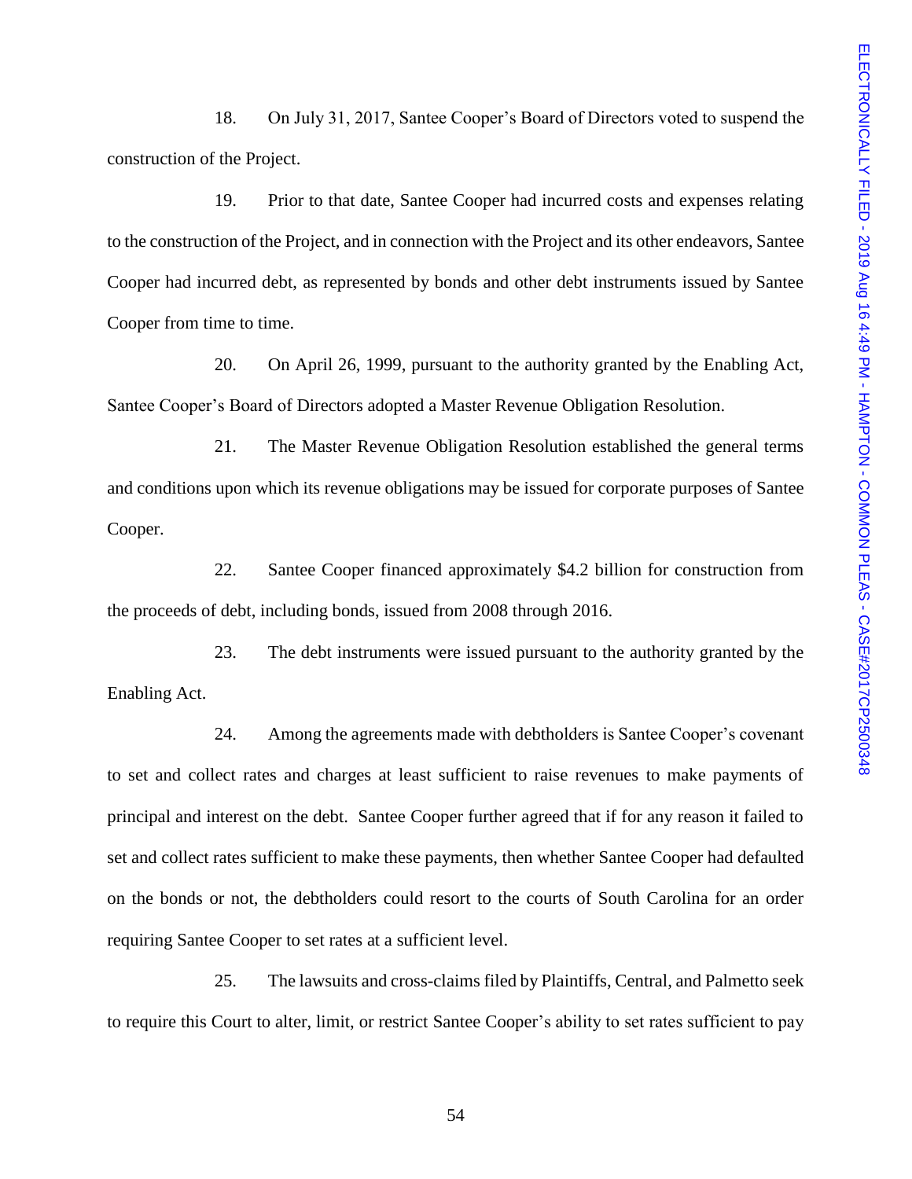18. On July 31, 2017, Santee Cooper's Board of Directors voted to suspend the construction of the Project.

19. Prior to that date, Santee Cooper had incurred costs and expenses relating to the construction of the Project, and in connection with the Project and its other endeavors, Santee Cooper had incurred debt, as represented by bonds and other debt instruments issued by Santee Cooper from time to time.

20. On April 26, 1999, pursuant to the authority granted by the Enabling Act, Santee Cooper's Board of Directors adopted a Master Revenue Obligation Resolution.

21. The Master Revenue Obligation Resolution established the general terms and conditions upon which its revenue obligations may be issued for corporate purposes of Santee Cooper.

22. Santee Cooper financed approximately $4.2 billion for construction from the proceeds of debt, including bonds, issued from 2008 through 2016.

23. The debt instruments were issued pursuant to the authority granted by the Enabling Act.

24. Among the agreements made with debtholders is Santee Cooper's covenant to set and collect rates and charges at least sufficient to raise revenues to make payments of principal and interest on the debt. Santee Cooper further agreed that if for any reason it failed to set and collect rates sufficient to make these payments, then whether Santee Cooper had defaulted on the bonds or not, the debtholders could resort to the courts of South Carolina for an order requiring Santee Cooper to set rates at a sufficient level.

25. The lawsuits and cross-claims filed by Plaintiffs, Central, and Palmetto seek to require this Court to alter, limit, or restrict Santee Cooper's ability to set rates sufficient to pay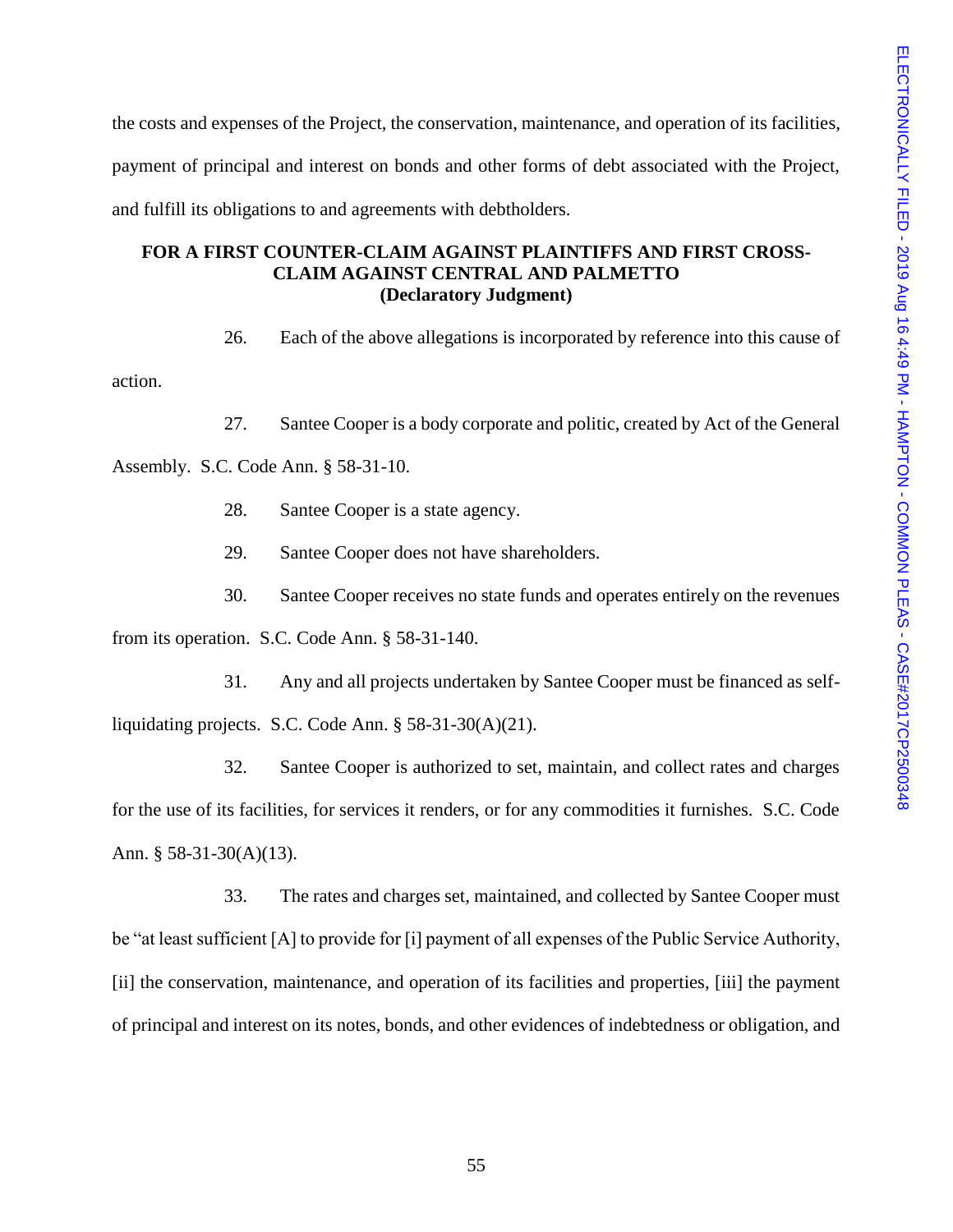the costs and expenses of the Project, the conservation, maintenance, and operation of its facilities, payment of principal and interest on bonds and other forms of debt associated with the Project, and fulfill its obligations to and agreements with debtholders.

**FOR A FIRST COUNTER-CLAIM AGAINST PLAINTIFFS AND FIRST CROSS-CLAIM AGAINST CENTRAL AND PALMETTO**
**(Declaratory Judgment)**

26. Each of the above allegations is incorporated by reference into this cause of action.

27. Santee Cooper is a body corporate and politic, created by Act of the General Assembly. S.C. Code Ann. § 58-31-10.

28. Santee Cooper is a state agency.

29. Santee Cooper does not have shareholders.

30. Santee Cooper receives no state funds and operates entirely on the revenues from its operation. S.C. Code Ann. § 58-31-140.

31. Any and all projects undertaken by Santee Cooper must be financed as self-liquidating projects. S.C. Code Ann. § 58-31-30(A)(21).

32. Santee Cooper is authorized to set, maintain, and collect rates and charges for the use of its facilities, for services it renders, or for any commodities it furnishes. S.C. Code Ann. § 58-31-30(A)(13).

33. The rates and charges set, maintained, and collected by Santee Cooper must be "at least sufficient [A] to provide for [i] payment of all expenses of the Public Service Authority, [ii] the conservation, maintenance, and operation of its facilities and properties, [iii] the payment of principal and interest on its notes, bonds, and other evidences of indebtedness or obligation, and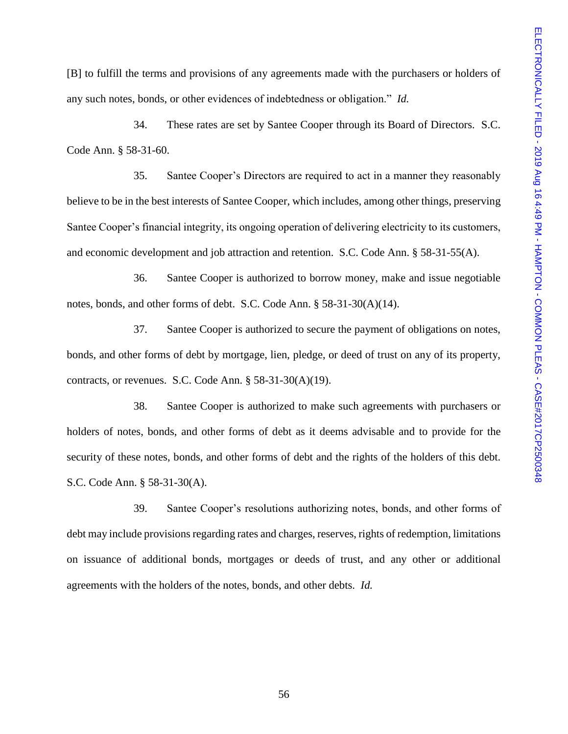[B] to fulfill the terms and provisions of any agreements made with the purchasers or holders of any such notes, bonds, or other evidences of indebtedness or obligation." *Id.*

34. These rates are set by Santee Cooper through its Board of Directors. S.C. Code Ann. § 58-31-60.

35. Santee Cooper's Directors are required to act in a manner they reasonably believe to be in the best interests of Santee Cooper, which includes, among other things, preserving Santee Cooper's financial integrity, its ongoing operation of delivering electricity to its customers, and economic development and job attraction and retention. S.C. Code Ann. § 58-31-55(A).

36. Santee Cooper is authorized to borrow money, make and issue negotiable notes, bonds, and other forms of debt. S.C. Code Ann. § 58-31-30(A)(14).

37. Santee Cooper is authorized to secure the payment of obligations on notes, bonds, and other forms of debt by mortgage, lien, pledge, or deed of trust on any of its property, contracts, or revenues. S.C. Code Ann. § 58-31-30(A)(19).

38. Santee Cooper is authorized to make such agreements with purchasers or holders of notes, bonds, and other forms of debt as it deems advisable and to provide for the security of these notes, bonds, and other forms of debt and the rights of the holders of this debt. S.C. Code Ann. § 58-31-30(A).

39. Santee Cooper's resolutions authorizing notes, bonds, and other forms of debt may include provisions regarding rates and charges, reserves, rights of redemption, limitations on issuance of additional bonds, mortgages or deeds of trust, and any other or additional agreements with the holders of the notes, bonds, and other debts. *Id.*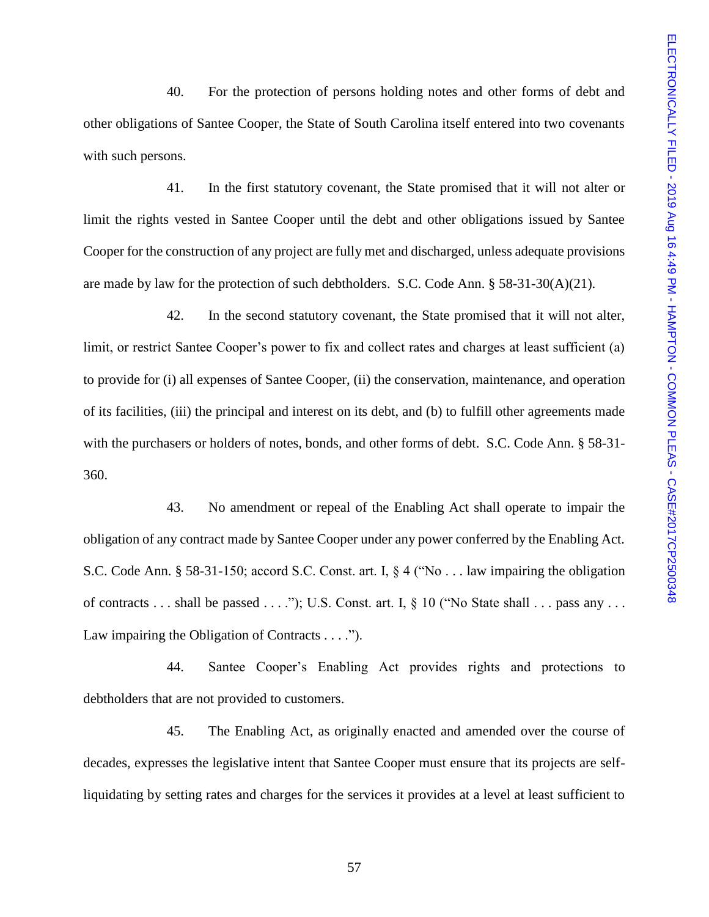40. For the protection of persons holding notes and other forms of debt and other obligations of Santee Cooper, the State of South Carolina itself entered into two covenants with such persons.

41. In the first statutory covenant, the State promised that it will not alter or limit the rights vested in Santee Cooper until the debt and other obligations issued by Santee Cooper for the construction of any project are fully met and discharged, unless adequate provisions are made by law for the protection of such debtholders. S.C. Code Ann. § 58-31-30(A)(21).

42. In the second statutory covenant, the State promised that it will not alter, limit, or restrict Santee Cooper's power to fix and collect rates and charges at least sufficient (a) to provide for (i) all expenses of Santee Cooper, (ii) the conservation, maintenance, and operation of its facilities, (iii) the principal and interest on its debt, and (b) to fulfill other agreements made with the purchasers or holders of notes, bonds, and other forms of debt. S.C. Code Ann. § 58-31-360.

43. No amendment or repeal of the Enabling Act shall operate to impair the obligation of any contract made by Santee Cooper under any power conferred by the Enabling Act. S.C. Code Ann. § 58-31-150; accord S.C. Const. art. I, § 4 ("No . . . law impairing the obligation of contracts . . . shall be passed . . . ."); U.S. Const. art. I, § 10 ("No State shall . . . pass any . . . Law impairing the Obligation of Contracts . . . .").

44. Santee Cooper's Enabling Act provides rights and protections to debtholders that are not provided to customers.

45. The Enabling Act, as originally enacted and amended over the course of decades, expresses the legislative intent that Santee Cooper must ensure that its projects are self-liquidating by setting rates and charges for the services it provides at a level at least sufficient to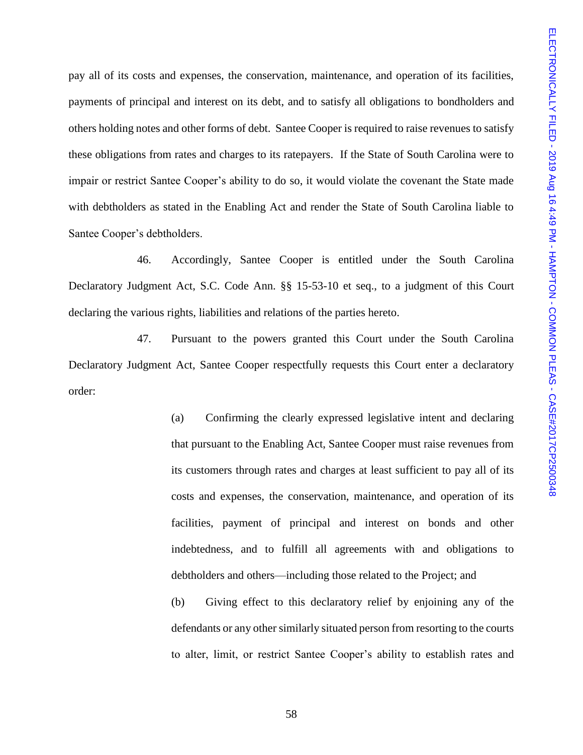pay all of its costs and expenses, the conservation, maintenance, and operation of its facilities, payments of principal and interest on its debt, and to satisfy all obligations to bondholders and others holding notes and other forms of debt. Santee Cooper is required to raise revenues to satisfy these obligations from rates and charges to its ratepayers. If the State of South Carolina were to impair or restrict Santee Cooper's ability to do so, it would violate the covenant the State made with debtholders as stated in the Enabling Act and render the State of South Carolina liable to Santee Cooper's debtholders.

46. Accordingly, Santee Cooper is entitled under the South Carolina Declaratory Judgment Act, S.C. Code Ann. §§ 15-53-10 et seq., to a judgment of this Court declaring the various rights, liabilities and relations of the parties hereto.

47. Pursuant to the powers granted this Court under the South Carolina Declaratory Judgment Act, Santee Cooper respectfully requests this Court enter a declaratory order:

> (a) Confirming the clearly expressed legislative intent and declaring that pursuant to the Enabling Act, Santee Cooper must raise revenues from its customers through rates and charges at least sufficient to pay all of its costs and expenses, the conservation, maintenance, and operation of its facilities, payment of principal and interest on bonds and other indebtedness, and to fulfill all agreements with and obligations to debtholders and others—including those related to the Project; and
>
> (b) Giving effect to this declaratory relief by enjoining any of the defendants or any other similarly situated person from resorting to the courts to alter, limit, or restrict Santee Cooper's ability to establish rates and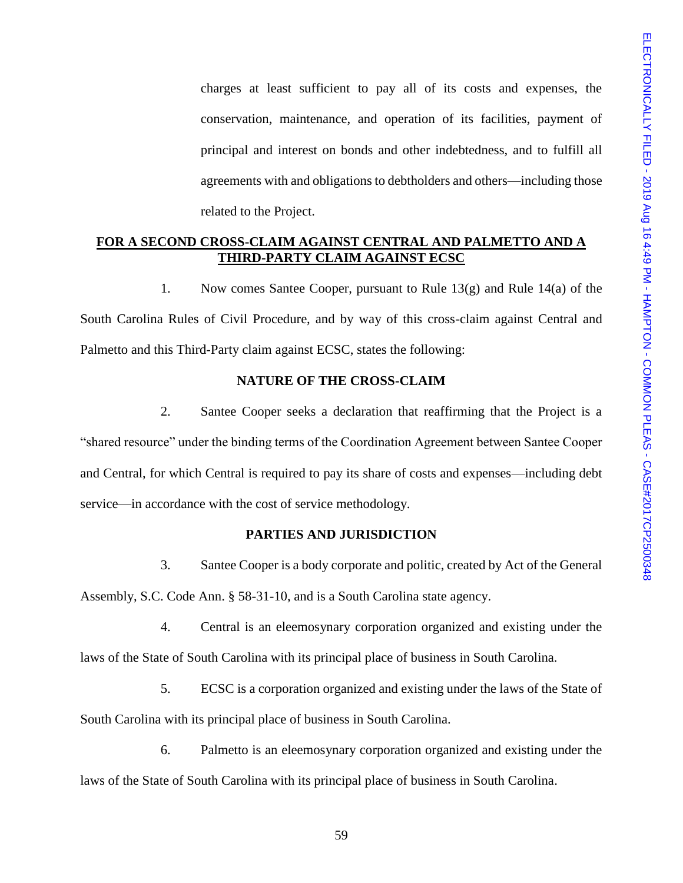charges at least sufficient to pay all of its costs and expenses, the conservation, maintenance, and operation of its facilities, payment of principal and interest on bonds and other indebtedness, and to fulfill all agreements with and obligations to debtholders and others—including those related to the Project.

**FOR A SECOND CROSS-CLAIM AGAINST CENTRAL AND PALMETTO AND A THIRD-PARTY CLAIM AGAINST ECSC**

1. Now comes Santee Cooper, pursuant to Rule 13(g) and Rule 14(a) of the South Carolina Rules of Civil Procedure, and by way of this cross-claim against Central and Palmetto and this Third-Party claim against ECSC, states the following:

**NATURE OF THE CROSS-CLAIM**

2. Santee Cooper seeks a declaration that reaffirming that the Project is a "shared resource" under the binding terms of the Coordination Agreement between Santee Cooper and Central, for which Central is required to pay its share of costs and expenses—including debt service—in accordance with the cost of service methodology.

**PARTIES AND JURISDICTION**

3. Santee Cooper is a body corporate and politic, created by Act of the General Assembly, S.C. Code Ann. § 58-31-10, and is a South Carolina state agency.

4. Central is an eleemosynary corporation organized and existing under the laws of the State of South Carolina with its principal place of business in South Carolina.

5. ECSC is a corporation organized and existing under the laws of the State of South Carolina with its principal place of business in South Carolina.

6. Palmetto is an eleemosynary corporation organized and existing under the laws of the State of South Carolina with its principal place of business in South Carolina.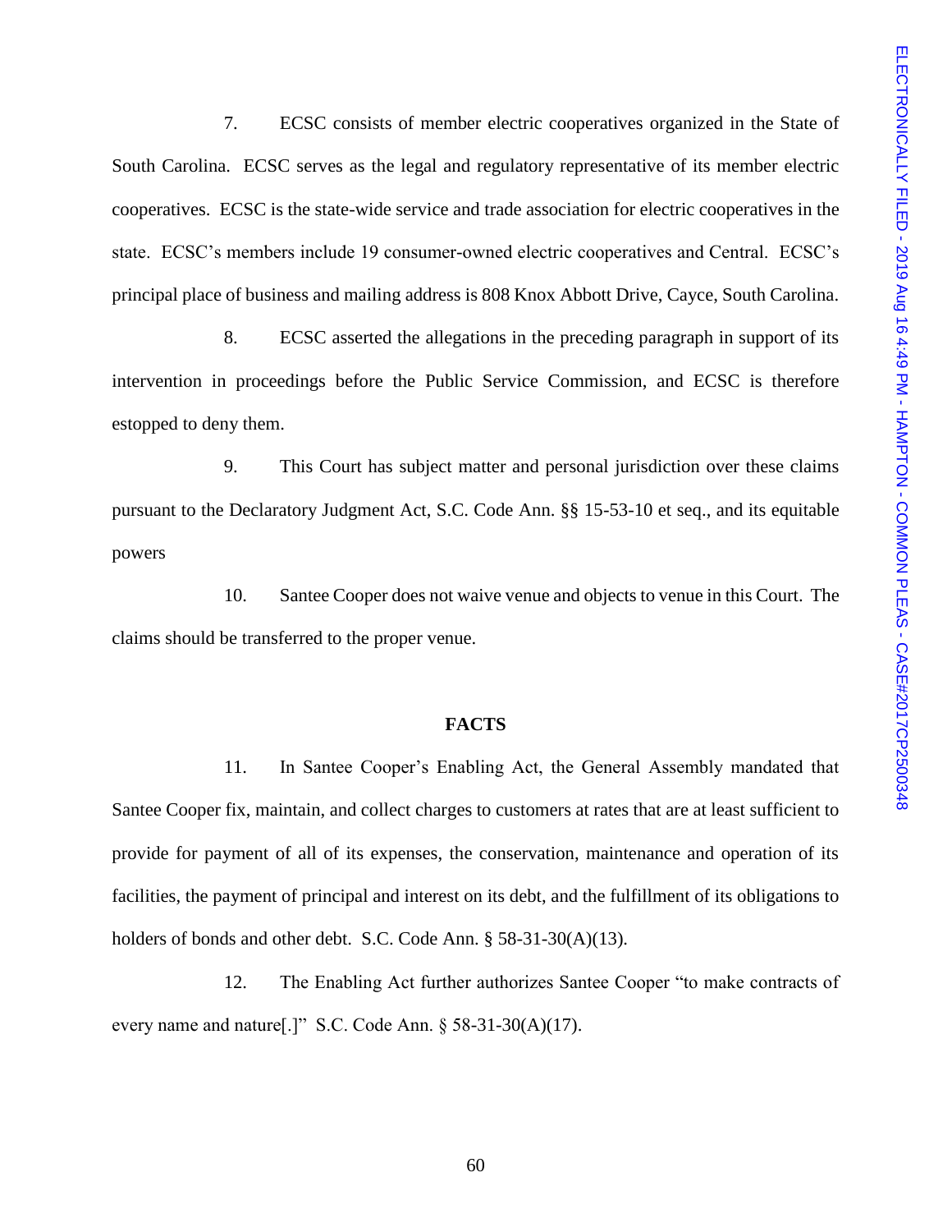7. ECSC consists of member electric cooperatives organized in the State of South Carolina. ECSC serves as the legal and regulatory representative of its member electric cooperatives. ECSC is the state-wide service and trade association for electric cooperatives in the state. ECSC's members include 19 consumer-owned electric cooperatives and Central. ECSC's principal place of business and mailing address is 808 Knox Abbott Drive, Cayce, South Carolina.

8. ECSC asserted the allegations in the preceding paragraph in support of its intervention in proceedings before the Public Service Commission, and ECSC is therefore estopped to deny them.

9. This Court has subject matter and personal jurisdiction over these claims pursuant to the Declaratory Judgment Act, S.C. Code Ann. §§ 15-53-10 et seq., and its equitable powers

10. Santee Cooper does not waive venue and objects to venue in this Court. The claims should be transferred to the proper venue.

## FACTS

11. In Santee Cooper's Enabling Act, the General Assembly mandated that Santee Cooper fix, maintain, and collect charges to customers at rates that are at least sufficient to provide for payment of all of its expenses, the conservation, maintenance and operation of its facilities, the payment of principal and interest on its debt, and the fulfillment of its obligations to holders of bonds and other debt. S.C. Code Ann. § 58-31-30(A)(13).

12. The Enabling Act further authorizes Santee Cooper "to make contracts of every name and nature[.]" S.C. Code Ann. § 58-31-30(A)(17).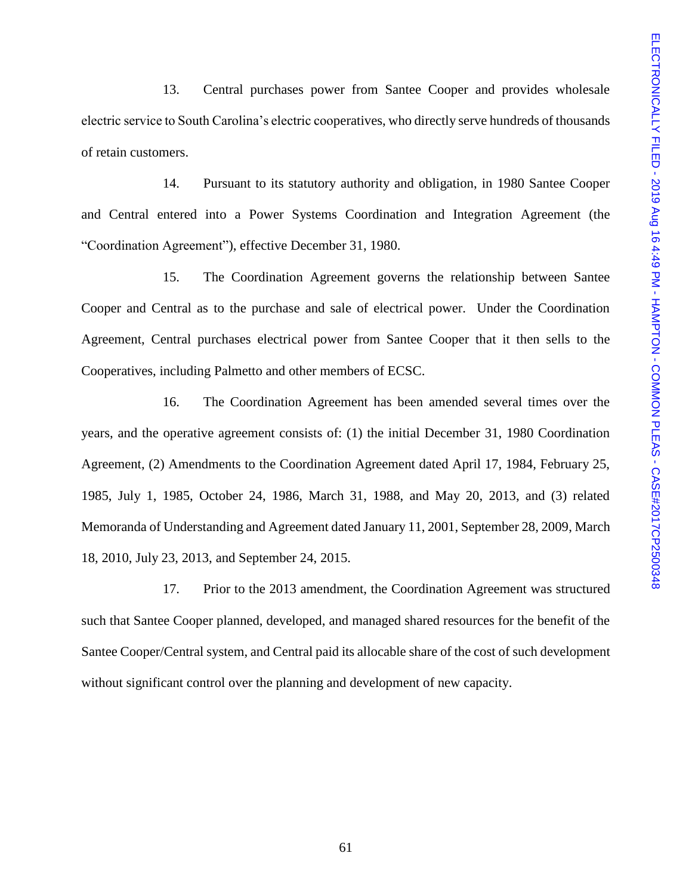13. Central purchases power from Santee Cooper and provides wholesale electric service to South Carolina's electric cooperatives, who directly serve hundreds of thousands of retain customers.

14. Pursuant to its statutory authority and obligation, in 1980 Santee Cooper and Central entered into a Power Systems Coordination and Integration Agreement (the "Coordination Agreement"), effective December 31, 1980.

15. The Coordination Agreement governs the relationship between Santee Cooper and Central as to the purchase and sale of electrical power. Under the Coordination Agreement, Central purchases electrical power from Santee Cooper that it then sells to the Cooperatives, including Palmetto and other members of ECSC.

16. The Coordination Agreement has been amended several times over the years, and the operative agreement consists of: (1) the initial December 31, 1980 Coordination Agreement, (2) Amendments to the Coordination Agreement dated April 17, 1984, February 25, 1985, July 1, 1985, October 24, 1986, March 31, 1988, and May 20, 2013, and (3) related Memoranda of Understanding and Agreement dated January 11, 2001, September 28, 2009, March 18, 2010, July 23, 2013, and September 24, 2015.

17. Prior to the 2013 amendment, the Coordination Agreement was structured such that Santee Cooper planned, developed, and managed shared resources for the benefit of the Santee Cooper/Central system, and Central paid its allocable share of the cost of such development without significant control over the planning and development of new capacity.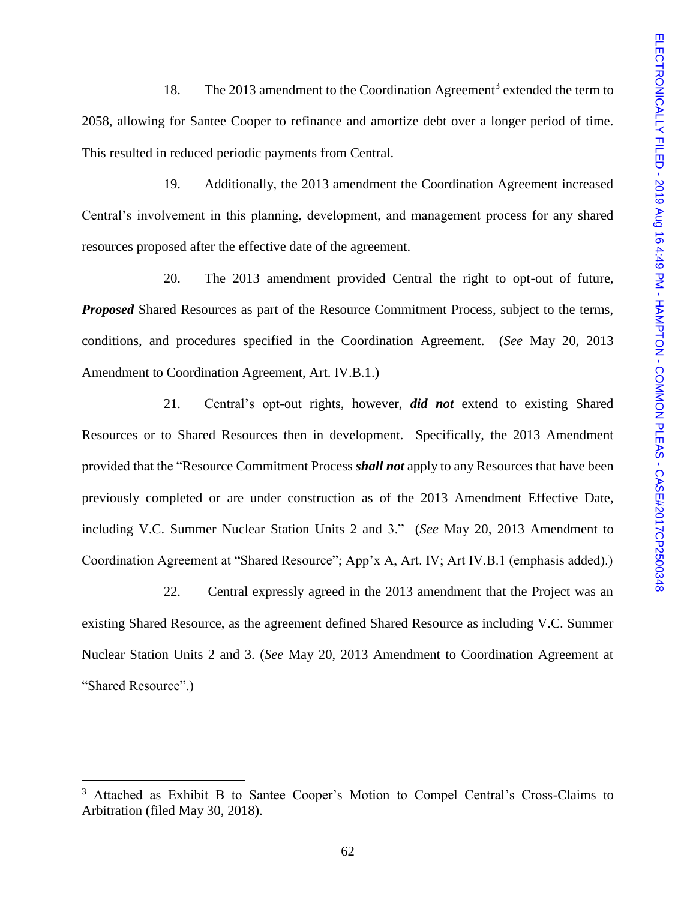18. The 2013 amendment to the Coordination Agreement[3] extended the term to 2058, allowing for Santee Cooper to refinance and amortize debt over a longer period of time. This resulted in reduced periodic payments from Central.

19. Additionally, the 2013 amendment the Coordination Agreement increased Central's involvement in this planning, development, and management process for any shared resources proposed after the effective date of the agreement.

20. The 2013 amendment provided Central the right to opt-out of future, ***Proposed*** Shared Resources as part of the Resource Commitment Process, subject to the terms, conditions, and procedures specified in the Coordination Agreement. (*See* May 20, 2013 Amendment to Coordination Agreement, Art. IV.B.1.)

21. Central's opt-out rights, however, ***did not*** extend to existing Shared Resources or to Shared Resources then in development. Specifically, the 2013 Amendment provided that the "Resource Commitment Process ***shall not*** apply to any Resources that have been previously completed or are under construction as of the 2013 Amendment Effective Date, including V.C. Summer Nuclear Station Units 2 and 3." (*See* May 20, 2013 Amendment to Coordination Agreement at "Shared Resource"; App'x A, Art. IV; Art IV.B.1 (emphasis added).)

22. Central expressly agreed in the 2013 amendment that the Project was an existing Shared Resource, as the agreement defined Shared Resource as including V.C. Summer Nuclear Station Units 2 and 3. (*See* May 20, 2013 Amendment to Coordination Agreement at "Shared Resource".)

---

[3] Attached as Exhibit B to Santee Cooper's Motion to Compel Central's Cross-Claims to Arbitration (filed May 30, 2018).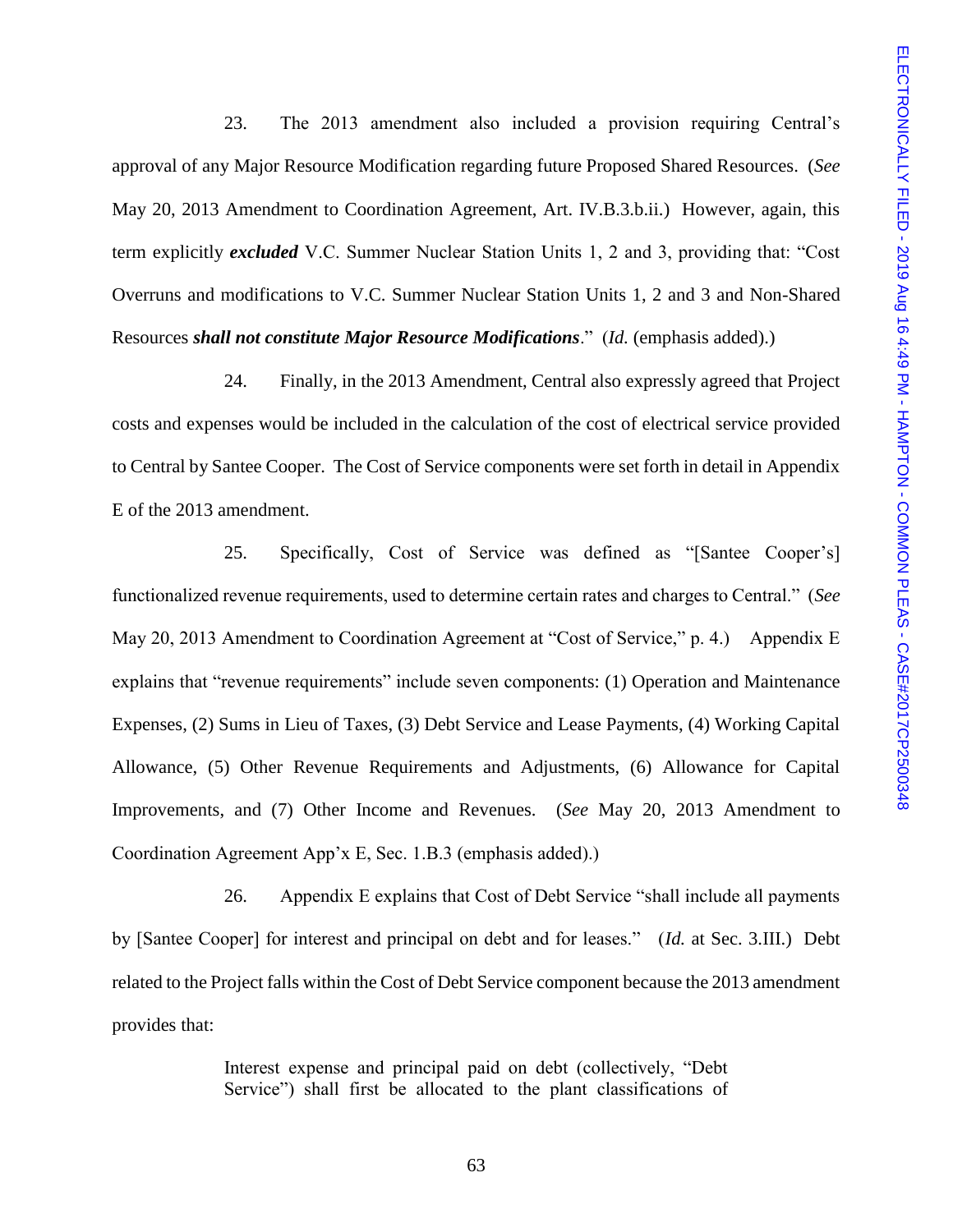23. The 2013 amendment also included a provision requiring Central's approval of any Major Resource Modification regarding future Proposed Shared Resources. (*See* May 20, 2013 Amendment to Coordination Agreement, Art. IV.B.3.b.ii.) However, again, this term explicitly ***excluded*** V.C. Summer Nuclear Station Units 1, 2 and 3, providing that: "Cost Overruns and modifications to V.C. Summer Nuclear Station Units 1, 2 and 3 and Non-Shared Resources ***shall not constitute Major Resource Modifications***." (*Id.* (emphasis added).)

24. Finally, in the 2013 Amendment, Central also expressly agreed that Project costs and expenses would be included in the calculation of the cost of electrical service provided to Central by Santee Cooper. The Cost of Service components were set forth in detail in Appendix E of the 2013 amendment.

25. Specifically, Cost of Service was defined as "[Santee Cooper's] functionalized revenue requirements, used to determine certain rates and charges to Central." (*See* May 20, 2013 Amendment to Coordination Agreement at "Cost of Service," p. 4.) Appendix E explains that "revenue requirements" include seven components: (1) Operation and Maintenance Expenses, (2) Sums in Lieu of Taxes, (3) Debt Service and Lease Payments, (4) Working Capital Allowance, (5) Other Revenue Requirements and Adjustments, (6) Allowance for Capital Improvements, and (7) Other Income and Revenues. (*See* May 20, 2013 Amendment to Coordination Agreement App'x E, Sec. 1.B.3 (emphasis added).)

26. Appendix E explains that Cost of Debt Service "shall include all payments by [Santee Cooper] for interest and principal on debt and for leases." (*Id.* at Sec. 3.III.) Debt related to the Project falls within the Cost of Debt Service component because the 2013 amendment provides that:

> Interest expense and principal paid on debt (collectively, "Debt Service") shall first be allocated to the plant classifications of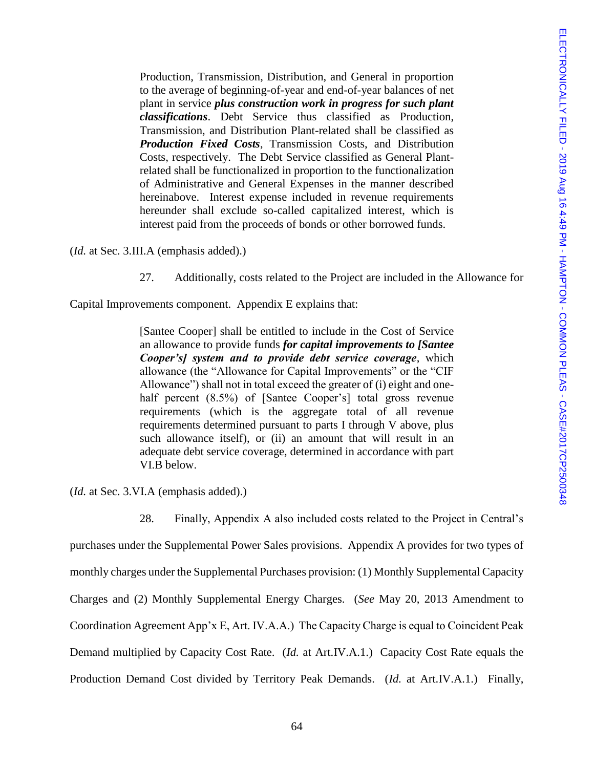> Production, Transmission, Distribution, and General in proportion to the average of beginning-of-year and end-of-year balances of net plant in service ***plus construction work in progress for such plant classifications***. Debt Service thus classified as Production, Transmission, and Distribution Plant-related shall be classified as ***Production Fixed Costs***, Transmission Costs, and Distribution Costs, respectively. The Debt Service classified as General Plant-related shall be functionalized in proportion to the functionalization of Administrative and General Expenses in the manner described hereinabove. Interest expense included in revenue requirements hereunder shall exclude so-called capitalized interest, which is interest paid from the proceeds of bonds or other borrowed funds.

(*Id.* at Sec. 3.III.A (emphasis added).)

27. Additionally, costs related to the Project are included in the Allowance for Capital Improvements component. Appendix E explains that:

> [Santee Cooper] shall be entitled to include in the Cost of Service an allowance to provide funds ***for capital improvements to [Santee Cooper's] system and to provide debt service coverage***, which allowance (the "Allowance for Capital Improvements" or the "CIF Allowance") shall not in total exceed the greater of (i) eight and one-half percent (8.5%) of [Santee Cooper's] total gross revenue requirements (which is the aggregate total of all revenue requirements determined pursuant to parts I through V above, plus such allowance itself), or (ii) an amount that will result in an adequate debt service coverage, determined in accordance with part VI.B below.

(*Id.* at Sec. 3.VI.A (emphasis added).)

28. Finally, Appendix A also included costs related to the Project in Central's purchases under the Supplemental Power Sales provisions. Appendix A provides for two types of monthly charges under the Supplemental Purchases provision: (1) Monthly Supplemental Capacity Charges and (2) Monthly Supplemental Energy Charges. (*See* May 20, 2013 Amendment to Coordination Agreement App'x E, Art. IV.A.A.) The Capacity Charge is equal to Coincident Peak Demand multiplied by Capacity Cost Rate. (*Id.* at Art.IV.A.1.) Capacity Cost Rate equals the Production Demand Cost divided by Territory Peak Demands. (*Id.* at Art.IV.A.1.) Finally,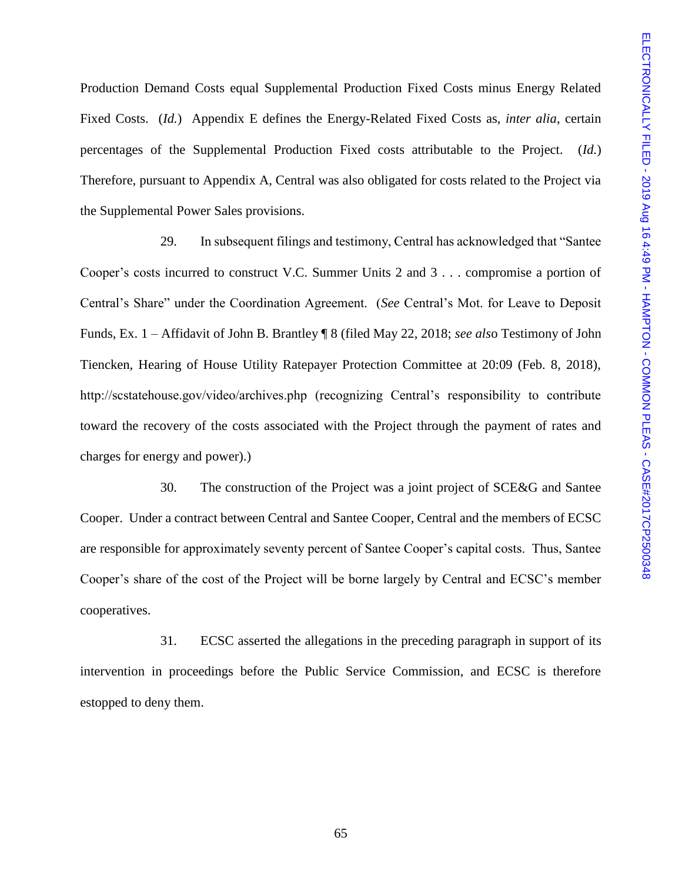Production Demand Costs equal Supplemental Production Fixed Costs minus Energy Related Fixed Costs. (*Id.*) Appendix E defines the Energy-Related Fixed Costs as, *inter alia*, certain percentages of the Supplemental Production Fixed costs attributable to the Project. (*Id.*) Therefore, pursuant to Appendix A, Central was also obligated for costs related to the Project via the Supplemental Power Sales provisions.

29. In subsequent filings and testimony, Central has acknowledged that "Santee Cooper's costs incurred to construct V.C. Summer Units 2 and 3 . . . compromise a portion of Central's Share" under the Coordination Agreement. (*See* Central's Mot. for Leave to Deposit Funds, Ex. 1 – Affidavit of John B. Brantley ¶ 8 (filed May 22, 2018; *see also* Testimony of John Tiencken, Hearing of House Utility Ratepayer Protection Committee at 20:09 (Feb. 8, 2018), http://scstatehouse.gov/video/archives.php (recognizing Central's responsibility to contribute toward the recovery of the costs associated with the Project through the payment of rates and charges for energy and power).)

30. The construction of the Project was a joint project of SCE&G and Santee Cooper. Under a contract between Central and Santee Cooper, Central and the members of ECSC are responsible for approximately seventy percent of Santee Cooper's capital costs. Thus, Santee Cooper's share of the cost of the Project will be borne largely by Central and ECSC's member cooperatives.

31. ECSC asserted the allegations in the preceding paragraph in support of its intervention in proceedings before the Public Service Commission, and ECSC is therefore estopped to deny them.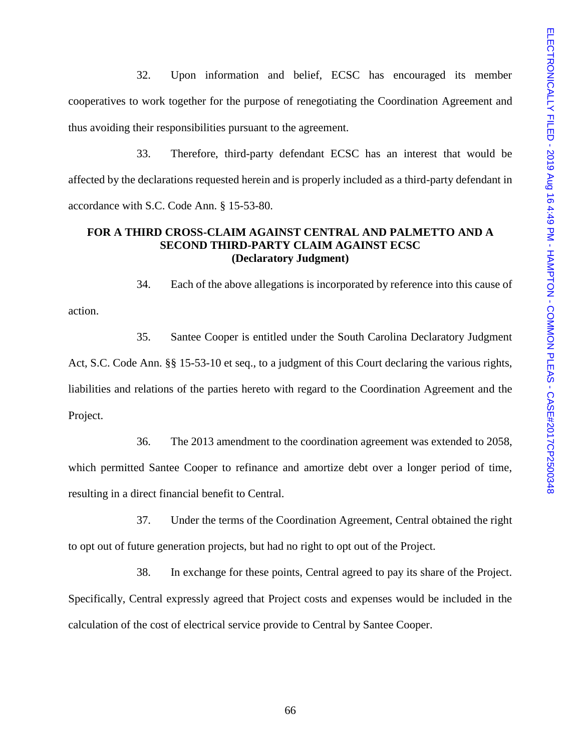32. Upon information and belief, ECSC has encouraged its member cooperatives to work together for the purpose of renegotiating the Coordination Agreement and thus avoiding their responsibilities pursuant to the agreement.

33. Therefore, third-party defendant ECSC has an interest that would be affected by the declarations requested herein and is properly included as a third-party defendant in accordance with S.C. Code Ann. § 15-53-80.

**FOR A THIRD CROSS-CLAIM AGAINST CENTRAL AND PALMETTO AND A SECOND THIRD-PARTY CLAIM AGAINST ECSC**
**(Declaratory Judgment)**

34. Each of the above allegations is incorporated by reference into this cause of action.

35. Santee Cooper is entitled under the South Carolina Declaratory Judgment Act, S.C. Code Ann. §§ 15-53-10 et seq., to a judgment of this Court declaring the various rights, liabilities and relations of the parties hereto with regard to the Coordination Agreement and the Project.

36. The 2013 amendment to the coordination agreement was extended to 2058, which permitted Santee Cooper to refinance and amortize debt over a longer period of time, resulting in a direct financial benefit to Central.

37. Under the terms of the Coordination Agreement, Central obtained the right to opt out of future generation projects, but had no right to opt out of the Project.

38. In exchange for these points, Central agreed to pay its share of the Project. Specifically, Central expressly agreed that Project costs and expenses would be included in the calculation of the cost of electrical service provide to Central by Santee Cooper.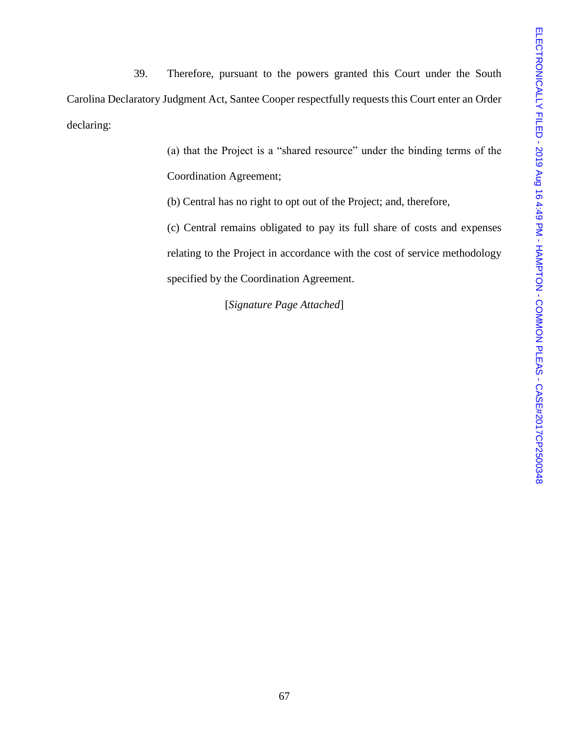39. Therefore, pursuant to the powers granted this Court under the South Carolina Declaratory Judgment Act, Santee Cooper respectfully requests this Court enter an Order declaring:

> (a) that the Project is a "shared resource" under the binding terms of the Coordination Agreement;
>
> (b) Central has no right to opt out of the Project; and, therefore,
>
> (c) Central remains obligated to pay its full share of costs and expenses relating to the Project in accordance with the cost of service methodology specified by the Coordination Agreement.

[*Signature Page Attached*]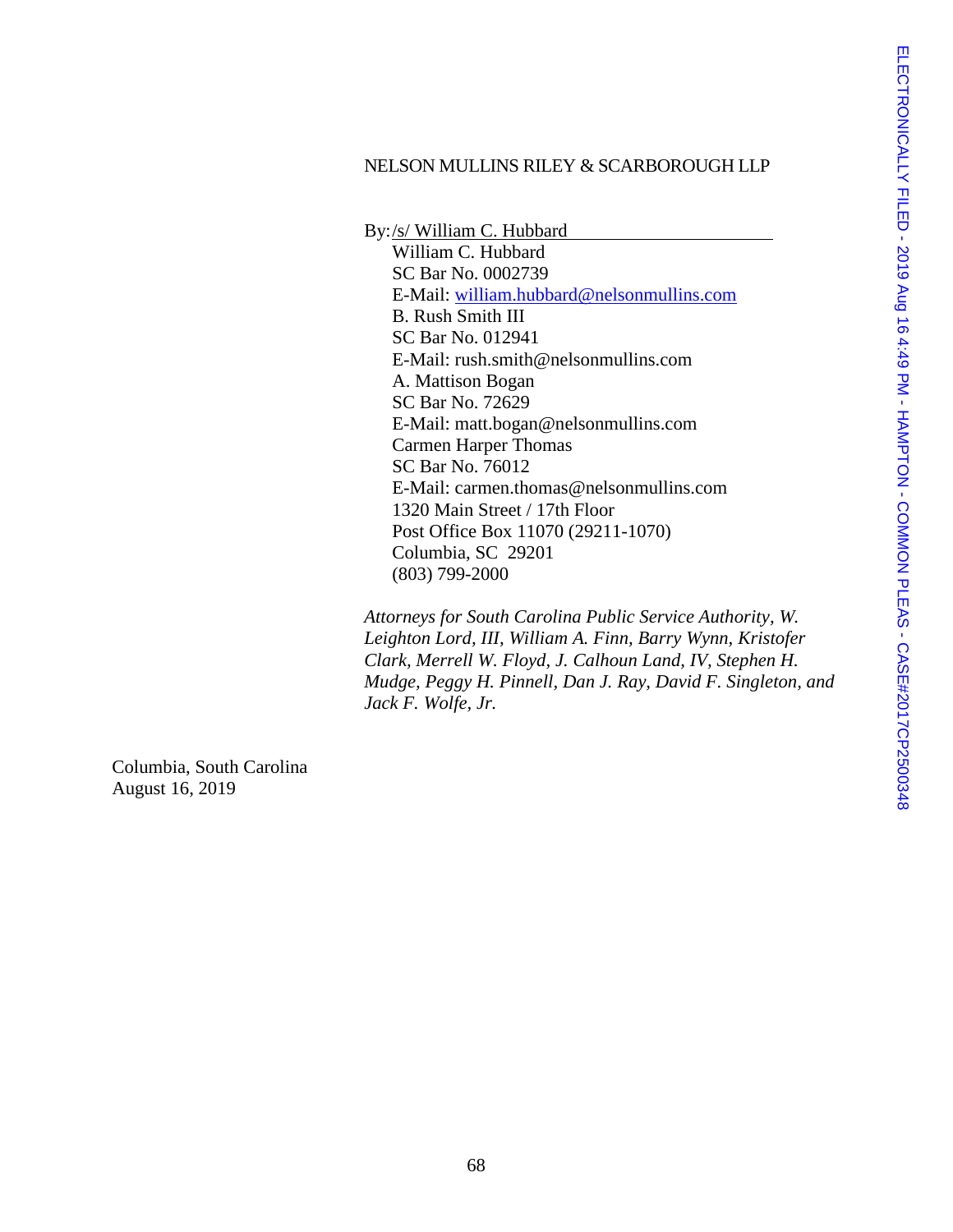NELSON MULLINS RILEY & SCARBOROUGH LLP

By: /s/ William C. Hubbard
William C. Hubbard
SC Bar No. 0002739
E-Mail: william.hubbard@nelsonmullins.com
B. Rush Smith III
SC Bar No. 012941
E-Mail: rush.smith@nelsonmullins.com
A. Mattison Bogan
SC Bar No. 72629
E-Mail: matt.bogan@nelsonmullins.com
Carmen Harper Thomas
SC Bar No. 76012
E-Mail: carmen.thomas@nelsonmullins.com
1320 Main Street / 17th Floor
Post Office Box 11070 (29211-1070)
Columbia, SC 29201
(803) 799-2000

*Attorneys for South Carolina Public Service Authority, W. Leighton Lord, III, William A. Finn, Barry Wynn, Kristofer Clark, Merrell W. Floyd, J. Calhoun Land, IV, Stephen H. Mudge, Peggy H. Pinnell, Dan J. Ray, David F. Singleton, and Jack F. Wolfe, Jr.*

Columbia, South Carolina
August 16, 2019